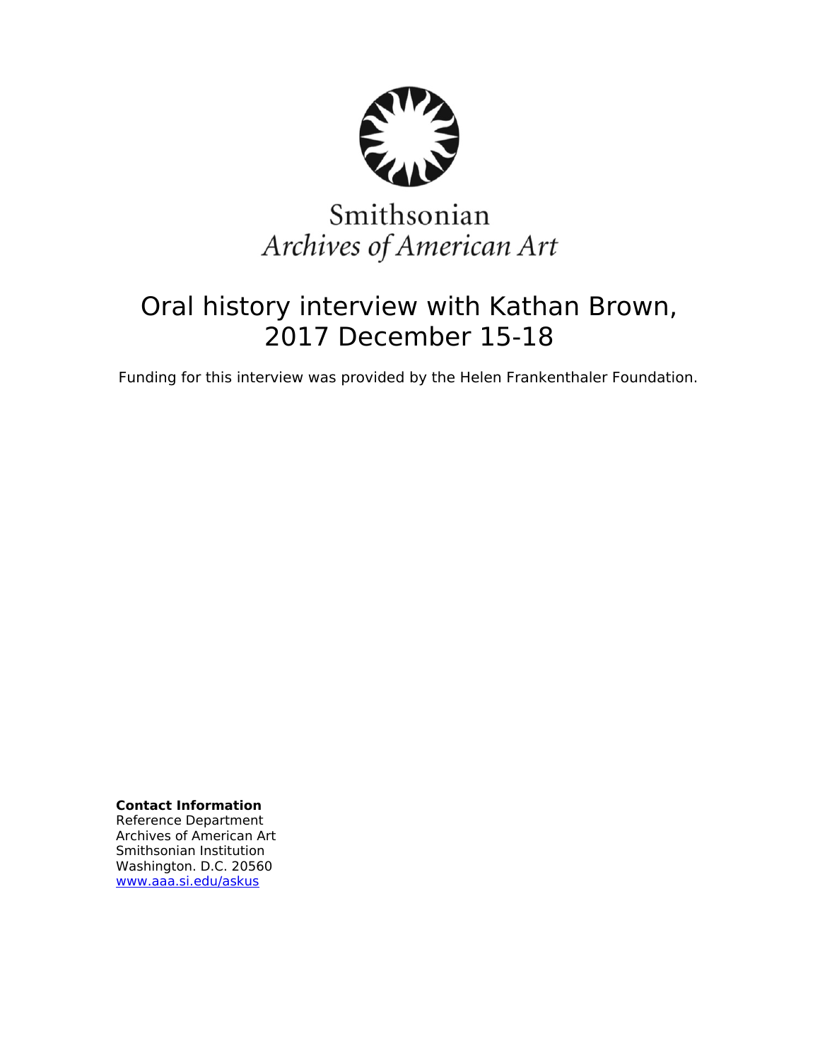Smithsonian
*Archives of American Art*

# Oral history interview with Kathan Brown, 2017 December 15-18

Funding for this interview was provided by the Helen Frankenthaler Foundation.

**Contact Information**
Reference Department
Archives of American Art
Smithsonian Institution
Washington. D.C. 20560
www.aaa.si.edu/askus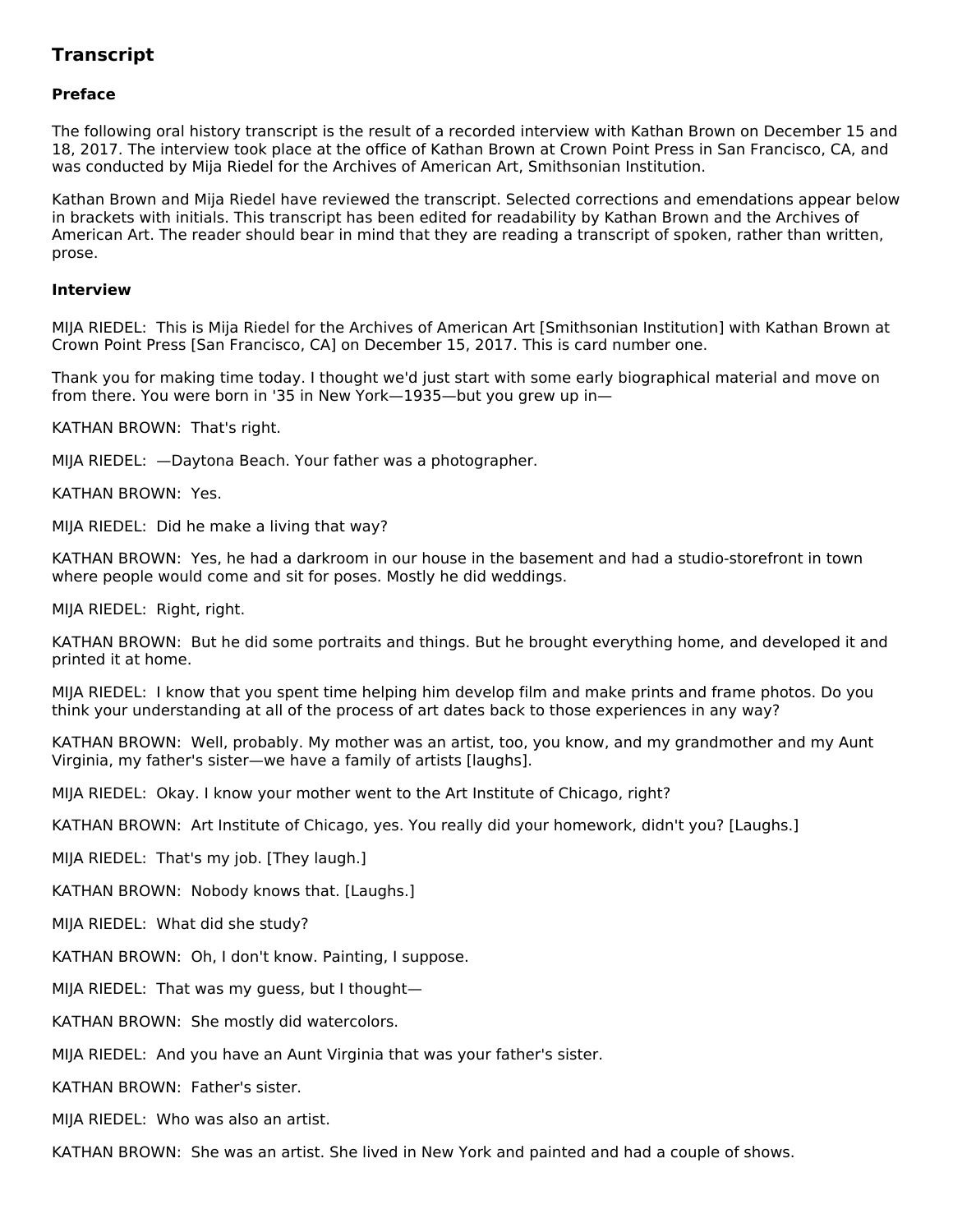## Transcript

### Preface

The following oral history transcript is the result of a recorded interview with Kathan Brown on December 15 and 18, 2017. The interview took place at the office of Kathan Brown at Crown Point Press in San Francisco, CA, and was conducted by Mija Riedel for the Archives of American Art, Smithsonian Institution.

Kathan Brown and Mija Riedel have reviewed the transcript. Selected corrections and emendations appear below in brackets with initials. This transcript has been edited for readability by Kathan Brown and the Archives of American Art. The reader should bear in mind that they are reading a transcript of spoken, rather than written, prose.

### Interview

MIJA RIEDEL: This is Mija Riedel for the Archives of American Art [Smithsonian Institution] with Kathan Brown at Crown Point Press [San Francisco, CA] on December 15, 2017. This is card number one.

Thank you for making time today. I thought we'd just start with some early biographical material and move on from there. You were born in '35 in New York—1935—but you grew up in—

KATHAN BROWN: That's right.

MIJA RIEDEL: —Daytona Beach. Your father was a photographer.

KATHAN BROWN: Yes.

MIJA RIEDEL: Did he make a living that way?

KATHAN BROWN: Yes, he had a darkroom in our house in the basement and had a studio-storefront in town where people would come and sit for poses. Mostly he did weddings.

MIJA RIEDEL: Right, right.

KATHAN BROWN: But he did some portraits and things. But he brought everything home, and developed it and printed it at home.

MIJA RIEDEL: I know that you spent time helping him develop film and make prints and frame photos. Do you think your understanding at all of the process of art dates back to those experiences in any way?

KATHAN BROWN: Well, probably. My mother was an artist, too, you know, and my grandmother and my Aunt Virginia, my father's sister—we have a family of artists [laughs].

MIJA RIEDEL: Okay. I know your mother went to the Art Institute of Chicago, right?

KATHAN BROWN: Art Institute of Chicago, yes. You really did your homework, didn't you? [Laughs.]

MIJA RIEDEL: That's my job. [They laugh.]

KATHAN BROWN: Nobody knows that. [Laughs.]

MIJA RIEDEL: What did she study?

KATHAN BROWN: Oh, I don't know. Painting, I suppose.

MIJA RIEDEL: That was my guess, but I thought—

KATHAN BROWN: She mostly did watercolors.

MIJA RIEDEL: And you have an Aunt Virginia that was your father's sister.

KATHAN BROWN: Father's sister.

MIJA RIEDEL: Who was also an artist.

KATHAN BROWN: She was an artist. She lived in New York and painted and had a couple of shows.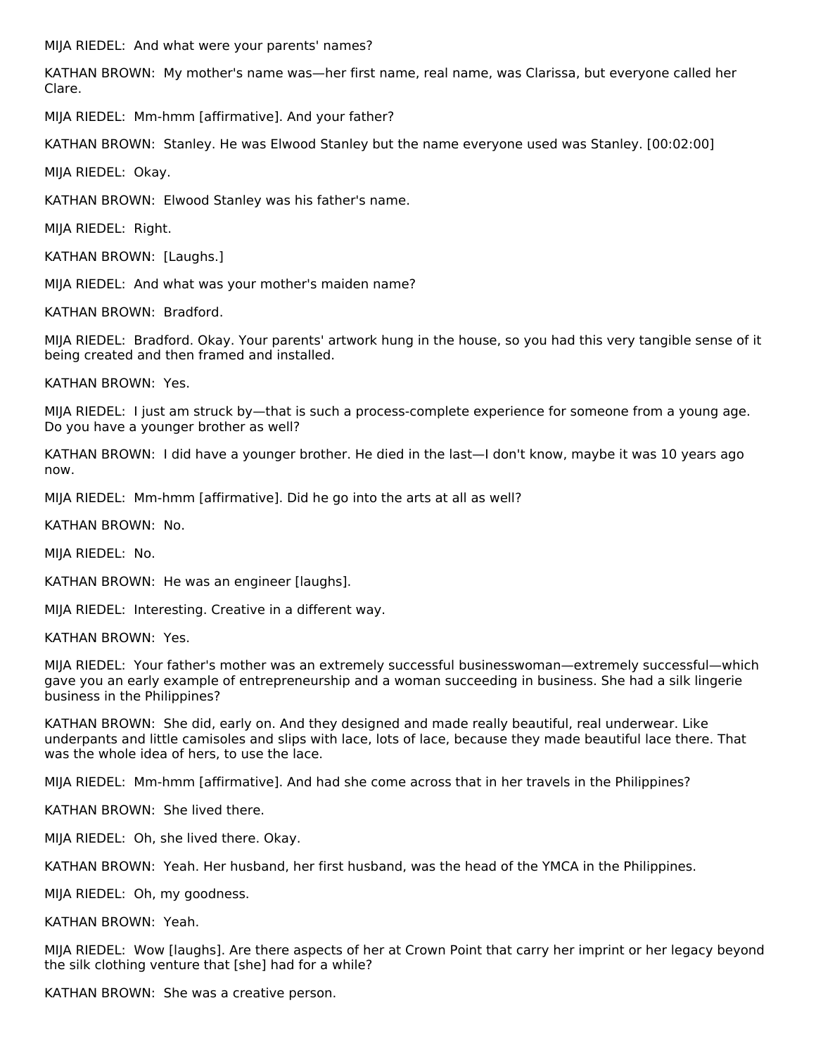MIJA RIEDEL: And what were your parents' names?

KATHAN BROWN: My mother's name was—her first name, real name, was Clarissa, but everyone called her Clare.

MIJA RIEDEL: Mm-hmm [affirmative]. And your father?

KATHAN BROWN: Stanley. He was Elwood Stanley but the name everyone used was Stanley. [00:02:00]

MIJA RIEDEL: Okay.

KATHAN BROWN: Elwood Stanley was his father's name.

MIJA RIEDEL: Right.

KATHAN BROWN: [Laughs.]

MIJA RIEDEL: And what was your mother's maiden name?

KATHAN BROWN: Bradford.

MIJA RIEDEL: Bradford. Okay. Your parents' artwork hung in the house, so you had this very tangible sense of it being created and then framed and installed.

KATHAN BROWN: Yes.

MIJA RIEDEL: I just am struck by—that is such a process-complete experience for someone from a young age. Do you have a younger brother as well?

KATHAN BROWN: I did have a younger brother. He died in the last—I don't know, maybe it was 10 years ago now.

MIJA RIEDEL: Mm-hmm [affirmative]. Did he go into the arts at all as well?

KATHAN BROWN: No.

MIJA RIEDEL: No.

KATHAN BROWN: He was an engineer [laughs].

MIJA RIEDEL: Interesting. Creative in a different way.

KATHAN BROWN: Yes.

MIJA RIEDEL: Your father's mother was an extremely successful businesswoman—extremely successful—which gave you an early example of entrepreneurship and a woman succeeding in business. She had a silk lingerie business in the Philippines?

KATHAN BROWN: She did, early on. And they designed and made really beautiful, real underwear. Like underpants and little camisoles and slips with lace, lots of lace, because they made beautiful lace there. That was the whole idea of hers, to use the lace.

MIJA RIEDEL: Mm-hmm [affirmative]. And had she come across that in her travels in the Philippines?

KATHAN BROWN: She lived there.

MIJA RIEDEL: Oh, she lived there. Okay.

KATHAN BROWN: Yeah. Her husband, her first husband, was the head of the YMCA in the Philippines.

MIJA RIEDEL: Oh, my goodness.

KATHAN BROWN: Yeah.

MIJA RIEDEL: Wow [laughs]. Are there aspects of her at Crown Point that carry her imprint or her legacy beyond the silk clothing venture that [she] had for a while?

KATHAN BROWN: She was a creative person.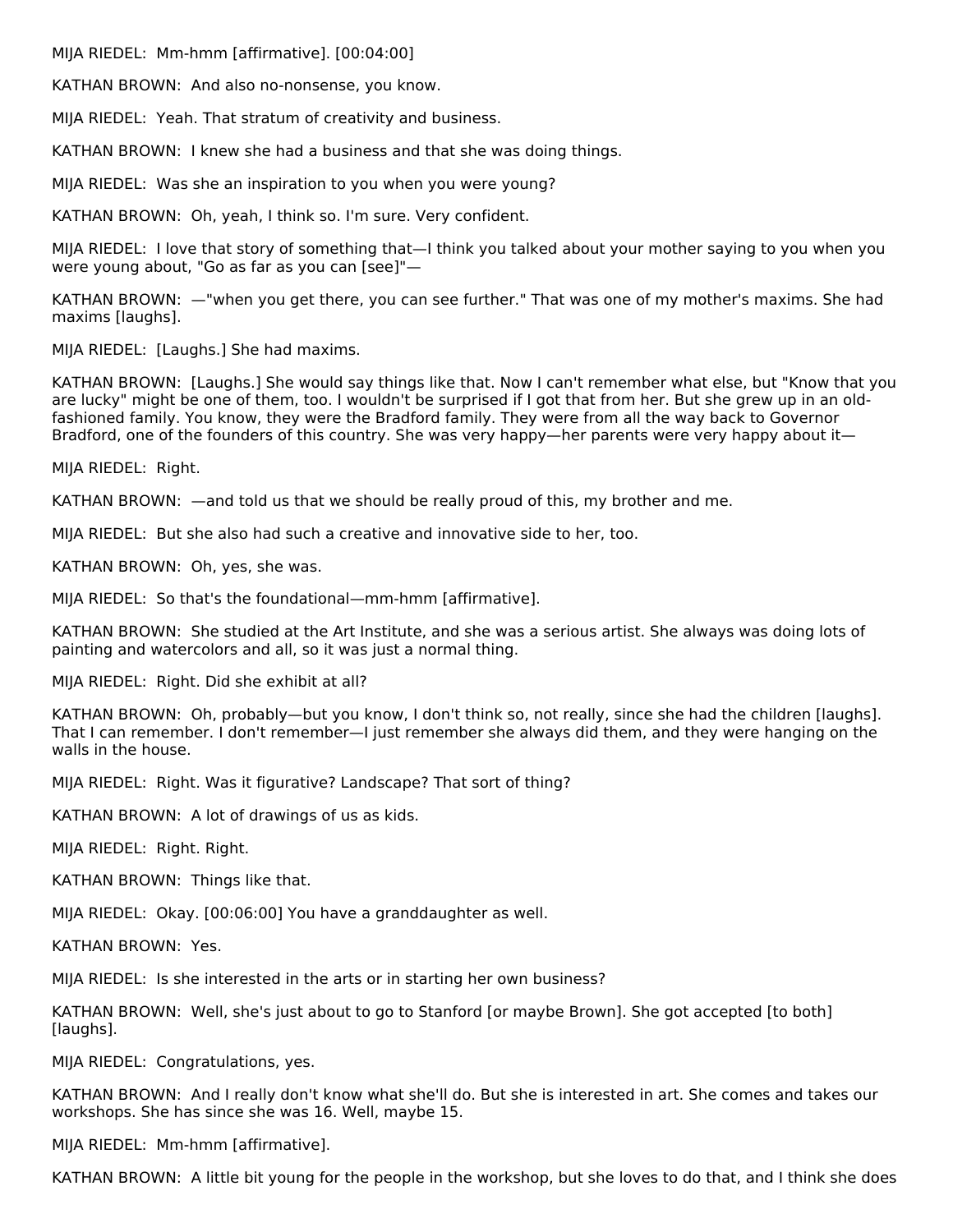MIJA RIEDEL: Mm-hmm [affirmative]. [00:04:00]

KATHAN BROWN: And also no-nonsense, you know.

MIJA RIEDEL: Yeah. That stratum of creativity and business.

KATHAN BROWN: I knew she had a business and that she was doing things.

MIJA RIEDEL: Was she an inspiration to you when you were young?

KATHAN BROWN: Oh, yeah, I think so. I'm sure. Very confident.

MIJA RIEDEL: I love that story of something that—I think you talked about your mother saying to you when you were young about, "Go as far as you can [see]"—

KATHAN BROWN: —"when you get there, you can see further." That was one of my mother's maxims. She had maxims [laughs].

MIJA RIEDEL: [Laughs.] She had maxims.

KATHAN BROWN: [Laughs.] She would say things like that. Now I can't remember what else, but "Know that you are lucky" might be one of them, too. I wouldn't be surprised if I got that from her. But she grew up in an old-fashioned family. You know, they were the Bradford family. They were from all the way back to Governor Bradford, one of the founders of this country. She was very happy—her parents were very happy about it—

MIJA RIEDEL: Right.

KATHAN BROWN: —and told us that we should be really proud of this, my brother and me.

MIJA RIEDEL: But she also had such a creative and innovative side to her, too.

KATHAN BROWN: Oh, yes, she was.

MIJA RIEDEL: So that's the foundational—mm-hmm [affirmative].

KATHAN BROWN: She studied at the Art Institute, and she was a serious artist. She always was doing lots of painting and watercolors and all, so it was just a normal thing.

MIJA RIEDEL: Right. Did she exhibit at all?

KATHAN BROWN: Oh, probably—but you know, I don't think so, not really, since she had the children [laughs]. That I can remember. I don't remember—I just remember she always did them, and they were hanging on the walls in the house.

MIJA RIEDEL: Right. Was it figurative? Landscape? That sort of thing?

KATHAN BROWN: A lot of drawings of us as kids.

MIJA RIEDEL: Right. Right.

KATHAN BROWN: Things like that.

MIJA RIEDEL: Okay. [00:06:00] You have a granddaughter as well.

KATHAN BROWN: Yes.

MIJA RIEDEL: Is she interested in the arts or in starting her own business?

KATHAN BROWN: Well, she's just about to go to Stanford [or maybe Brown]. She got accepted [to both] [laughs].

MIJA RIEDEL: Congratulations, yes.

KATHAN BROWN: And I really don't know what she'll do. But she is interested in art. She comes and takes our workshops. She has since she was 16. Well, maybe 15.

MIJA RIEDEL: Mm-hmm [affirmative].

KATHAN BROWN: A little bit young for the people in the workshop, but she loves to do that, and I think she does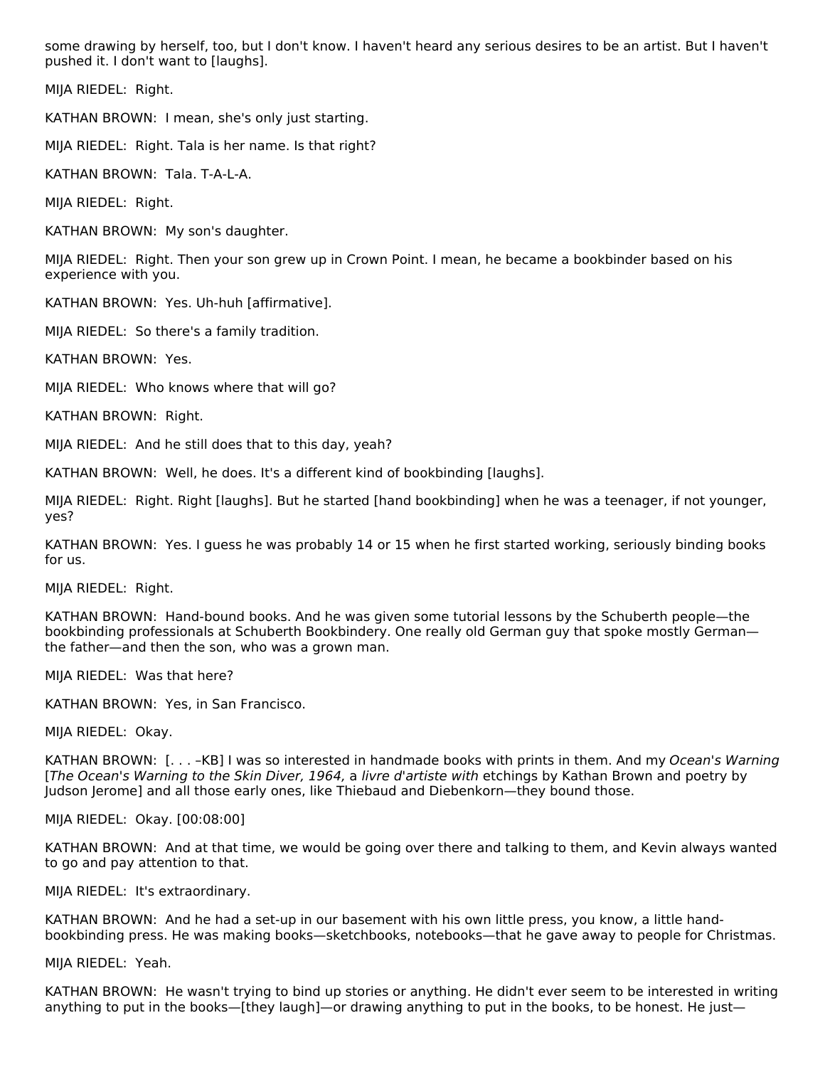some drawing by herself, too, but I don't know. I haven't heard any serious desires to be an artist. But I haven't pushed it. I don't want to [laughs].

MIJA RIEDEL: Right.

KATHAN BROWN: I mean, she's only just starting.

MIJA RIEDEL: Right. Tala is her name. Is that right?

KATHAN BROWN: Tala. T-A-L-A.

MIJA RIEDEL: Right.

KATHAN BROWN: My son's daughter.

MIJA RIEDEL: Right. Then your son grew up in Crown Point. I mean, he became a bookbinder based on his experience with you.

KATHAN BROWN: Yes. Uh-huh [affirmative].

MIJA RIEDEL: So there's a family tradition.

KATHAN BROWN: Yes.

MIJA RIEDEL: Who knows where that will go?

KATHAN BROWN: Right.

MIJA RIEDEL: And he still does that to this day, yeah?

KATHAN BROWN: Well, he does. It's a different kind of bookbinding [laughs].

MIJA RIEDEL: Right. Right [laughs]. But he started [hand bookbinding] when he was a teenager, if not younger, yes?

KATHAN BROWN: Yes. I guess he was probably 14 or 15 when he first started working, seriously binding books for us.

MIJA RIEDEL: Right.

KATHAN BROWN: Hand-bound books. And he was given some tutorial lessons by the Schuberth people—the bookbinding professionals at Schuberth Bookbindery. One really old German guy that spoke mostly German—the father—and then the son, who was a grown man.

MIJA RIEDEL: Was that here?

KATHAN BROWN: Yes, in San Francisco.

MIJA RIEDEL: Okay.

KATHAN BROWN: [. . . –KB] I was so interested in handmade books with prints in them. And my *Ocean's Warning* [*The Ocean's Warning to the Skin Diver, 1964,* a *livre d'artiste with* etchings by Kathan Brown and poetry by Judson Jerome] and all those early ones, like Thiebaud and Diebenkorn—they bound those.

MIJA RIEDEL: Okay. [00:08:00]

KATHAN BROWN: And at that time, we would be going over there and talking to them, and Kevin always wanted to go and pay attention to that.

MIJA RIEDEL: It's extraordinary.

KATHAN BROWN: And he had a set-up in our basement with his own little press, you know, a little hand-bookbinding press. He was making books—sketchbooks, notebooks—that he gave away to people for Christmas.

MIJA RIEDEL: Yeah.

KATHAN BROWN: He wasn't trying to bind up stories or anything. He didn't ever seem to be interested in writing anything to put in the books—[they laugh]—or drawing anything to put in the books, to be honest. He just—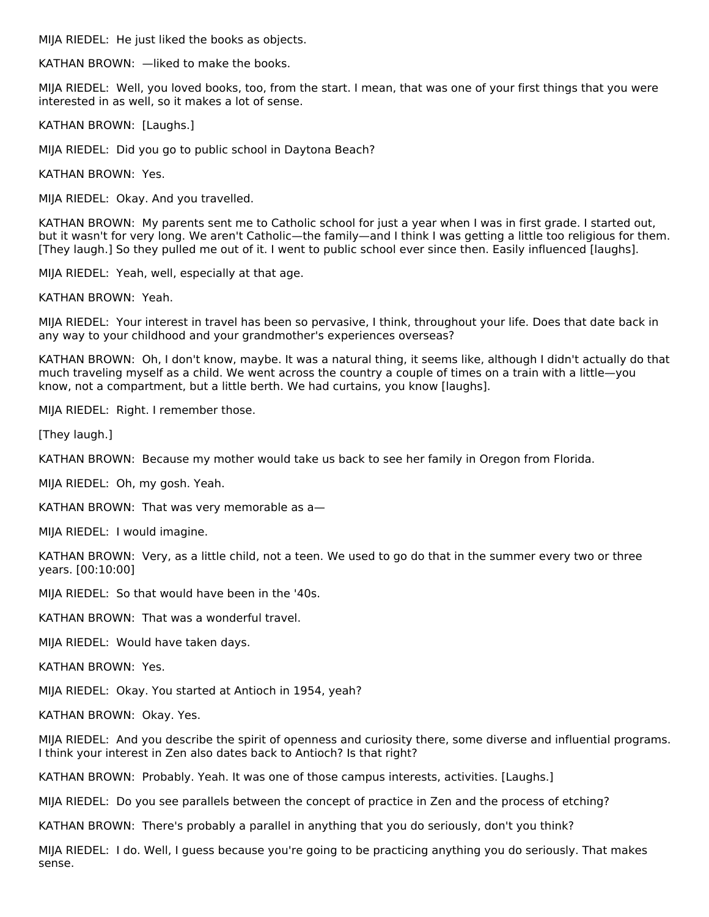MIJA RIEDEL: He just liked the books as objects.

KATHAN BROWN: —liked to make the books.

MIJA RIEDEL: Well, you loved books, too, from the start. I mean, that was one of your first things that you were interested in as well, so it makes a lot of sense.

KATHAN BROWN: [Laughs.]

MIJA RIEDEL: Did you go to public school in Daytona Beach?

KATHAN BROWN: Yes.

MIJA RIEDEL: Okay. And you travelled.

KATHAN BROWN: My parents sent me to Catholic school for just a year when I was in first grade. I started out, but it wasn't for very long. We aren't Catholic—the family—and I think I was getting a little too religious for them. [They laugh.] So they pulled me out of it. I went to public school ever since then. Easily influenced [laughs].

MIJA RIEDEL: Yeah, well, especially at that age.

KATHAN BROWN: Yeah.

MIJA RIEDEL: Your interest in travel has been so pervasive, I think, throughout your life. Does that date back in any way to your childhood and your grandmother's experiences overseas?

KATHAN BROWN: Oh, I don't know, maybe. It was a natural thing, it seems like, although I didn't actually do that much traveling myself as a child. We went across the country a couple of times on a train with a little—you know, not a compartment, but a little berth. We had curtains, you know [laughs].

MIJA RIEDEL: Right. I remember those.

[They laugh.]

KATHAN BROWN: Because my mother would take us back to see her family in Oregon from Florida.

MIJA RIEDEL: Oh, my gosh. Yeah.

KATHAN BROWN: That was very memorable as a—

MIJA RIEDEL: I would imagine.

KATHAN BROWN: Very, as a little child, not a teen. We used to go do that in the summer every two or three years. [00:10:00]

MIJA RIEDEL: So that would have been in the '40s.

KATHAN BROWN: That was a wonderful travel.

MIJA RIEDEL: Would have taken days.

KATHAN BROWN: Yes.

MIJA RIEDEL: Okay. You started at Antioch in 1954, yeah?

KATHAN BROWN: Okay. Yes.

MIJA RIEDEL: And you describe the spirit of openness and curiosity there, some diverse and influential programs. I think your interest in Zen also dates back to Antioch? Is that right?

KATHAN BROWN: Probably. Yeah. It was one of those campus interests, activities. [Laughs.]

MIJA RIEDEL: Do you see parallels between the concept of practice in Zen and the process of etching?

KATHAN BROWN: There's probably a parallel in anything that you do seriously, don't you think?

MIJA RIEDEL: I do. Well, I guess because you're going to be practicing anything you do seriously. That makes sense.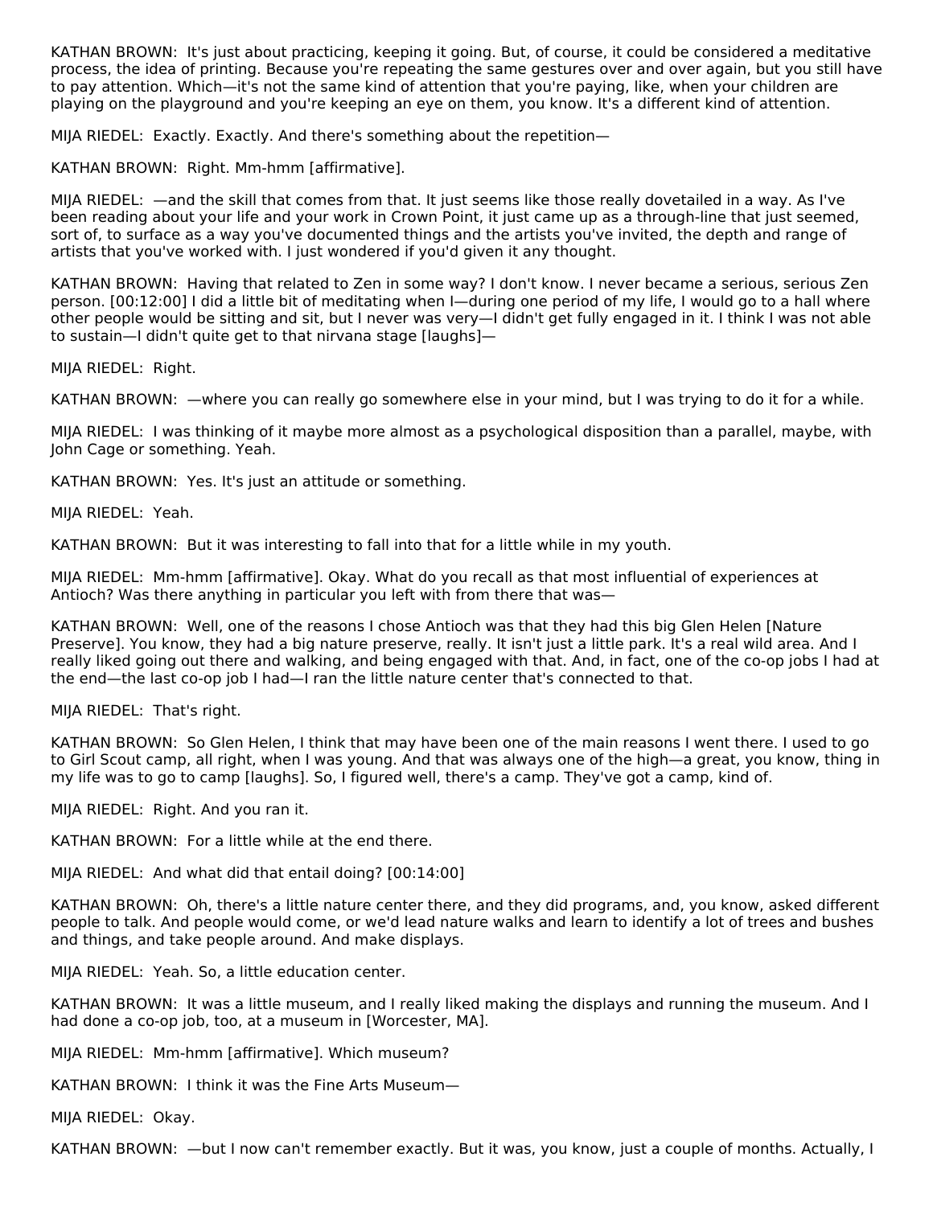KATHAN BROWN: It's just about practicing, keeping it going. But, of course, it could be considered a meditative process, the idea of printing. Because you're repeating the same gestures over and over again, but you still have to pay attention. Which—it's not the same kind of attention that you're paying, like, when your children are playing on the playground and you're keeping an eye on them, you know. It's a different kind of attention.

MIJA RIEDEL: Exactly. Exactly. And there's something about the repetition—

KATHAN BROWN: Right. Mm-hmm [affirmative].

MIJA RIEDEL: —and the skill that comes from that. It just seems like those really dovetailed in a way. As I've been reading about your life and your work in Crown Point, it just came up as a through-line that just seemed, sort of, to surface as a way you've documented things and the artists you've invited, the depth and range of artists that you've worked with. I just wondered if you'd given it any thought.

KATHAN BROWN: Having that related to Zen in some way? I don't know. I never became a serious, serious Zen person. [00:12:00] I did a little bit of meditating when I—during one period of my life, I would go to a hall where other people would be sitting and sit, but I never was very—I didn't get fully engaged in it. I think I was not able to sustain—I didn't quite get to that nirvana stage [laughs]—

MIJA RIEDEL: Right.

KATHAN BROWN: —where you can really go somewhere else in your mind, but I was trying to do it for a while.

MIJA RIEDEL: I was thinking of it maybe more almost as a psychological disposition than a parallel, maybe, with John Cage or something. Yeah.

KATHAN BROWN: Yes. It's just an attitude or something.

MIJA RIEDEL: Yeah.

KATHAN BROWN: But it was interesting to fall into that for a little while in my youth.

MIJA RIEDEL: Mm-hmm [affirmative]. Okay. What do you recall as that most influential of experiences at Antioch? Was there anything in particular you left with from there that was—

KATHAN BROWN: Well, one of the reasons I chose Antioch was that they had this big Glen Helen [Nature Preserve]. You know, they had a big nature preserve, really. It isn't just a little park. It's a real wild area. And I really liked going out there and walking, and being engaged with that. And, in fact, one of the co-op jobs I had at the end—the last co-op job I had—I ran the little nature center that's connected to that.

MIJA RIEDEL: That's right.

KATHAN BROWN: So Glen Helen, I think that may have been one of the main reasons I went there. I used to go to Girl Scout camp, all right, when I was young. And that was always one of the high—a great, you know, thing in my life was to go to camp [laughs]. So, I figured well, there's a camp. They've got a camp, kind of.

MIJA RIEDEL: Right. And you ran it.

KATHAN BROWN: For a little while at the end there.

MIJA RIEDEL: And what did that entail doing? [00:14:00]

KATHAN BROWN: Oh, there's a little nature center there, and they did programs, and, you know, asked different people to talk. And people would come, or we'd lead nature walks and learn to identify a lot of trees and bushes and things, and take people around. And make displays.

MIJA RIEDEL: Yeah. So, a little education center.

KATHAN BROWN: It was a little museum, and I really liked making the displays and running the museum. And I had done a co-op job, too, at a museum in [Worcester, MA].

MIJA RIEDEL: Mm-hmm [affirmative]. Which museum?

KATHAN BROWN: I think it was the Fine Arts Museum—

MIJA RIEDEL: Okay.

KATHAN BROWN: —but I now can't remember exactly. But it was, you know, just a couple of months. Actually, I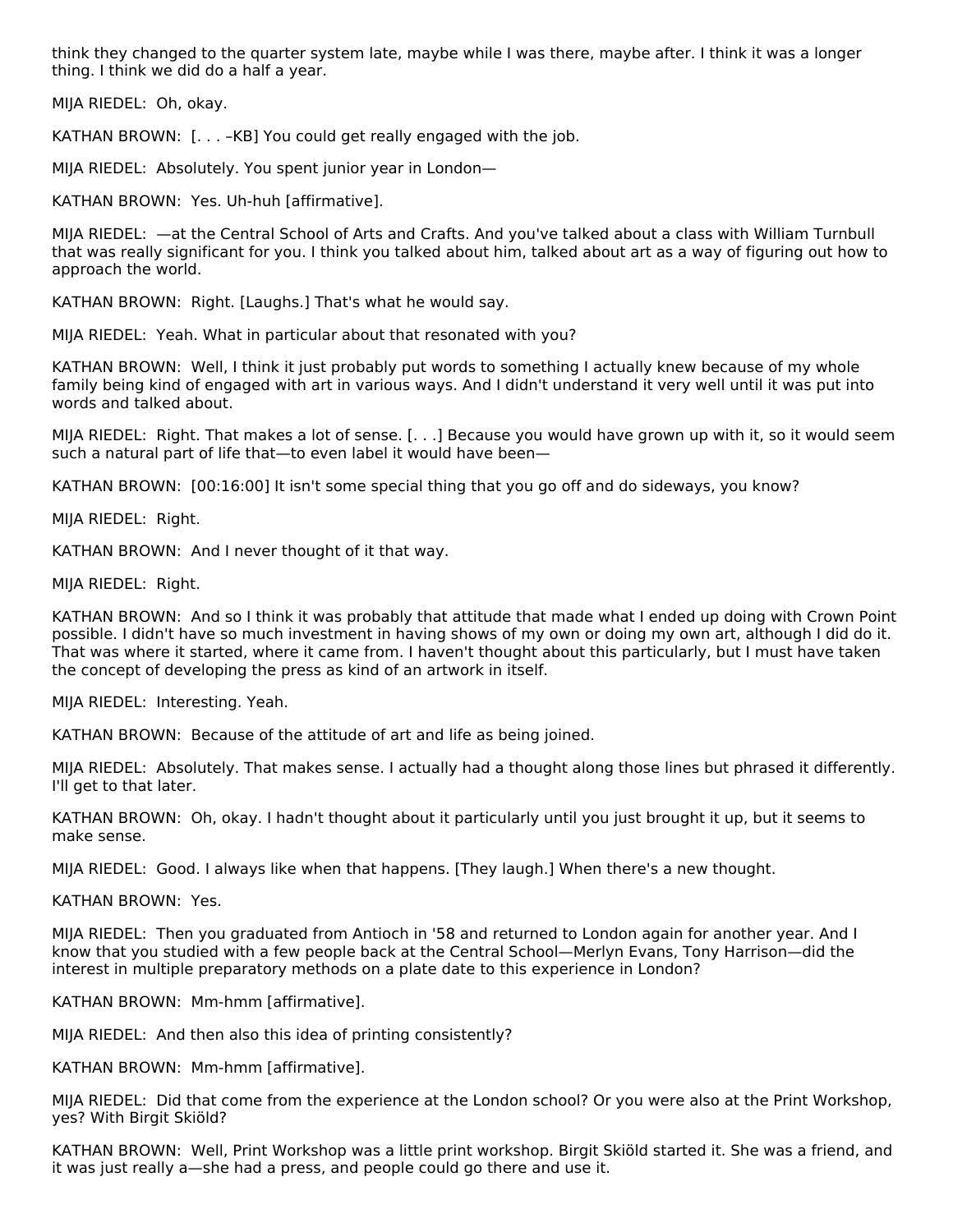think they changed to the quarter system late, maybe while I was there, maybe after. I think it was a longer thing. I think we did do a half a year.

MIJA RIEDEL: Oh, okay.

KATHAN BROWN: [. . . –KB] You could get really engaged with the job.

MIJA RIEDEL: Absolutely. You spent junior year in London—

KATHAN BROWN: Yes. Uh-huh [affirmative].

MIJA RIEDEL: —at the Central School of Arts and Crafts. And you've talked about a class with William Turnbull that was really significant for you. I think you talked about him, talked about art as a way of figuring out how to approach the world.

KATHAN BROWN: Right. [Laughs.] That's what he would say.

MIJA RIEDEL: Yeah. What in particular about that resonated with you?

KATHAN BROWN: Well, I think it just probably put words to something I actually knew because of my whole family being kind of engaged with art in various ways. And I didn't understand it very well until it was put into words and talked about.

MIJA RIEDEL: Right. That makes a lot of sense. [. . .] Because you would have grown up with it, so it would seem such a natural part of life that—to even label it would have been—

KATHAN BROWN: [00:16:00] It isn't some special thing that you go off and do sideways, you know?

MIJA RIEDEL: Right.

KATHAN BROWN: And I never thought of it that way.

MIJA RIEDEL: Right.

KATHAN BROWN: And so I think it was probably that attitude that made what I ended up doing with Crown Point possible. I didn't have so much investment in having shows of my own or doing my own art, although I did do it. That was where it started, where it came from. I haven't thought about this particularly, but I must have taken the concept of developing the press as kind of an artwork in itself.

MIJA RIEDEL: Interesting. Yeah.

KATHAN BROWN: Because of the attitude of art and life as being joined.

MIJA RIEDEL: Absolutely. That makes sense. I actually had a thought along those lines but phrased it differently. I'll get to that later.

KATHAN BROWN: Oh, okay. I hadn't thought about it particularly until you just brought it up, but it seems to make sense.

MIJA RIEDEL: Good. I always like when that happens. [They laugh.] When there's a new thought.

KATHAN BROWN: Yes.

MIJA RIEDEL: Then you graduated from Antioch in '58 and returned to London again for another year. And I know that you studied with a few people back at the Central School—Merlyn Evans, Tony Harrison—did the interest in multiple preparatory methods on a plate date to this experience in London?

KATHAN BROWN: Mm-hmm [affirmative].

MIJA RIEDEL: And then also this idea of printing consistently?

KATHAN BROWN: Mm-hmm [affirmative].

MIJA RIEDEL: Did that come from the experience at the London school? Or you were also at the Print Workshop, yes? With Birgit Skiöld?

KATHAN BROWN: Well, Print Workshop was a little print workshop. Birgit Skiöld started it. She was a friend, and it was just really a—she had a press, and people could go there and use it.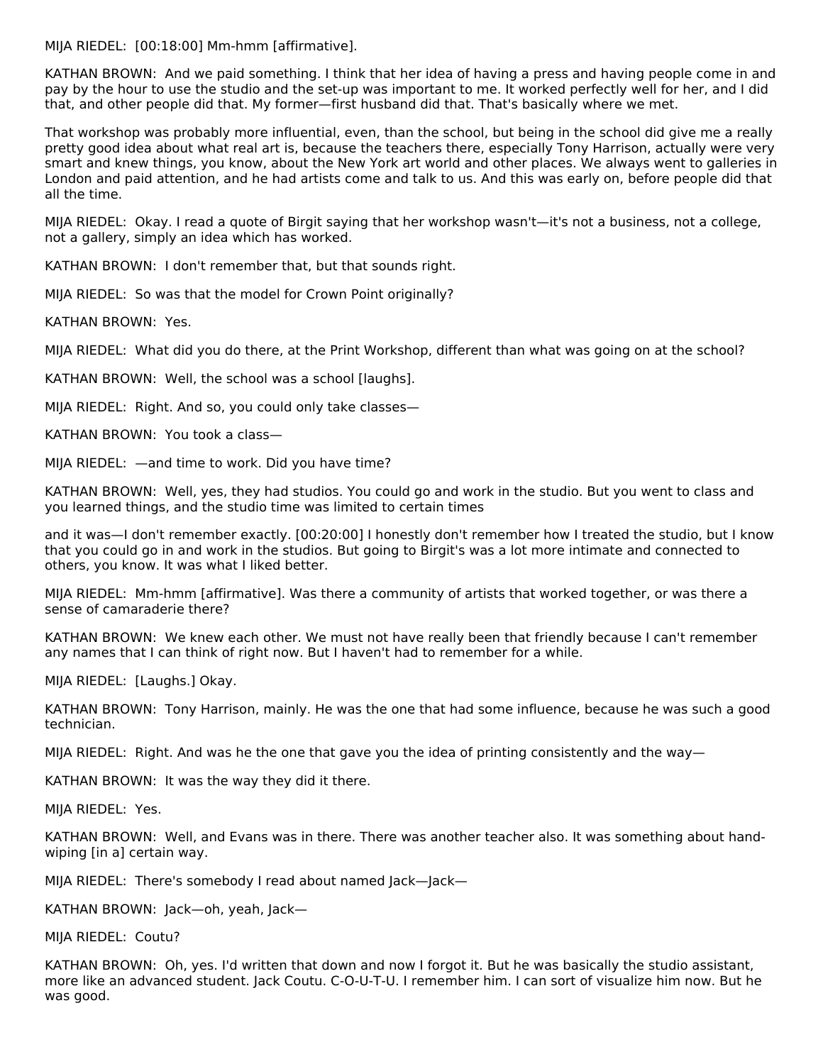MIJA RIEDEL: [00:18:00] Mm-hmm [affirmative].

KATHAN BROWN: And we paid something. I think that her idea of having a press and having people come in and pay by the hour to use the studio and the set-up was important to me. It worked perfectly well for her, and I did that, and other people did that. My former—first husband did that. That's basically where we met.

That workshop was probably more influential, even, than the school, but being in the school did give me a really pretty good idea about what real art is, because the teachers there, especially Tony Harrison, actually were very smart and knew things, you know, about the New York art world and other places. We always went to galleries in London and paid attention, and he had artists come and talk to us. And this was early on, before people did that all the time.

MIJA RIEDEL: Okay. I read a quote of Birgit saying that her workshop wasn't—it's not a business, not a college, not a gallery, simply an idea which has worked.

KATHAN BROWN: I don't remember that, but that sounds right.

MIJA RIEDEL: So was that the model for Crown Point originally?

KATHAN BROWN: Yes.

MIJA RIEDEL: What did you do there, at the Print Workshop, different than what was going on at the school?

KATHAN BROWN: Well, the school was a school [laughs].

MIJA RIEDEL: Right. And so, you could only take classes—

KATHAN BROWN: You took a class—

MIJA RIEDEL: —and time to work. Did you have time?

KATHAN BROWN: Well, yes, they had studios. You could go and work in the studio. But you went to class and you learned things, and the studio time was limited to certain times

and it was—I don't remember exactly. [00:20:00] I honestly don't remember how I treated the studio, but I know that you could go in and work in the studios. But going to Birgit's was a lot more intimate and connected to others, you know. It was what I liked better.

MIJA RIEDEL: Mm-hmm [affirmative]. Was there a community of artists that worked together, or was there a sense of camaraderie there?

KATHAN BROWN: We knew each other. We must not have really been that friendly because I can't remember any names that I can think of right now. But I haven't had to remember for a while.

MIJA RIEDEL: [Laughs.] Okay.

KATHAN BROWN: Tony Harrison, mainly. He was the one that had some influence, because he was such a good technician.

MIJA RIEDEL: Right. And was he the one that gave you the idea of printing consistently and the way—

KATHAN BROWN: It was the way they did it there.

MIJA RIEDEL: Yes.

KATHAN BROWN: Well, and Evans was in there. There was another teacher also. It was something about hand-wiping [in a] certain way.

MIJA RIEDEL: There's somebody I read about named Jack—Jack—

KATHAN BROWN: Jack—oh, yeah, Jack—

MIJA RIEDEL: Coutu?

KATHAN BROWN: Oh, yes. I'd written that down and now I forgot it. But he was basically the studio assistant, more like an advanced student. Jack Coutu. C-O-U-T-U. I remember him. I can sort of visualize him now. But he was good.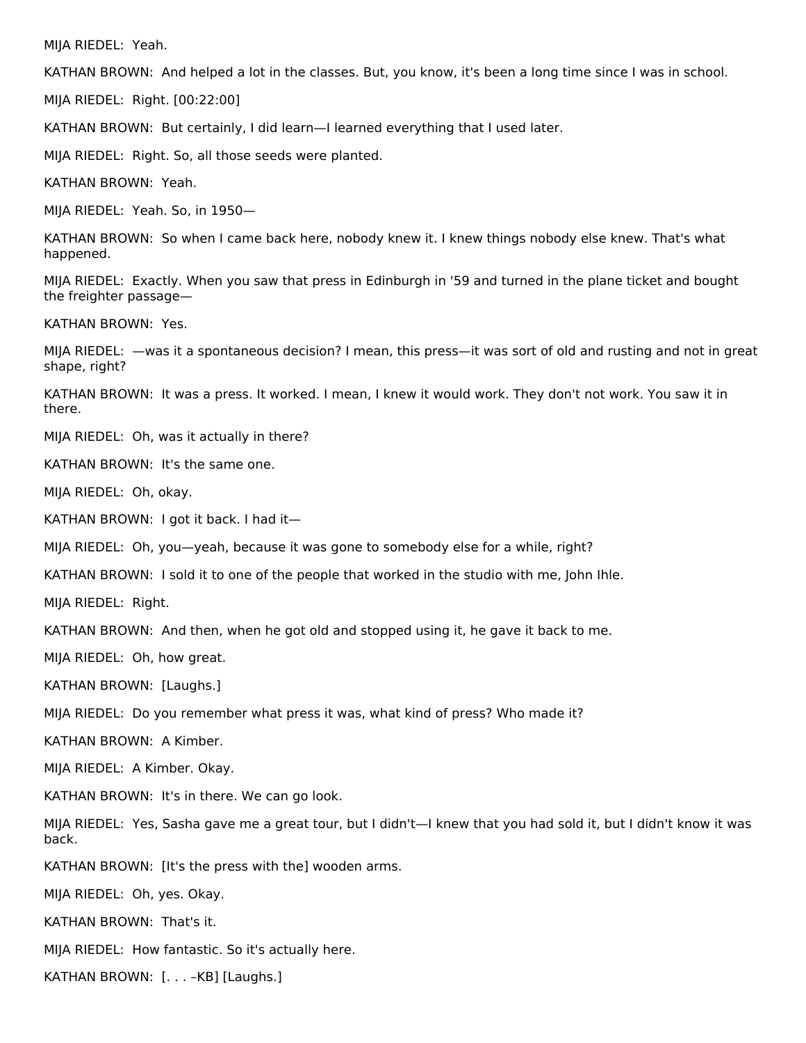MIJA RIEDEL: Yeah.

KATHAN BROWN: And helped a lot in the classes. But, you know, it's been a long time since I was in school.

MIJA RIEDEL: Right. [00:22:00]

KATHAN BROWN: But certainly, I did learn—I learned everything that I used later.

MIJA RIEDEL: Right. So, all those seeds were planted.

KATHAN BROWN: Yeah.

MIJA RIEDEL: Yeah. So, in 1950—

KATHAN BROWN: So when I came back here, nobody knew it. I knew things nobody else knew. That's what happened.

MIJA RIEDEL: Exactly. When you saw that press in Edinburgh in '59 and turned in the plane ticket and bought the freighter passage—

KATHAN BROWN: Yes.

MIJA RIEDEL: —was it a spontaneous decision? I mean, this press—it was sort of old and rusting and not in great shape, right?

KATHAN BROWN: It was a press. It worked. I mean, I knew it would work. They don't not work. You saw it in there.

MIJA RIEDEL: Oh, was it actually in there?

KATHAN BROWN: It's the same one.

MIJA RIEDEL: Oh, okay.

KATHAN BROWN: I got it back. I had it—

MIJA RIEDEL: Oh, you—yeah, because it was gone to somebody else for a while, right?

KATHAN BROWN: I sold it to one of the people that worked in the studio with me, John Ihle.

MIJA RIEDEL: Right.

KATHAN BROWN: And then, when he got old and stopped using it, he gave it back to me.

MIJA RIEDEL: Oh, how great.

KATHAN BROWN: [Laughs.]

MIJA RIEDEL: Do you remember what press it was, what kind of press? Who made it?

KATHAN BROWN: A Kimber.

MIJA RIEDEL: A Kimber. Okay.

KATHAN BROWN: It's in there. We can go look.

MIJA RIEDEL: Yes, Sasha gave me a great tour, but I didn't—I knew that you had sold it, but I didn't know it was back.

KATHAN BROWN: [It's the press with the] wooden arms.

MIJA RIEDEL: Oh, yes. Okay.

KATHAN BROWN: That's it.

MIJA RIEDEL: How fantastic. So it's actually here.

KATHAN BROWN: [. . . –KB] [Laughs.]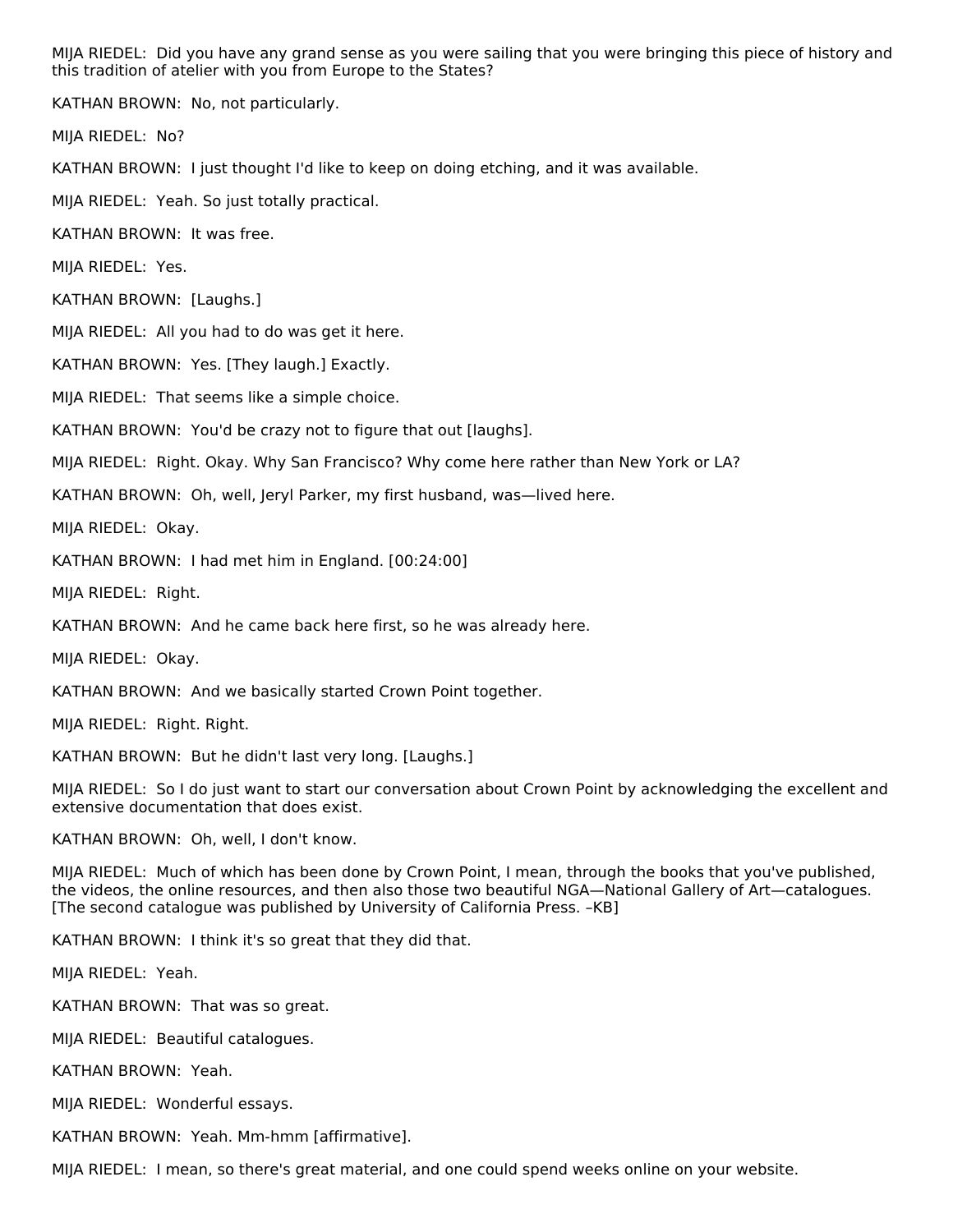MIJA RIEDEL: Did you have any grand sense as you were sailing that you were bringing this piece of history and this tradition of atelier with you from Europe to the States?

KATHAN BROWN: No, not particularly.

MIJA RIEDEL: No?

KATHAN BROWN: I just thought I'd like to keep on doing etching, and it was available.

MIJA RIEDEL: Yeah. So just totally practical.

KATHAN BROWN: It was free.

MIJA RIEDEL: Yes.

KATHAN BROWN: [Laughs.]

MIJA RIEDEL: All you had to do was get it here.

KATHAN BROWN: Yes. [They laugh.] Exactly.

MIJA RIEDEL: That seems like a simple choice.

KATHAN BROWN: You'd be crazy not to figure that out [laughs].

MIJA RIEDEL: Right. Okay. Why San Francisco? Why come here rather than New York or LA?

KATHAN BROWN: Oh, well, Jeryl Parker, my first husband, was—lived here.

MIJA RIEDEL: Okay.

KATHAN BROWN: I had met him in England. [00:24:00]

MIJA RIEDEL: Right.

KATHAN BROWN: And he came back here first, so he was already here.

MIJA RIEDEL: Okay.

KATHAN BROWN: And we basically started Crown Point together.

MIJA RIEDEL: Right. Right.

KATHAN BROWN: But he didn't last very long. [Laughs.]

MIJA RIEDEL: So I do just want to start our conversation about Crown Point by acknowledging the excellent and extensive documentation that does exist.

KATHAN BROWN: Oh, well, I don't know.

MIJA RIEDEL: Much of which has been done by Crown Point, I mean, through the books that you've published, the videos, the online resources, and then also those two beautiful NGA—National Gallery of Art—catalogues. [The second catalogue was published by University of California Press. –KB]

KATHAN BROWN: I think it's so great that they did that.

MIJA RIEDEL: Yeah.

KATHAN BROWN: That was so great.

MIJA RIEDEL: Beautiful catalogues.

KATHAN BROWN: Yeah.

MIJA RIEDEL: Wonderful essays.

KATHAN BROWN: Yeah. Mm-hmm [affirmative].

MIJA RIEDEL: I mean, so there's great material, and one could spend weeks online on your website.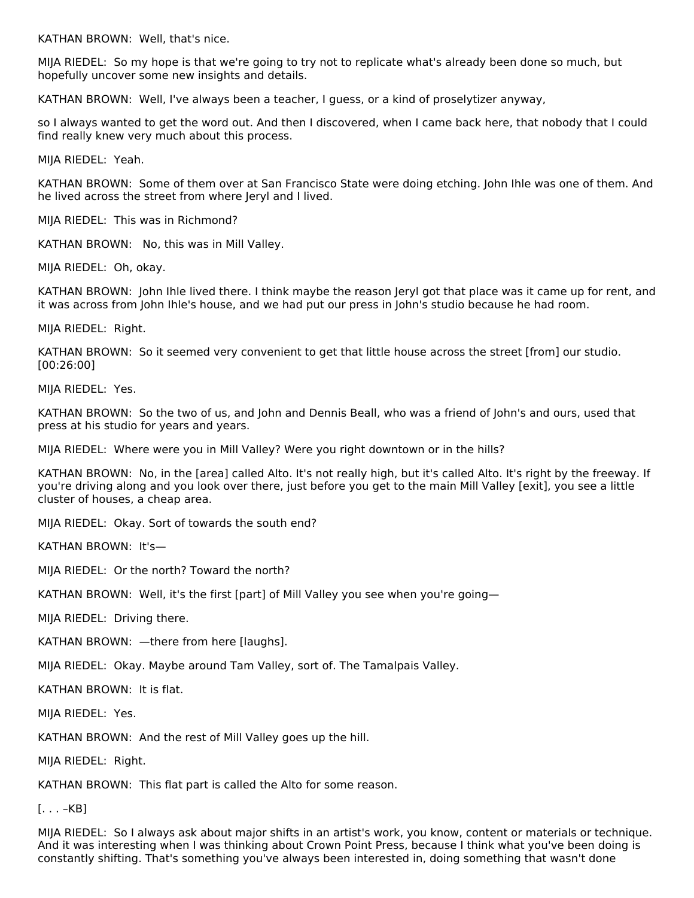KATHAN BROWN: Well, that's nice.

MIJA RIEDEL: So my hope is that we're going to try not to replicate what's already been done so much, but hopefully uncover some new insights and details.

KATHAN BROWN: Well, I've always been a teacher, I guess, or a kind of proselytizer anyway,

so I always wanted to get the word out. And then I discovered, when I came back here, that nobody that I could find really knew very much about this process.

MIJA RIEDEL: Yeah.

KATHAN BROWN: Some of them over at San Francisco State were doing etching. John Ihle was one of them. And he lived across the street from where Jeryl and I lived.

MIJA RIEDEL: This was in Richmond?

KATHAN BROWN: No, this was in Mill Valley.

MIJA RIEDEL: Oh, okay.

KATHAN BROWN: John Ihle lived there. I think maybe the reason Jeryl got that place was it came up for rent, and it was across from John Ihle's house, and we had put our press in John's studio because he had room.

MIJA RIEDEL: Right.

KATHAN BROWN: So it seemed very convenient to get that little house across the street [from] our studio. [00:26:00]

MIJA RIEDEL: Yes.

KATHAN BROWN: So the two of us, and John and Dennis Beall, who was a friend of John's and ours, used that press at his studio for years and years.

MIJA RIEDEL: Where were you in Mill Valley? Were you right downtown or in the hills?

KATHAN BROWN: No, in the [area] called Alto. It's not really high, but it's called Alto. It's right by the freeway. If you're driving along and you look over there, just before you get to the main Mill Valley [exit], you see a little cluster of houses, a cheap area.

MIJA RIEDEL: Okay. Sort of towards the south end?

KATHAN BROWN: It's—

MIJA RIEDEL: Or the north? Toward the north?

KATHAN BROWN: Well, it's the first [part] of Mill Valley you see when you're going—

MIJA RIEDEL: Driving there.

KATHAN BROWN: —there from here [laughs].

MIJA RIEDEL: Okay. Maybe around Tam Valley, sort of. The Tamalpais Valley.

KATHAN BROWN: It is flat.

MIJA RIEDEL: Yes.

KATHAN BROWN: And the rest of Mill Valley goes up the hill.

MIJA RIEDEL: Right.

KATHAN BROWN: This flat part is called the Alto for some reason.

[. . . –KB]

MIJA RIEDEL: So I always ask about major shifts in an artist's work, you know, content or materials or technique. And it was interesting when I was thinking about Crown Point Press, because I think what you've been doing is constantly shifting. That's something you've always been interested in, doing something that wasn't done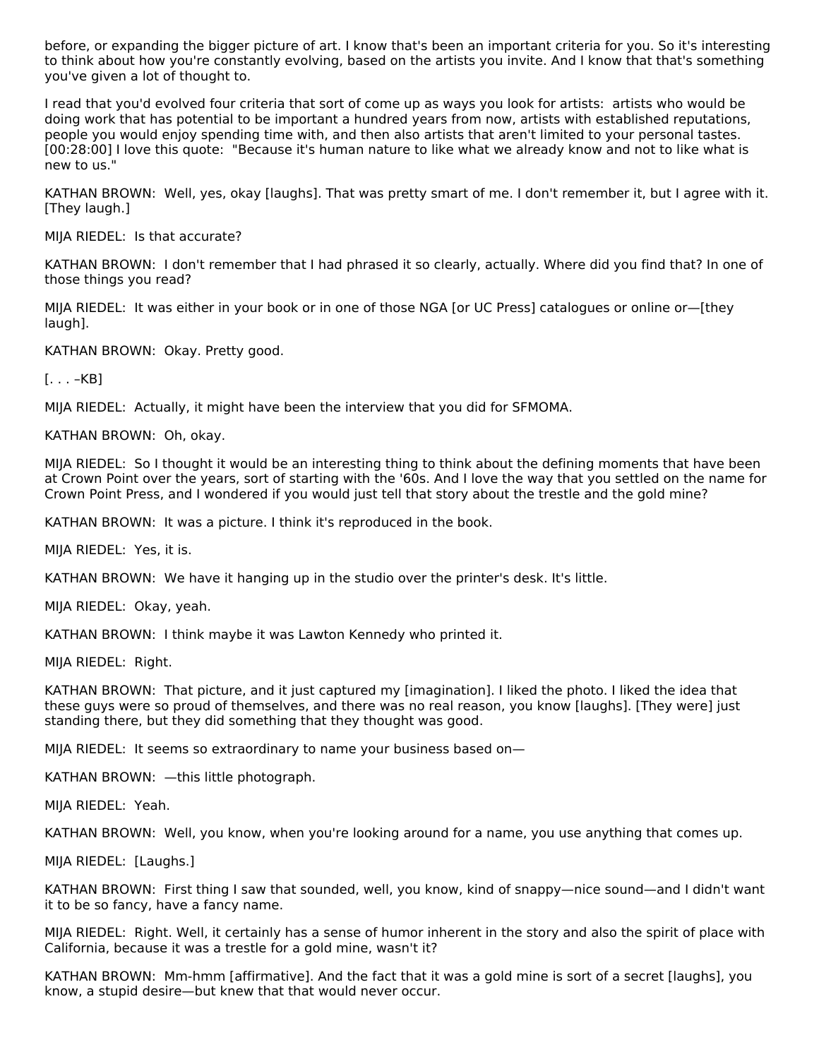before, or expanding the bigger picture of art. I know that's been an important criteria for you. So it's interesting to think about how you're constantly evolving, based on the artists you invite. And I know that that's something you've given a lot of thought to.

I read that you'd evolved four criteria that sort of come up as ways you look for artists: artists who would be doing work that has potential to be important a hundred years from now, artists with established reputations, people you would enjoy spending time with, and then also artists that aren't limited to your personal tastes. [00:28:00] I love this quote: "Because it's human nature to like what we already know and not to like what is new to us."

KATHAN BROWN: Well, yes, okay [laughs]. That was pretty smart of me. I don't remember it, but I agree with it. [They laugh.]

MIJA RIEDEL: Is that accurate?

KATHAN BROWN: I don't remember that I had phrased it so clearly, actually. Where did you find that? In one of those things you read?

MIJA RIEDEL: It was either in your book or in one of those NGA [or UC Press] catalogues or online or—[they laugh].

KATHAN BROWN: Okay. Pretty good.

[. . . –KB]

MIJA RIEDEL: Actually, it might have been the interview that you did for SFMOMA.

KATHAN BROWN: Oh, okay.

MIJA RIEDEL: So I thought it would be an interesting thing to think about the defining moments that have been at Crown Point over the years, sort of starting with the '60s. And I love the way that you settled on the name for Crown Point Press, and I wondered if you would just tell that story about the trestle and the gold mine?

KATHAN BROWN: It was a picture. I think it's reproduced in the book.

MIJA RIEDEL: Yes, it is.

KATHAN BROWN: We have it hanging up in the studio over the printer's desk. It's little.

MIJA RIEDEL: Okay, yeah.

KATHAN BROWN: I think maybe it was Lawton Kennedy who printed it.

MIJA RIEDEL: Right.

KATHAN BROWN: That picture, and it just captured my [imagination]. I liked the photo. I liked the idea that these guys were so proud of themselves, and there was no real reason, you know [laughs]. [They were] just standing there, but they did something that they thought was good.

MIJA RIEDEL: It seems so extraordinary to name your business based on—

KATHAN BROWN: —this little photograph.

MIJA RIEDEL: Yeah.

KATHAN BROWN: Well, you know, when you're looking around for a name, you use anything that comes up.

MIJA RIEDEL: [Laughs.]

KATHAN BROWN: First thing I saw that sounded, well, you know, kind of snappy—nice sound—and I didn't want it to be so fancy, have a fancy name.

MIJA RIEDEL: Right. Well, it certainly has a sense of humor inherent in the story and also the spirit of place with California, because it was a trestle for a gold mine, wasn't it?

KATHAN BROWN: Mm-hmm [affirmative]. And the fact that it was a gold mine is sort of a secret [laughs], you know, a stupid desire—but knew that that would never occur.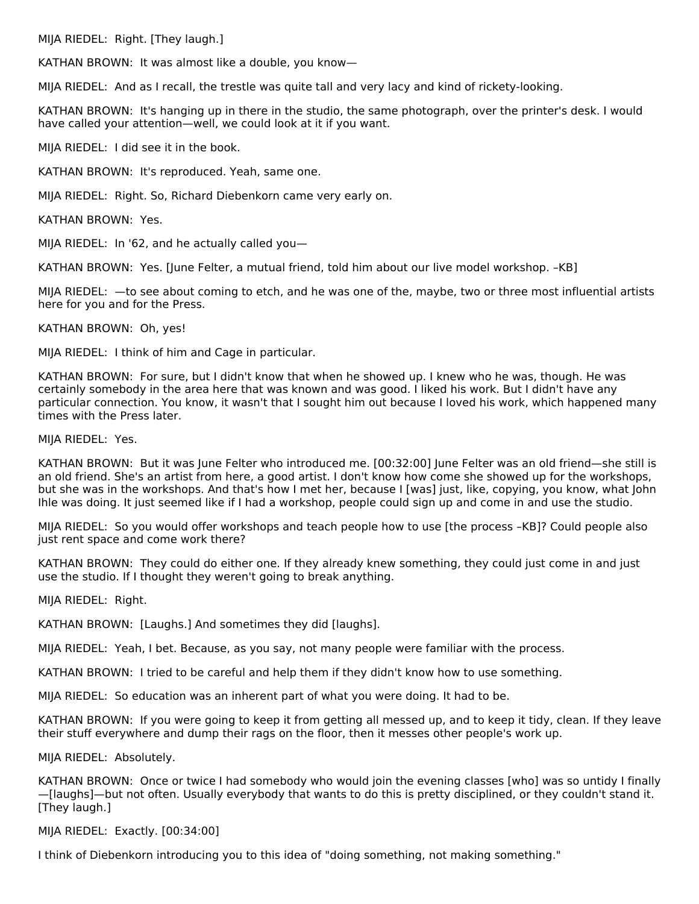MIJA RIEDEL: Right. [They laugh.]

KATHAN BROWN: It was almost like a double, you know—

MIJA RIEDEL: And as I recall, the trestle was quite tall and very lacy and kind of rickety-looking.

KATHAN BROWN: It's hanging up in there in the studio, the same photograph, over the printer's desk. I would have called your attention—well, we could look at it if you want.

MIJA RIEDEL: I did see it in the book.

KATHAN BROWN: It's reproduced. Yeah, same one.

MIJA RIEDEL: Right. So, Richard Diebenkorn came very early on.

KATHAN BROWN: Yes.

MIJA RIEDEL: In '62, and he actually called you—

KATHAN BROWN: Yes. [June Felter, a mutual friend, told him about our live model workshop. –KB]

MIJA RIEDEL: —to see about coming to etch, and he was one of the, maybe, two or three most influential artists here for you and for the Press.

KATHAN BROWN: Oh, yes!

MIJA RIEDEL: I think of him and Cage in particular.

KATHAN BROWN: For sure, but I didn't know that when he showed up. I knew who he was, though. He was certainly somebody in the area here that was known and was good. I liked his work. But I didn't have any particular connection. You know, it wasn't that I sought him out because I loved his work, which happened many times with the Press later.

MIJA RIEDEL: Yes.

KATHAN BROWN: But it was June Felter who introduced me. [00:32:00] June Felter was an old friend—she still is an old friend. She's an artist from here, a good artist. I don't know how come she showed up for the workshops, but she was in the workshops. And that's how I met her, because I [was] just, like, copying, you know, what John Ihle was doing. It just seemed like if I had a workshop, people could sign up and come in and use the studio.

MIJA RIEDEL: So you would offer workshops and teach people how to use [the process –KB]? Could people also just rent space and come work there?

KATHAN BROWN: They could do either one. If they already knew something, they could just come in and just use the studio. If I thought they weren't going to break anything.

MIJA RIEDEL: Right.

KATHAN BROWN: [Laughs.] And sometimes they did [laughs].

MIJA RIEDEL: Yeah, I bet. Because, as you say, not many people were familiar with the process.

KATHAN BROWN: I tried to be careful and help them if they didn't know how to use something.

MIJA RIEDEL: So education was an inherent part of what you were doing. It had to be.

KATHAN BROWN: If you were going to keep it from getting all messed up, and to keep it tidy, clean. If they leave their stuff everywhere and dump their rags on the floor, then it messes other people's work up.

MIJA RIEDEL: Absolutely.

KATHAN BROWN: Once or twice I had somebody who would join the evening classes [who] was so untidy I finally—[laughs]—but not often. Usually everybody that wants to do this is pretty disciplined, or they couldn't stand it. [They laugh.]

MIJA RIEDEL: Exactly. [00:34:00]

I think of Diebenkorn introducing you to this idea of "doing something, not making something."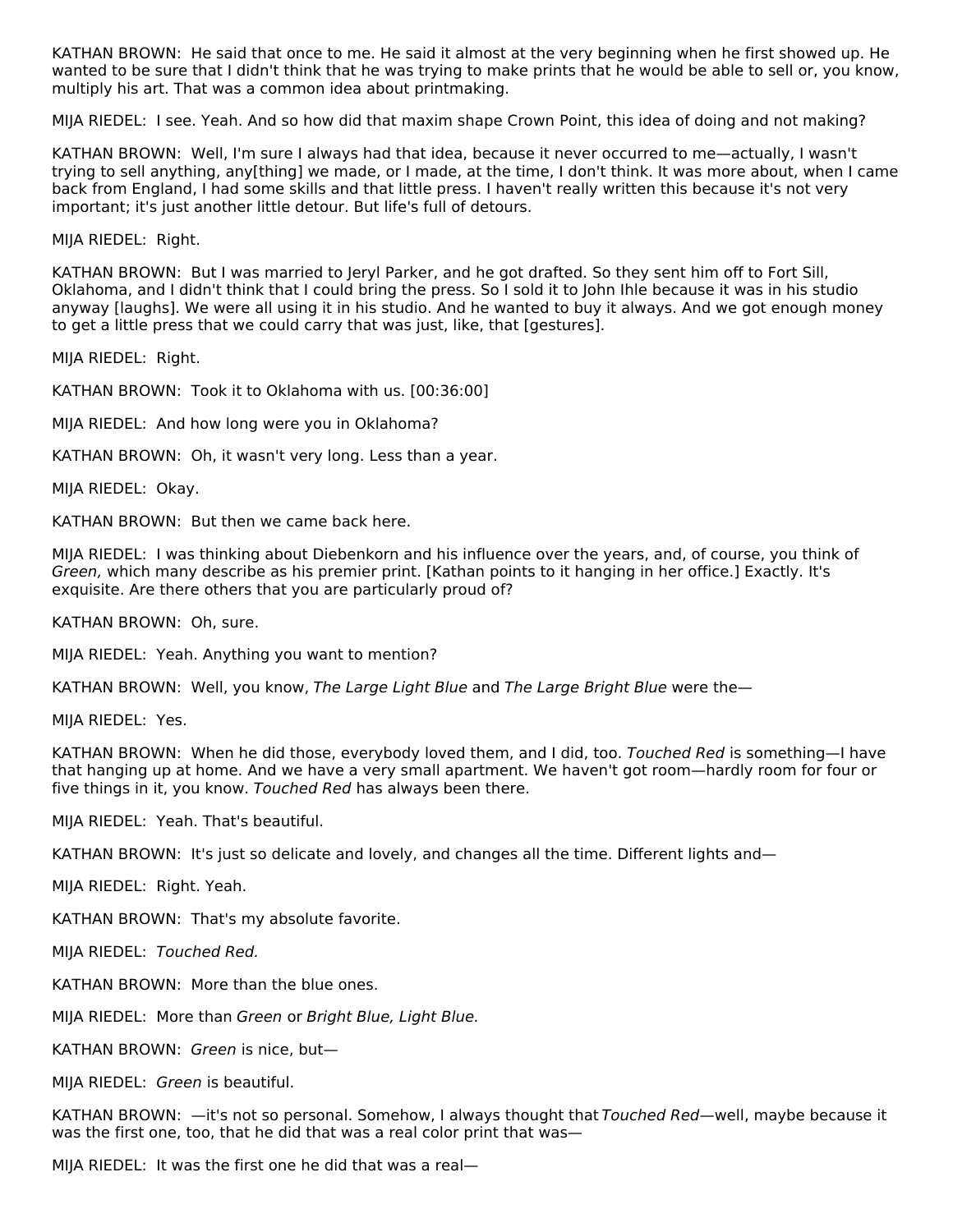KATHAN BROWN: He said that once to me. He said it almost at the very beginning when he first showed up. He wanted to be sure that I didn't think that he was trying to make prints that he would be able to sell or, you know, multiply his art. That was a common idea about printmaking.

MIJA RIEDEL: I see. Yeah. And so how did that maxim shape Crown Point, this idea of doing and not making?

KATHAN BROWN: Well, I'm sure I always had that idea, because it never occurred to me—actually, I wasn't trying to sell anything, any[thing] we made, or I made, at the time, I don't think. It was more about, when I came back from England, I had some skills and that little press. I haven't really written this because it's not very important; it's just another little detour. But life's full of detours.

MIJA RIEDEL: Right.

KATHAN BROWN: But I was married to Jeryl Parker, and he got drafted. So they sent him off to Fort Sill, Oklahoma, and I didn't think that I could bring the press. So I sold it to John Ihle because it was in his studio anyway [laughs]. We were all using it in his studio. And he wanted to buy it always. And we got enough money to get a little press that we could carry that was just, like, that [gestures].

MIJA RIEDEL: Right.

KATHAN BROWN: Took it to Oklahoma with us. [00:36:00]

MIJA RIEDEL: And how long were you in Oklahoma?

KATHAN BROWN: Oh, it wasn't very long. Less than a year.

MIJA RIEDEL: Okay.

KATHAN BROWN: But then we came back here.

MIJA RIEDEL: I was thinking about Diebenkorn and his influence over the years, and, of course, you think of *Green,* which many describe as his premier print. [Kathan points to it hanging in her office.] Exactly. It's exquisite. Are there others that you are particularly proud of?

KATHAN BROWN: Oh, sure.

MIJA RIEDEL: Yeah. Anything you want to mention?

KATHAN BROWN: Well, you know, *The Large Light Blue* and *The Large Bright Blue* were the—

MIJA RIEDEL: Yes.

KATHAN BROWN: When he did those, everybody loved them, and I did, too. *Touched Red* is something—I have that hanging up at home. And we have a very small apartment. We haven't got room—hardly room for four or five things in it, you know. *Touched Red* has always been there.

MIJA RIEDEL: Yeah. That's beautiful.

KATHAN BROWN: It's just so delicate and lovely, and changes all the time. Different lights and—

MIJA RIEDEL: Right. Yeah.

KATHAN BROWN: That's my absolute favorite.

MIJA RIEDEL: *Touched Red.*

KATHAN BROWN: More than the blue ones.

MIJA RIEDEL: More than *Green* or *Bright Blue, Light Blue*.

KATHAN BROWN: *Green* is nice, but—

MIJA RIEDEL: *Green* is beautiful.

KATHAN BROWN: —it's not so personal. Somehow, I always thought that *Touched Red*—well, maybe because it was the first one, too, that he did that was a real color print that was—

MIJA RIEDEL: It was the first one he did that was a real—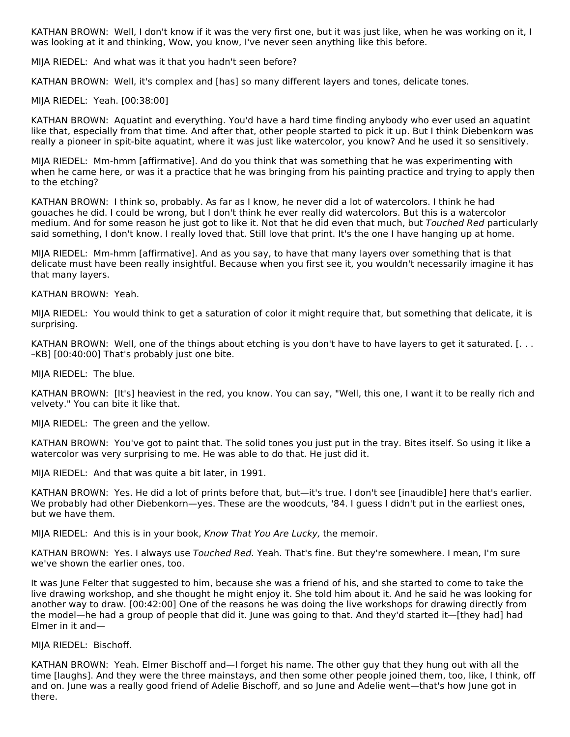KATHAN BROWN: Well, I don't know if it was the very first one, but it was just like, when he was working on it, I was looking at it and thinking, Wow, you know, I've never seen anything like this before.

MIJA RIEDEL: And what was it that you hadn't seen before?

KATHAN BROWN: Well, it's complex and [has] so many different layers and tones, delicate tones.

MIJA RIEDEL: Yeah. [00:38:00]

KATHAN BROWN: Aquatint and everything. You'd have a hard time finding anybody who ever used an aquatint like that, especially from that time. And after that, other people started to pick it up. But I think Diebenkorn was really a pioneer in spit-bite aquatint, where it was just like watercolor, you know? And he used it so sensitively.

MIJA RIEDEL: Mm-hmm [affirmative]. And do you think that was something that he was experimenting with when he came here, or was it a practice that he was bringing from his painting practice and trying to apply then to the etching?

KATHAN BROWN: I think so, probably. As far as I know, he never did a lot of watercolors. I think he had gouaches he did. I could be wrong, but I don't think he ever really did watercolors. But this is a watercolor medium. And for some reason he just got to like it. Not that he did even that much, but *Touched Red* particularly said something, I don't know. I really loved that. Still love that print. It's the one I have hanging up at home.

MIJA RIEDEL: Mm-hmm [affirmative]. And as you say, to have that many layers over something that is that delicate must have been really insightful. Because when you first see it, you wouldn't necessarily imagine it has that many layers.

KATHAN BROWN: Yeah.

MIJA RIEDEL: You would think to get a saturation of color it might require that, but something that delicate, it is surprising.

KATHAN BROWN: Well, one of the things about etching is you don't have to have layers to get it saturated. [. . . –KB] [00:40:00] That's probably just one bite.

MIJA RIEDEL: The blue.

KATHAN BROWN: [It's] heaviest in the red, you know. You can say, "Well, this one, I want it to be really rich and velvety." You can bite it like that.

MIJA RIEDEL: The green and the yellow.

KATHAN BROWN: You've got to paint that. The solid tones you just put in the tray. Bites itself. So using it like a watercolor was very surprising to me. He was able to do that. He just did it.

MIJA RIEDEL: And that was quite a bit later, in 1991.

KATHAN BROWN: Yes. He did a lot of prints before that, but—it's true. I don't see [inaudible] here that's earlier. We probably had other Diebenkorn—yes. These are the woodcuts, '84. I guess I didn't put in the earliest ones, but we have them.

MIJA RIEDEL: And this is in your book, *Know That You Are Lucky,* the memoir.

KATHAN BROWN: Yes. I always use *Touched Red.* Yeah. That's fine. But they're somewhere. I mean, I'm sure we've shown the earlier ones, too.

It was June Felter that suggested to him, because she was a friend of his, and she started to come to take the live drawing workshop, and she thought he might enjoy it. She told him about it. And he said he was looking for another way to draw. [00:42:00] One of the reasons he was doing the live workshops for drawing directly from the model—he had a group of people that did it. June was going to that. And they'd started it—[they had] had Elmer in it and—

MIJA RIEDEL: Bischoff.

KATHAN BROWN: Yeah. Elmer Bischoff and—I forget his name. The other guy that they hung out with all the time [laughs]. And they were the three mainstays, and then some other people joined them, too, like, I think, off and on. June was a really good friend of Adelie Bischoff, and so June and Adelie went—that's how June got in there.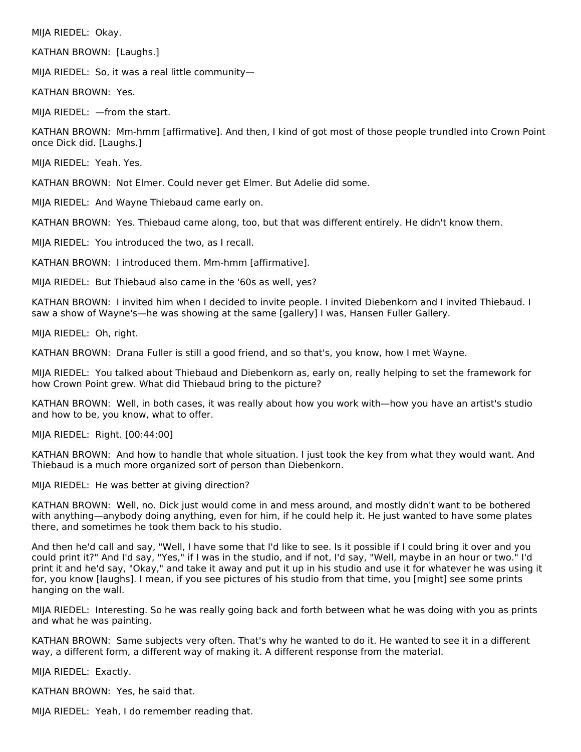MIJA RIEDEL: Okay.

KATHAN BROWN: [Laughs.]

MIJA RIEDEL: So, it was a real little community—

KATHAN BROWN: Yes.

MIJA RIEDEL: —from the start.

KATHAN BROWN: Mm-hmm [affirmative]. And then, I kind of got most of those people trundled into Crown Point once Dick did. [Laughs.]

MIJA RIEDEL: Yeah. Yes.

KATHAN BROWN: Not Elmer. Could never get Elmer. But Adelie did some.

MIJA RIEDEL: And Wayne Thiebaud came early on.

KATHAN BROWN: Yes. Thiebaud came along, too, but that was different entirely. He didn't know them.

MIJA RIEDEL: You introduced the two, as I recall.

KATHAN BROWN: I introduced them. Mm-hmm [affirmative].

MIJA RIEDEL: But Thiebaud also came in the '60s as well, yes?

KATHAN BROWN: I invited him when I decided to invite people. I invited Diebenkorn and I invited Thiebaud. I saw a show of Wayne's—he was showing at the same [gallery] I was, Hansen Fuller Gallery.

MIJA RIEDEL: Oh, right.

KATHAN BROWN: Drana Fuller is still a good friend, and so that's, you know, how I met Wayne.

MIJA RIEDEL: You talked about Thiebaud and Diebenkorn as, early on, really helping to set the framework for how Crown Point grew. What did Thiebaud bring to the picture?

KATHAN BROWN: Well, in both cases, it was really about how you work with—how you have an artist's studio and how to be, you know, what to offer.

MIJA RIEDEL: Right. [00:44:00]

KATHAN BROWN: And how to handle that whole situation. I just took the key from what they would want. And Thiebaud is a much more organized sort of person than Diebenkorn.

MIJA RIEDEL: He was better at giving direction?

KATHAN BROWN: Well, no. Dick just would come in and mess around, and mostly didn't want to be bothered with anything—anybody doing anything, even for him, if he could help it. He just wanted to have some plates there, and sometimes he took them back to his studio.

And then he'd call and say, "Well, I have some that I'd like to see. Is it possible if I could bring it over and you could print it?" And I'd say, "Yes," if I was in the studio, and if not, I'd say, "Well, maybe in an hour or two." I'd print it and he'd say, "Okay," and take it away and put it up in his studio and use it for whatever he was using it for, you know [laughs]. I mean, if you see pictures of his studio from that time, you [might] see some prints hanging on the wall.

MIJA RIEDEL: Interesting. So he was really going back and forth between what he was doing with you as prints and what he was painting.

KATHAN BROWN: Same subjects very often. That's why he wanted to do it. He wanted to see it in a different way, a different form, a different way of making it. A different response from the material.

MIJA RIEDEL: Exactly.

KATHAN BROWN: Yes, he said that.

MIJA RIEDEL: Yeah, I do remember reading that.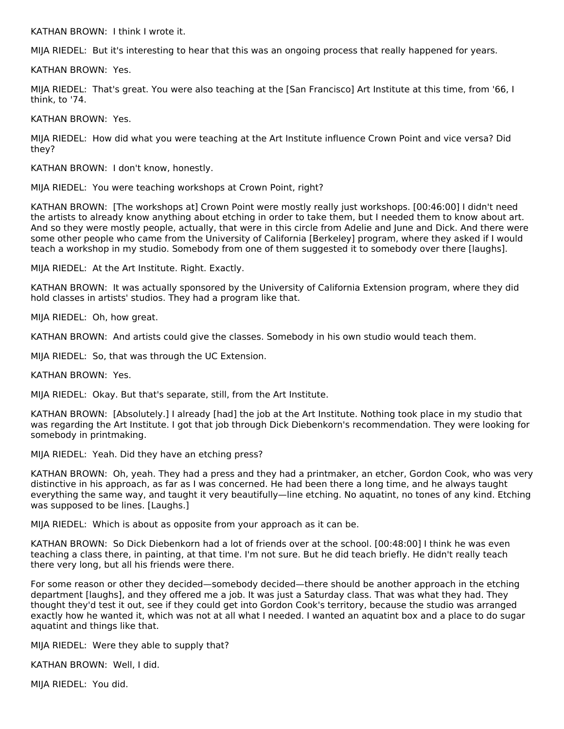KATHAN BROWN: I think I wrote it.

MIJA RIEDEL: But it's interesting to hear that this was an ongoing process that really happened for years.

KATHAN BROWN: Yes.

MIJA RIEDEL: That's great. You were also teaching at the [San Francisco] Art Institute at this time, from '66, I think, to '74.

KATHAN BROWN: Yes.

MIJA RIEDEL: How did what you were teaching at the Art Institute influence Crown Point and vice versa? Did they?

KATHAN BROWN: I don't know, honestly.

MIJA RIEDEL: You were teaching workshops at Crown Point, right?

KATHAN BROWN: [The workshops at] Crown Point were mostly really just workshops. [00:46:00] I didn't need the artists to already know anything about etching in order to take them, but I needed them to know about art. And so they were mostly people, actually, that were in this circle from Adelie and June and Dick. And there were some other people who came from the University of California [Berkeley] program, where they asked if I would teach a workshop in my studio. Somebody from one of them suggested it to somebody over there [laughs].

MIJA RIEDEL: At the Art Institute. Right. Exactly.

KATHAN BROWN: It was actually sponsored by the University of California Extension program, where they did hold classes in artists' studios. They had a program like that.

MIJA RIEDEL: Oh, how great.

KATHAN BROWN: And artists could give the classes. Somebody in his own studio would teach them.

MIJA RIEDEL: So, that was through the UC Extension.

KATHAN BROWN: Yes.

MIJA RIEDEL: Okay. But that's separate, still, from the Art Institute.

KATHAN BROWN: [Absolutely.] I already [had] the job at the Art Institute. Nothing took place in my studio that was regarding the Art Institute. I got that job through Dick Diebenkorn's recommendation. They were looking for somebody in printmaking.

MIJA RIEDEL: Yeah. Did they have an etching press?

KATHAN BROWN: Oh, yeah. They had a press and they had a printmaker, an etcher, Gordon Cook, who was very distinctive in his approach, as far as I was concerned. He had been there a long time, and he always taught everything the same way, and taught it very beautifully—line etching. No aquatint, no tones of any kind. Etching was supposed to be lines. [Laughs.]

MIJA RIEDEL: Which is about as opposite from your approach as it can be.

KATHAN BROWN: So Dick Diebenkorn had a lot of friends over at the school. [00:48:00] I think he was even teaching a class there, in painting, at that time. I'm not sure. But he did teach briefly. He didn't really teach there very long, but all his friends were there.

For some reason or other they decided—somebody decided—there should be another approach in the etching department [laughs], and they offered me a job. It was just a Saturday class. That was what they had. They thought they'd test it out, see if they could get into Gordon Cook's territory, because the studio was arranged exactly how he wanted it, which was not at all what I needed. I wanted an aquatint box and a place to do sugar aquatint and things like that.

MIJA RIEDEL: Were they able to supply that?

KATHAN BROWN: Well, I did.

MIJA RIEDEL: You did.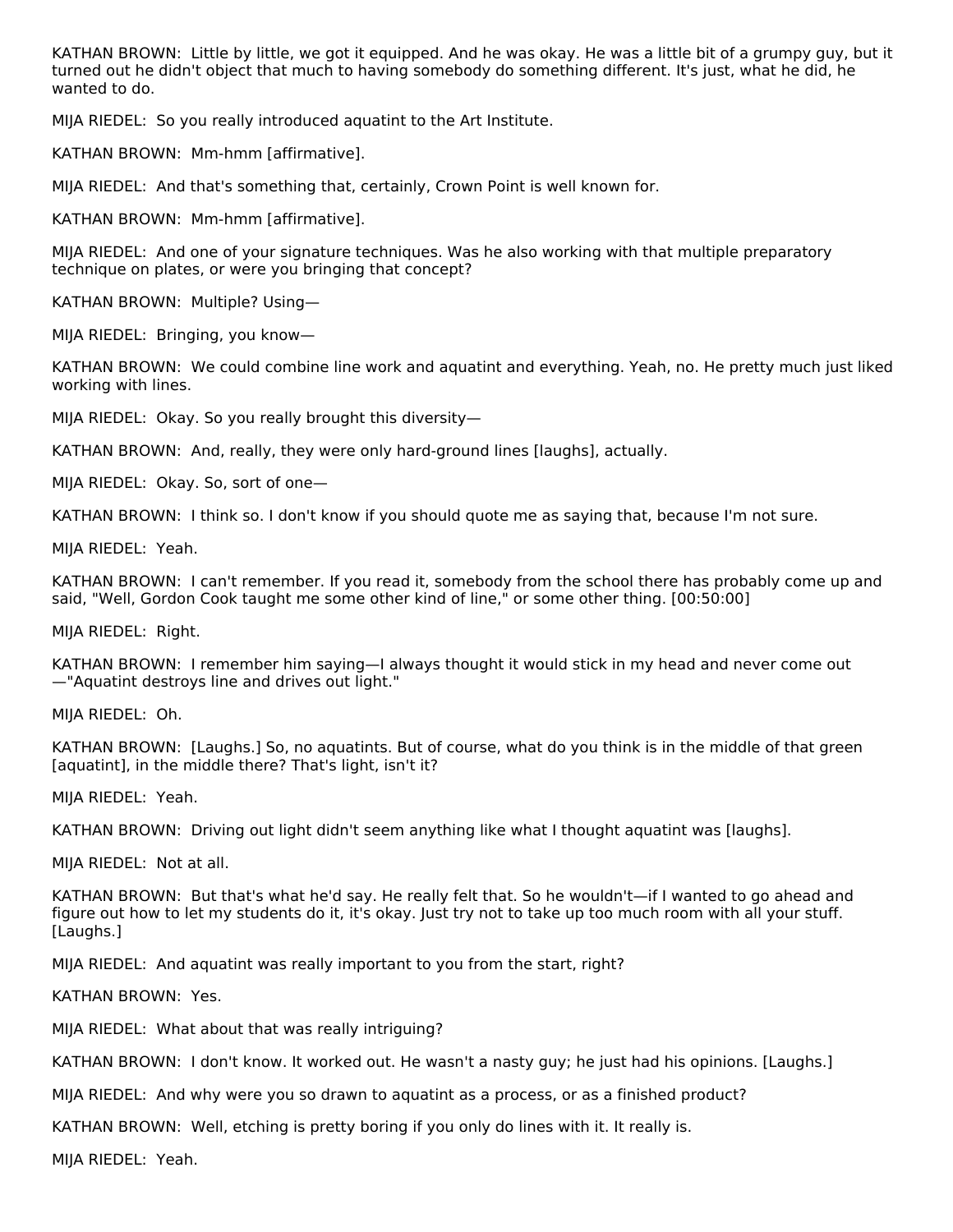KATHAN BROWN: Little by little, we got it equipped. And he was okay. He was a little bit of a grumpy guy, but it turned out he didn't object that much to having somebody do something different. It's just, what he did, he wanted to do.

MIJA RIEDEL: So you really introduced aquatint to the Art Institute.

KATHAN BROWN: Mm-hmm [affirmative].

MIJA RIEDEL: And that's something that, certainly, Crown Point is well known for.

KATHAN BROWN: Mm-hmm [affirmative].

MIJA RIEDEL: And one of your signature techniques. Was he also working with that multiple preparatory technique on plates, or were you bringing that concept?

KATHAN BROWN: Multiple? Using—

MIJA RIEDEL: Bringing, you know—

KATHAN BROWN: We could combine line work and aquatint and everything. Yeah, no. He pretty much just liked working with lines.

MIJA RIEDEL: Okay. So you really brought this diversity—

KATHAN BROWN: And, really, they were only hard-ground lines [laughs], actually.

MIJA RIEDEL: Okay. So, sort of one—

KATHAN BROWN: I think so. I don't know if you should quote me as saying that, because I'm not sure.

MIJA RIEDEL: Yeah.

KATHAN BROWN: I can't remember. If you read it, somebody from the school there has probably come up and said, "Well, Gordon Cook taught me some other kind of line," or some other thing. [00:50:00]

MIJA RIEDEL: Right.

KATHAN BROWN: I remember him saying—I always thought it would stick in my head and never come out—"Aquatint destroys line and drives out light."

MIJA RIEDEL: Oh.

KATHAN BROWN: [Laughs.] So, no aquatints. But of course, what do you think is in the middle of that green [aquatint], in the middle there? That's light, isn't it?

MIJA RIEDEL: Yeah.

KATHAN BROWN: Driving out light didn't seem anything like what I thought aquatint was [laughs].

MIJA RIEDEL: Not at all.

KATHAN BROWN: But that's what he'd say. He really felt that. So he wouldn't—if I wanted to go ahead and figure out how to let my students do it, it's okay. Just try not to take up too much room with all your stuff. [Laughs.]

MIJA RIEDEL: And aquatint was really important to you from the start, right?

KATHAN BROWN: Yes.

MIJA RIEDEL: What about that was really intriguing?

KATHAN BROWN: I don't know. It worked out. He wasn't a nasty guy; he just had his opinions. [Laughs.]

MIJA RIEDEL: And why were you so drawn to aquatint as a process, or as a finished product?

KATHAN BROWN: Well, etching is pretty boring if you only do lines with it. It really is.

MIJA RIEDEL: Yeah.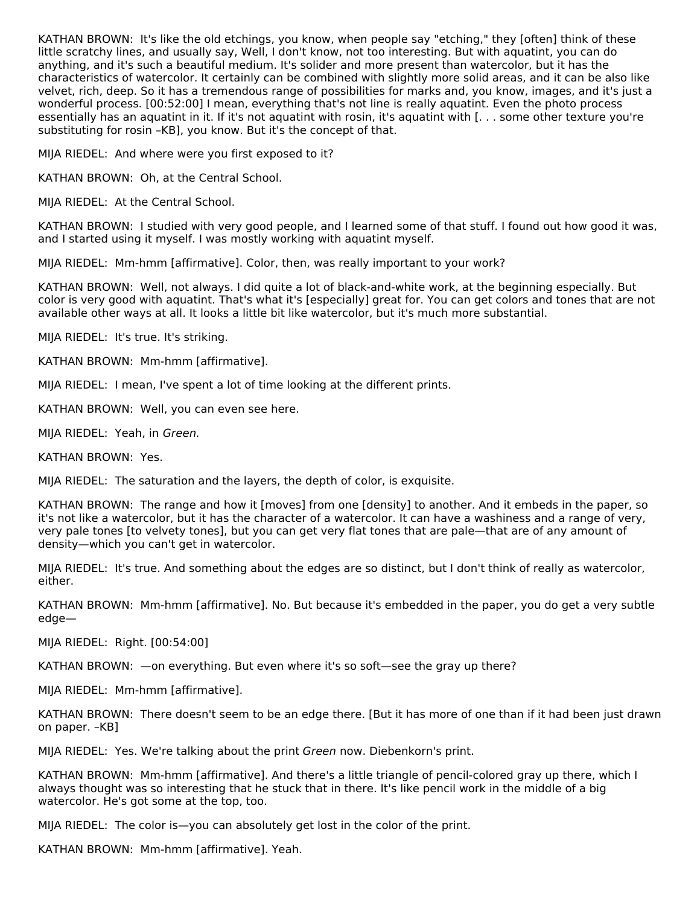KATHAN BROWN: It's like the old etchings, you know, when people say "etching," they [often] think of these little scratchy lines, and usually say, Well, I don't know, not too interesting. But with aquatint, you can do anything, and it's such a beautiful medium. It's solider and more present than watercolor, but it has the characteristics of watercolor. It certainly can be combined with slightly more solid areas, and it can be also like velvet, rich, deep. So it has a tremendous range of possibilities for marks and, you know, images, and it's just a wonderful process. [00:52:00] I mean, everything that's not line is really aquatint. Even the photo process essentially has an aquatint in it. If it's not aquatint with rosin, it's aquatint with [. . . some other texture you're substituting for rosin –KB], you know. But it's the concept of that.

MIJA RIEDEL: And where were you first exposed to it?

KATHAN BROWN: Oh, at the Central School.

MIJA RIEDEL: At the Central School.

KATHAN BROWN: I studied with very good people, and I learned some of that stuff. I found out how good it was, and I started using it myself. I was mostly working with aquatint myself.

MIJA RIEDEL: Mm-hmm [affirmative]. Color, then, was really important to your work?

KATHAN BROWN: Well, not always. I did quite a lot of black-and-white work, at the beginning especially. But color is very good with aquatint. That's what it's [especially] great for. You can get colors and tones that are not available other ways at all. It looks a little bit like watercolor, but it's much more substantial.

MIJA RIEDEL: It's true. It's striking.

KATHAN BROWN: Mm-hmm [affirmative].

MIJA RIEDEL: I mean, I've spent a lot of time looking at the different prints.

KATHAN BROWN: Well, you can even see here.

MIJA RIEDEL: Yeah, in *Green.*

KATHAN BROWN: Yes.

MIJA RIEDEL: The saturation and the layers, the depth of color, is exquisite.

KATHAN BROWN: The range and how it [moves] from one [density] to another. And it embeds in the paper, so it's not like a watercolor, but it has the character of a watercolor. It can have a washiness and a range of very, very pale tones [to velvety tones], but you can get very flat tones that are pale—that are of any amount of density—which you can't get in watercolor.

MIJA RIEDEL: It's true. And something about the edges are so distinct, but I don't think of really as watercolor, either.

KATHAN BROWN: Mm-hmm [affirmative]. No. But because it's embedded in the paper, you do get a very subtle edge—

MIJA RIEDEL: Right. [00:54:00]

KATHAN BROWN: —on everything. But even where it's so soft—see the gray up there?

MIJA RIEDEL: Mm-hmm [affirmative].

KATHAN BROWN: There doesn't seem to be an edge there. [But it has more of one than if it had been just drawn on paper. –KB]

MIJA RIEDEL: Yes. We're talking about the print *Green* now. Diebenkorn's print.

KATHAN BROWN: Mm-hmm [affirmative]. And there's a little triangle of pencil-colored gray up there, which I always thought was so interesting that he stuck that in there. It's like pencil work in the middle of a big watercolor. He's got some at the top, too.

MIJA RIEDEL: The color is—you can absolutely get lost in the color of the print.

KATHAN BROWN: Mm-hmm [affirmative]. Yeah.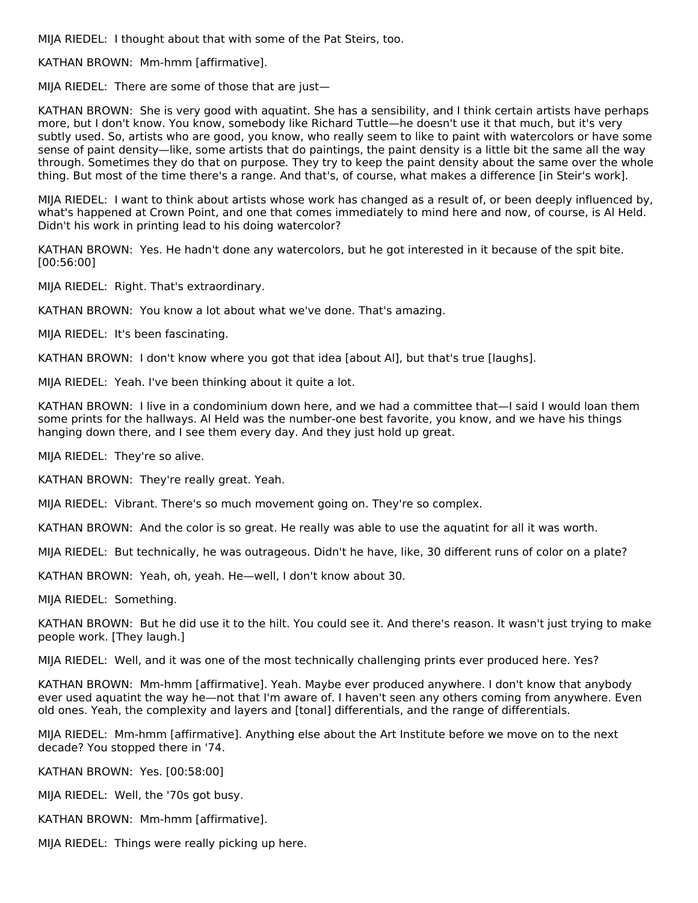MIJA RIEDEL: I thought about that with some of the Pat Steirs, too.

KATHAN BROWN: Mm-hmm [affirmative].

MIJA RIEDEL: There are some of those that are just—

KATHAN BROWN: She is very good with aquatint. She has a sensibility, and I think certain artists have perhaps more, but I don't know. You know, somebody like Richard Tuttle—he doesn't use it that much, but it's very subtly used. So, artists who are good, you know, who really seem to like to paint with watercolors or have some sense of paint density—like, some artists that do paintings, the paint density is a little bit the same all the way through. Sometimes they do that on purpose. They try to keep the paint density about the same over the whole thing. But most of the time there's a range. And that's, of course, what makes a difference [in Steir's work].

MIJA RIEDEL: I want to think about artists whose work has changed as a result of, or been deeply influenced by, what's happened at Crown Point, and one that comes immediately to mind here and now, of course, is Al Held. Didn't his work in printing lead to his doing watercolor?

KATHAN BROWN: Yes. He hadn't done any watercolors, but he got interested in it because of the spit bite. [00:56:00]

MIJA RIEDEL: Right. That's extraordinary.

KATHAN BROWN: You know a lot about what we've done. That's amazing.

MIJA RIEDEL: It's been fascinating.

KATHAN BROWN: I don't know where you got that idea [about Al], but that's true [laughs].

MIJA RIEDEL: Yeah. I've been thinking about it quite a lot.

KATHAN BROWN: I live in a condominium down here, and we had a committee that—I said I would loan them some prints for the hallways. Al Held was the number-one best favorite, you know, and we have his things hanging down there, and I see them every day. And they just hold up great.

MIJA RIEDEL: They're so alive.

KATHAN BROWN: They're really great. Yeah.

MIJA RIEDEL: Vibrant. There's so much movement going on. They're so complex.

KATHAN BROWN: And the color is so great. He really was able to use the aquatint for all it was worth.

MIJA RIEDEL: But technically, he was outrageous. Didn't he have, like, 30 different runs of color on a plate?

KATHAN BROWN: Yeah, oh, yeah. He—well, I don't know about 30.

MIJA RIEDEL: Something.

KATHAN BROWN: But he did use it to the hilt. You could see it. And there's reason. It wasn't just trying to make people work. [They laugh.]

MIJA RIEDEL: Well, and it was one of the most technically challenging prints ever produced here. Yes?

KATHAN BROWN: Mm-hmm [affirmative]. Yeah. Maybe ever produced anywhere. I don't know that anybody ever used aquatint the way he—not that I'm aware of. I haven't seen any others coming from anywhere. Even old ones. Yeah, the complexity and layers and [tonal] differentials, and the range of differentials.

MIJA RIEDEL: Mm-hmm [affirmative]. Anything else about the Art Institute before we move on to the next decade? You stopped there in '74.

KATHAN BROWN: Yes. [00:58:00]

MIJA RIEDEL: Well, the '70s got busy.

KATHAN BROWN: Mm-hmm [affirmative].

MIJA RIEDEL: Things were really picking up here.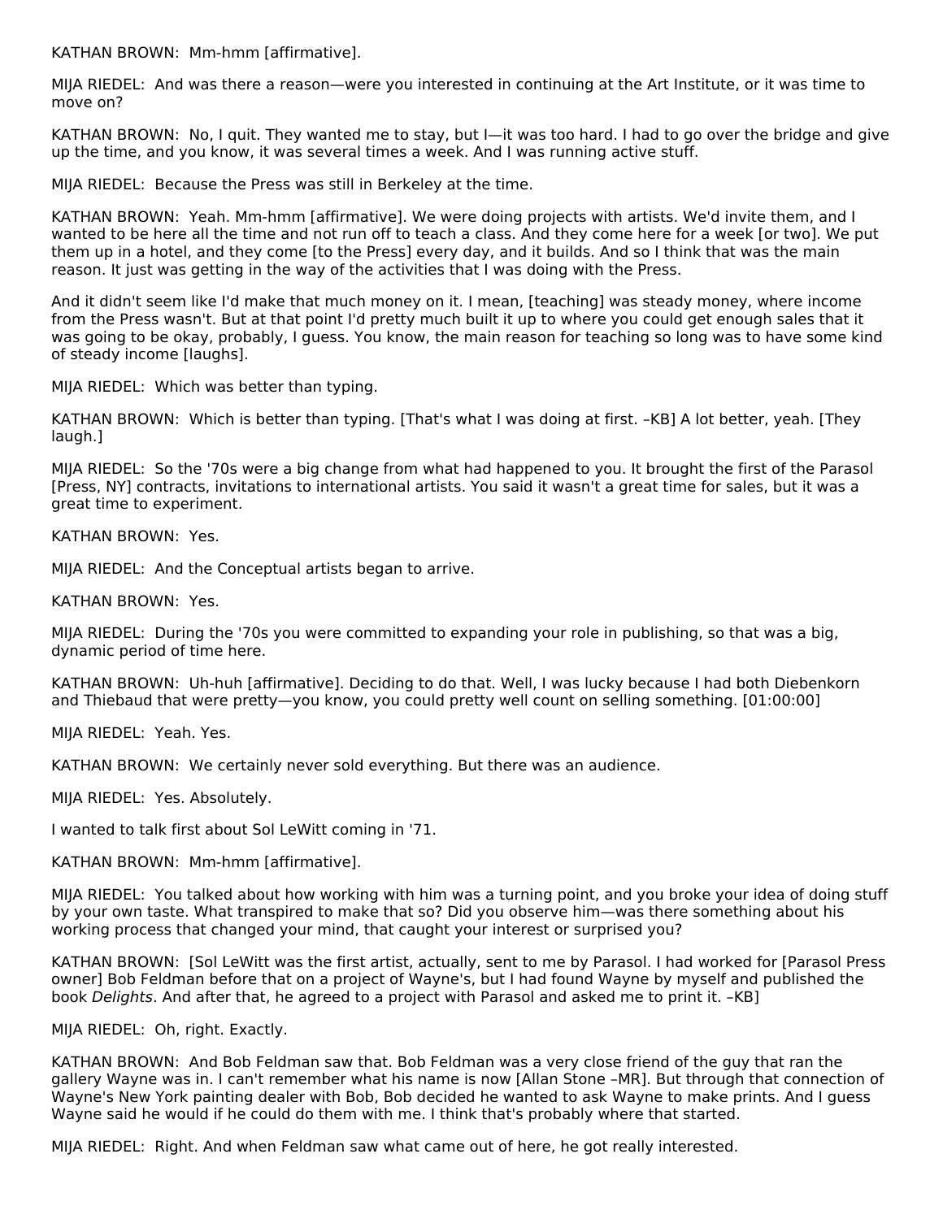KATHAN BROWN: Mm-hmm [affirmative].

MIJA RIEDEL: And was there a reason—were you interested in continuing at the Art Institute, or it was time to move on?

KATHAN BROWN: No, I quit. They wanted me to stay, but I—it was too hard. I had to go over the bridge and give up the time, and you know, it was several times a week. And I was running active stuff.

MIJA RIEDEL: Because the Press was still in Berkeley at the time.

KATHAN BROWN: Yeah. Mm-hmm [affirmative]. We were doing projects with artists. We'd invite them, and I wanted to be here all the time and not run off to teach a class. And they come here for a week [or two]. We put them up in a hotel, and they come [to the Press] every day, and it builds. And so I think that was the main reason. It just was getting in the way of the activities that I was doing with the Press.

And it didn't seem like I'd make that much money on it. I mean, [teaching] was steady money, where income from the Press wasn't. But at that point I'd pretty much built it up to where you could get enough sales that it was going to be okay, probably, I guess. You know, the main reason for teaching so long was to have some kind of steady income [laughs].

MIJA RIEDEL: Which was better than typing.

KATHAN BROWN: Which is better than typing. [That's what I was doing at first. –KB] A lot better, yeah. [They laugh.]

MIJA RIEDEL: So the '70s were a big change from what had happened to you. It brought the first of the Parasol [Press, NY] contracts, invitations to international artists. You said it wasn't a great time for sales, but it was a great time to experiment.

KATHAN BROWN: Yes.

MIJA RIEDEL: And the Conceptual artists began to arrive.

KATHAN BROWN: Yes.

MIJA RIEDEL: During the '70s you were committed to expanding your role in publishing, so that was a big, dynamic period of time here.

KATHAN BROWN: Uh-huh [affirmative]. Deciding to do that. Well, I was lucky because I had both Diebenkorn and Thiebaud that were pretty—you know, you could pretty well count on selling something. [01:00:00]

MIJA RIEDEL: Yeah. Yes.

KATHAN BROWN: We certainly never sold everything. But there was an audience.

MIJA RIEDEL: Yes. Absolutely.

I wanted to talk first about Sol LeWitt coming in '71.

KATHAN BROWN: Mm-hmm [affirmative].

MIJA RIEDEL: You talked about how working with him was a turning point, and you broke your idea of doing stuff by your own taste. What transpired to make that so? Did you observe him—was there something about his working process that changed your mind, that caught your interest or surprised you?

KATHAN BROWN: [Sol LeWitt was the first artist, actually, sent to me by Parasol. I had worked for [Parasol Press owner] Bob Feldman before that on a project of Wayne's, but I had found Wayne by myself and published the book *Delights*. And after that, he agreed to a project with Parasol and asked me to print it. –KB]

MIJA RIEDEL: Oh, right. Exactly.

KATHAN BROWN: And Bob Feldman saw that. Bob Feldman was a very close friend of the guy that ran the gallery Wayne was in. I can't remember what his name is now [Allan Stone –MR]. But through that connection of Wayne's New York painting dealer with Bob, Bob decided he wanted to ask Wayne to make prints. And I guess Wayne said he would if he could do them with me. I think that's probably where that started.

MIJA RIEDEL: Right. And when Feldman saw what came out of here, he got really interested.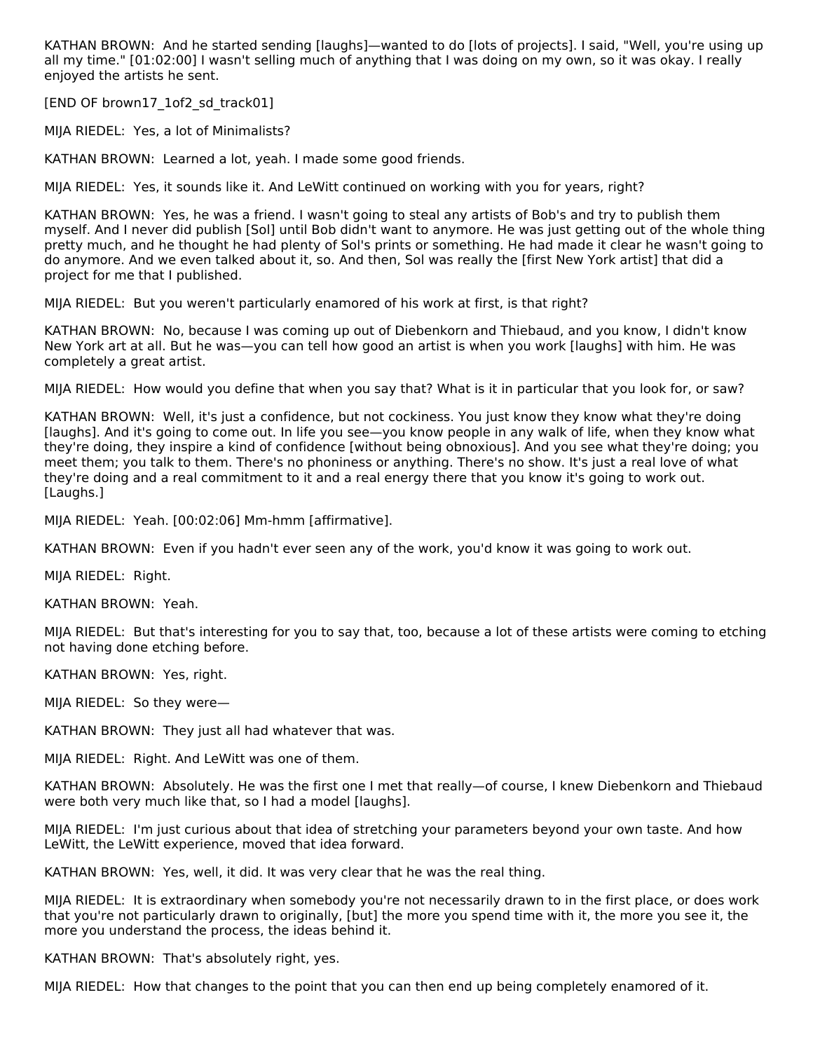KATHAN BROWN: And he started sending [laughs]—wanted to do [lots of projects]. I said, "Well, you're using up all my time." [01:02:00] I wasn't selling much of anything that I was doing on my own, so it was okay. I really enjoyed the artists he sent.

[END OF brown17_1of2_sd_track01]

MIJA RIEDEL: Yes, a lot of Minimalists?

KATHAN BROWN: Learned a lot, yeah. I made some good friends.

MIJA RIEDEL: Yes, it sounds like it. And LeWitt continued on working with you for years, right?

KATHAN BROWN: Yes, he was a friend. I wasn't going to steal any artists of Bob's and try to publish them myself. And I never did publish [Sol] until Bob didn't want to anymore. He was just getting out of the whole thing pretty much, and he thought he had plenty of Sol's prints or something. He had made it clear he wasn't going to do anymore. And we even talked about it, so. And then, Sol was really the [first New York artist] that did a project for me that I published.

MIJA RIEDEL: But you weren't particularly enamored of his work at first, is that right?

KATHAN BROWN: No, because I was coming up out of Diebenkorn and Thiebaud, and you know, I didn't know New York art at all. But he was—you can tell how good an artist is when you work [laughs] with him. He was completely a great artist.

MIJA RIEDEL: How would you define that when you say that? What is it in particular that you look for, or saw?

KATHAN BROWN: Well, it's just a confidence, but not cockiness. You just know they know what they're doing [laughs]. And it's going to come out. In life you see—you know people in any walk of life, when they know what they're doing, they inspire a kind of confidence [without being obnoxious]. And you see what they're doing; you meet them; you talk to them. There's no phoniness or anything. There's no show. It's just a real love of what they're doing and a real commitment to it and a real energy there that you know it's going to work out. [Laughs.]

MIJA RIEDEL: Yeah. [00:02:06] Mm-hmm [affirmative].

KATHAN BROWN: Even if you hadn't ever seen any of the work, you'd know it was going to work out.

MIJA RIEDEL: Right.

KATHAN BROWN: Yeah.

MIJA RIEDEL: But that's interesting for you to say that, too, because a lot of these artists were coming to etching not having done etching before.

KATHAN BROWN: Yes, right.

MIJA RIEDEL: So they were—

KATHAN BROWN: They just all had whatever that was.

MIJA RIEDEL: Right. And LeWitt was one of them.

KATHAN BROWN: Absolutely. He was the first one I met that really—of course, I knew Diebenkorn and Thiebaud were both very much like that, so I had a model [laughs].

MIJA RIEDEL: I'm just curious about that idea of stretching your parameters beyond your own taste. And how LeWitt, the LeWitt experience, moved that idea forward.

KATHAN BROWN: Yes, well, it did. It was very clear that he was the real thing.

MIJA RIEDEL: It is extraordinary when somebody you're not necessarily drawn to in the first place, or does work that you're not particularly drawn to originally, [but] the more you spend time with it, the more you see it, the more you understand the process, the ideas behind it.

KATHAN BROWN: That's absolutely right, yes.

MIJA RIEDEL: How that changes to the point that you can then end up being completely enamored of it.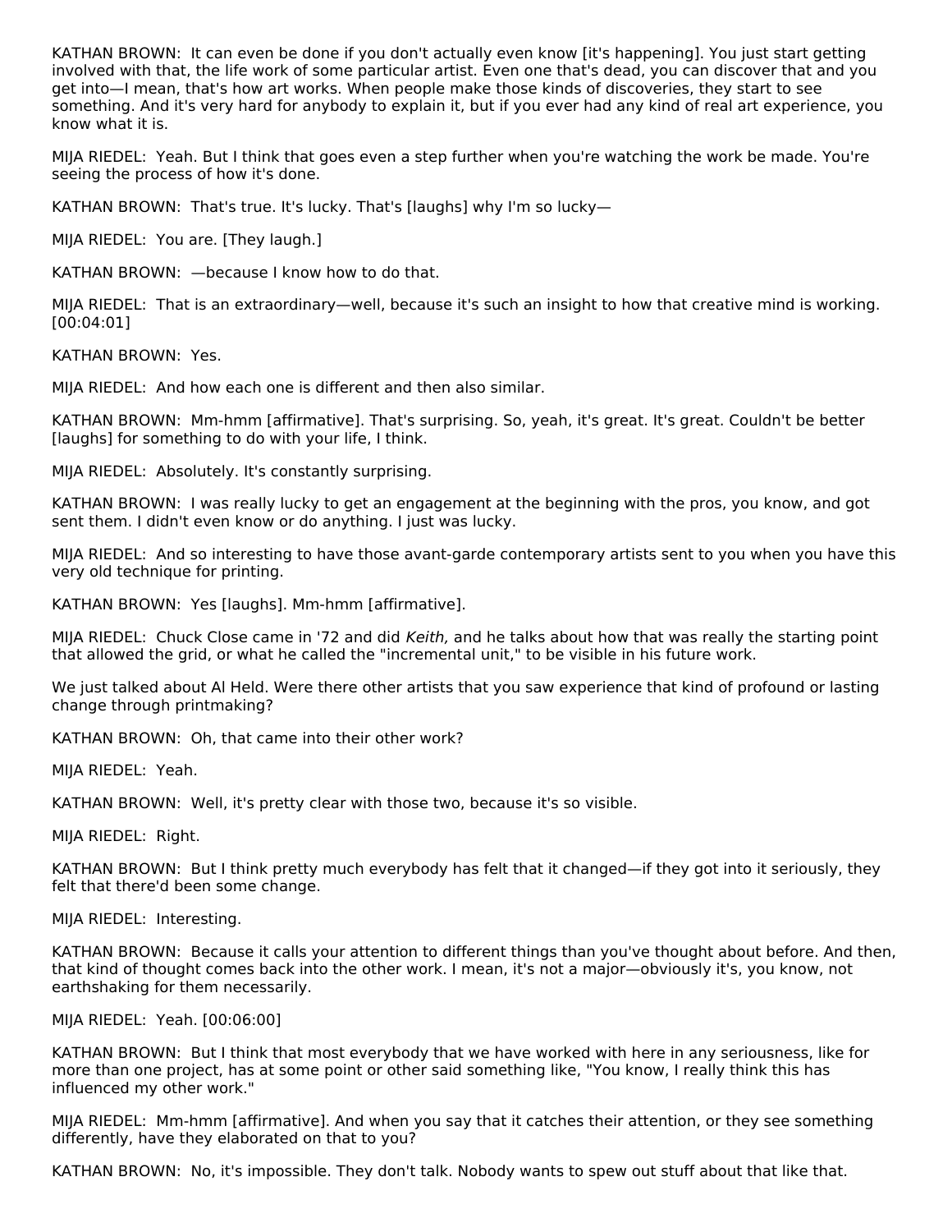KATHAN BROWN: It can even be done if you don't actually even know [it's happening]. You just start getting involved with that, the life work of some particular artist. Even one that's dead, you can discover that and you get into—I mean, that's how art works. When people make those kinds of discoveries, they start to see something. And it's very hard for anybody to explain it, but if you ever had any kind of real art experience, you know what it is.

MIJA RIEDEL: Yeah. But I think that goes even a step further when you're watching the work be made. You're seeing the process of how it's done.

KATHAN BROWN: That's true. It's lucky. That's [laughs] why I'm so lucky—

MIJA RIEDEL: You are. [They laugh.]

KATHAN BROWN: —because I know how to do that.

MIJA RIEDEL: That is an extraordinary—well, because it's such an insight to how that creative mind is working. [00:04:01]

KATHAN BROWN: Yes.

MIJA RIEDEL: And how each one is different and then also similar.

KATHAN BROWN: Mm-hmm [affirmative]. That's surprising. So, yeah, it's great. It's great. Couldn't be better [laughs] for something to do with your life, I think.

MIJA RIEDEL: Absolutely. It's constantly surprising.

KATHAN BROWN: I was really lucky to get an engagement at the beginning with the pros, you know, and got sent them. I didn't even know or do anything. I just was lucky.

MIJA RIEDEL: And so interesting to have those avant-garde contemporary artists sent to you when you have this very old technique for printing.

KATHAN BROWN: Yes [laughs]. Mm-hmm [affirmative].

MIJA RIEDEL: Chuck Close came in '72 and did *Keith,* and he talks about how that was really the starting point that allowed the grid, or what he called the "incremental unit," to be visible in his future work.

We just talked about Al Held. Were there other artists that you saw experience that kind of profound or lasting change through printmaking?

KATHAN BROWN: Oh, that came into their other work?

MIJA RIEDEL: Yeah.

KATHAN BROWN: Well, it's pretty clear with those two, because it's so visible.

MIJA RIEDEL: Right.

KATHAN BROWN: But I think pretty much everybody has felt that it changed—if they got into it seriously, they felt that there'd been some change.

MIJA RIEDEL: Interesting.

KATHAN BROWN: Because it calls your attention to different things than you've thought about before. And then, that kind of thought comes back into the other work. I mean, it's not a major—obviously it's, you know, not earthshaking for them necessarily.

MIJA RIEDEL: Yeah. [00:06:00]

KATHAN BROWN: But I think that most everybody that we have worked with here in any seriousness, like for more than one project, has at some point or other said something like, "You know, I really think this has influenced my other work."

MIJA RIEDEL: Mm-hmm [affirmative]. And when you say that it catches their attention, or they see something differently, have they elaborated on that to you?

KATHAN BROWN: No, it's impossible. They don't talk. Nobody wants to spew out stuff about that like that.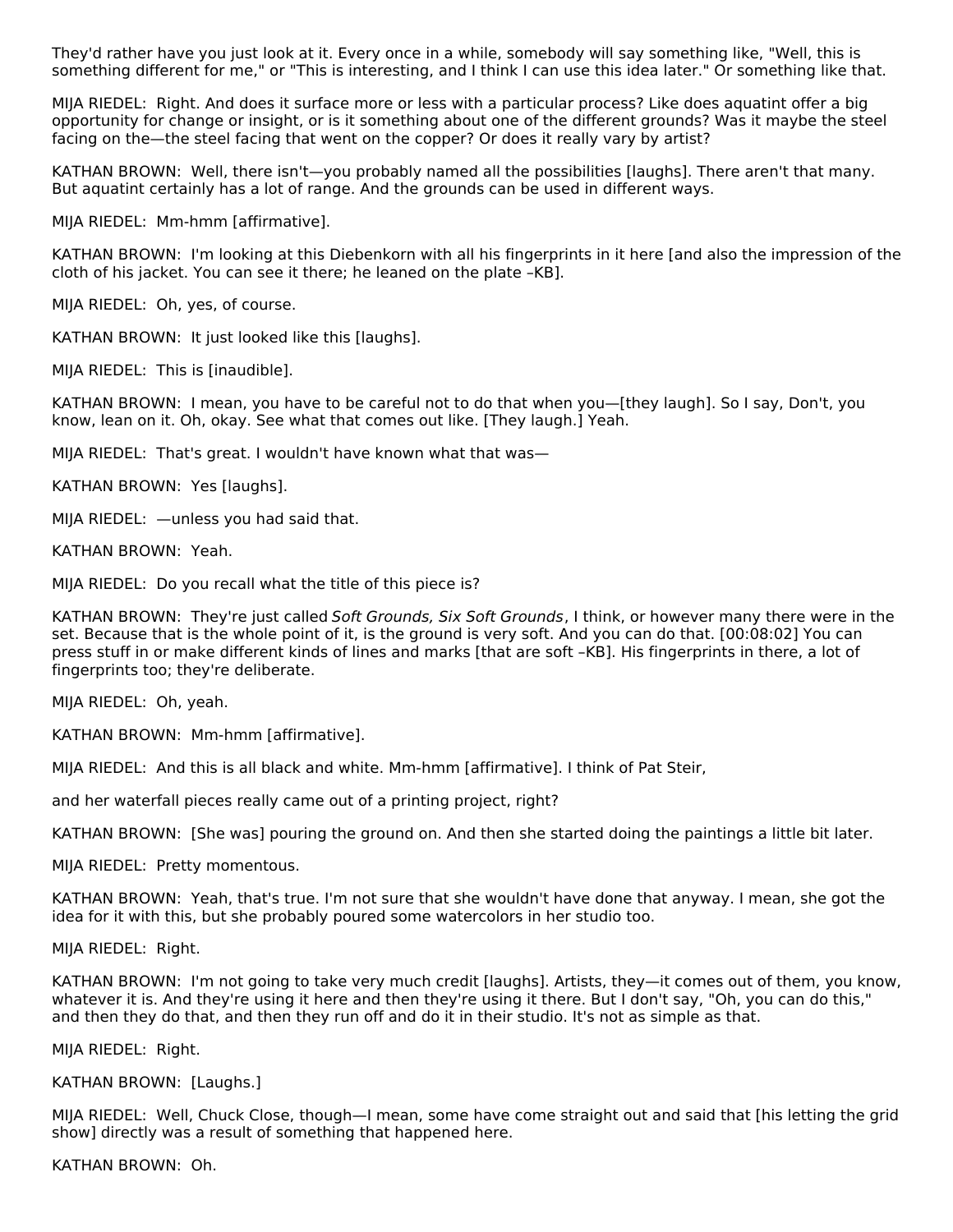They'd rather have you just look at it. Every once in a while, somebody will say something like, "Well, this is something different for me," or "This is interesting, and I think I can use this idea later." Or something like that.

MIJA RIEDEL: Right. And does it surface more or less with a particular process? Like does aquatint offer a big opportunity for change or insight, or is it something about one of the different grounds? Was it maybe the steel facing on the—the steel facing that went on the copper? Or does it really vary by artist?

KATHAN BROWN: Well, there isn't—you probably named all the possibilities [laughs]. There aren't that many. But aquatint certainly has a lot of range. And the grounds can be used in different ways.

MIJA RIEDEL: Mm-hmm [affirmative].

KATHAN BROWN: I'm looking at this Diebenkorn with all his fingerprints in it here [and also the impression of the cloth of his jacket. You can see it there; he leaned on the plate –KB].

MIJA RIEDEL: Oh, yes, of course.

KATHAN BROWN: It just looked like this [laughs].

MIJA RIEDEL: This is [inaudible].

KATHAN BROWN: I mean, you have to be careful not to do that when you—[they laugh]. So I say, Don't, you know, lean on it. Oh, okay. See what that comes out like. [They laugh.] Yeah.

MIJA RIEDEL: That's great. I wouldn't have known what that was—

KATHAN BROWN: Yes [laughs].

MIJA RIEDEL: —unless you had said that.

KATHAN BROWN: Yeah.

MIJA RIEDEL: Do you recall what the title of this piece is?

KATHAN BROWN: They're just called *Soft Grounds, Six Soft Grounds*, I think, or however many there were in the set. Because that is the whole point of it, is the ground is very soft. And you can do that. [00:08:02] You can press stuff in or make different kinds of lines and marks [that are soft –KB]. His fingerprints in there, a lot of fingerprints too; they're deliberate.

MIJA RIEDEL: Oh, yeah.

KATHAN BROWN: Mm-hmm [affirmative].

MIJA RIEDEL: And this is all black and white. Mm-hmm [affirmative]. I think of Pat Steir,

and her waterfall pieces really came out of a printing project, right?

KATHAN BROWN: [She was] pouring the ground on. And then she started doing the paintings a little bit later.

MIJA RIEDEL: Pretty momentous.

KATHAN BROWN: Yeah, that's true. I'm not sure that she wouldn't have done that anyway. I mean, she got the idea for it with this, but she probably poured some watercolors in her studio too.

MIJA RIEDEL: Right.

KATHAN BROWN: I'm not going to take very much credit [laughs]. Artists, they—it comes out of them, you know, whatever it is. And they're using it here and then they're using it there. But I don't say, "Oh, you can do this," and then they do that, and then they run off and do it in their studio. It's not as simple as that.

MIJA RIEDEL: Right.

KATHAN BROWN: [Laughs.]

MIJA RIEDEL: Well, Chuck Close, though—I mean, some have come straight out and said that [his letting the grid show] directly was a result of something that happened here.

KATHAN BROWN: Oh.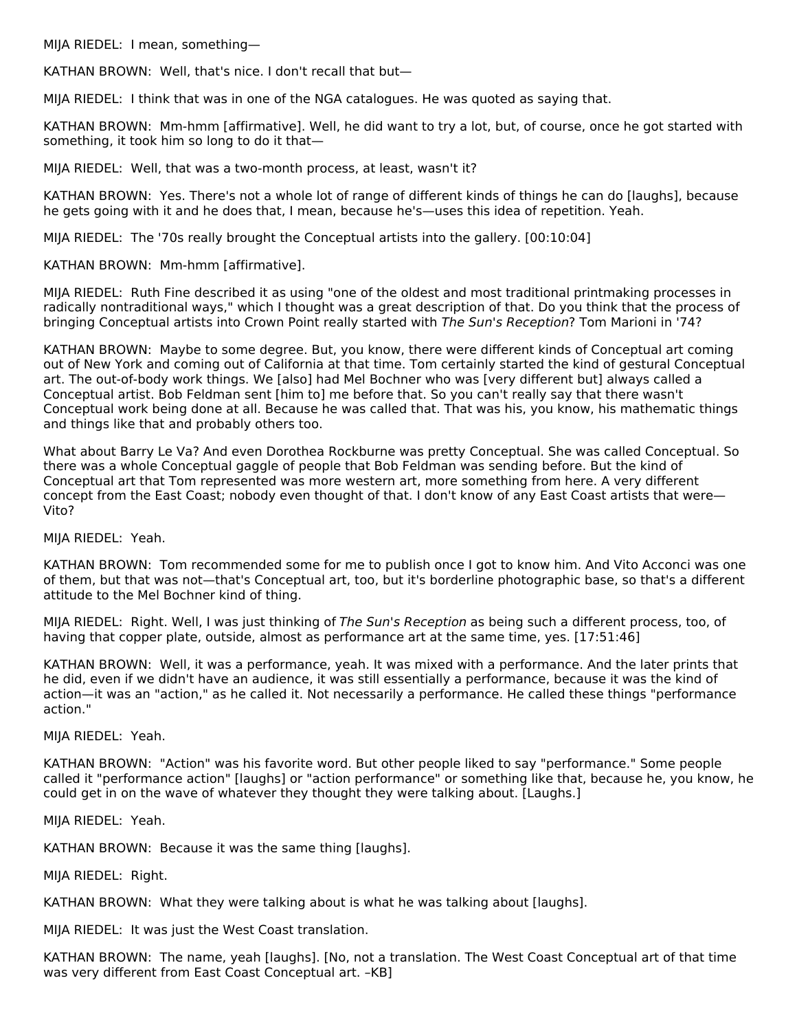MIJA RIEDEL: I mean, something—

KATHAN BROWN: Well, that's nice. I don't recall that but—

MIJA RIEDEL: I think that was in one of the NGA catalogues. He was quoted as saying that.

KATHAN BROWN: Mm-hmm [affirmative]. Well, he did want to try a lot, but, of course, once he got started with something, it took him so long to do it that—

MIJA RIEDEL: Well, that was a two-month process, at least, wasn't it?

KATHAN BROWN: Yes. There's not a whole lot of range of different kinds of things he can do [laughs], because he gets going with it and he does that, I mean, because he's—uses this idea of repetition. Yeah.

MIJA RIEDEL: The '70s really brought the Conceptual artists into the gallery. [00:10:04]

KATHAN BROWN: Mm-hmm [affirmative].

MIJA RIEDEL: Ruth Fine described it as using "one of the oldest and most traditional printmaking processes in radically nontraditional ways," which I thought was a great description of that. Do you think that the process of bringing Conceptual artists into Crown Point really started with *The Sun's Reception*? Tom Marioni in '74?

KATHAN BROWN: Maybe to some degree. But, you know, there were different kinds of Conceptual art coming out of New York and coming out of California at that time. Tom certainly started the kind of gestural Conceptual art. The out-of-body work things. We [also] had Mel Bochner who was [very different but] always called a Conceptual artist. Bob Feldman sent [him to] me before that. So you can't really say that there wasn't Conceptual work being done at all. Because he was called that. That was his, you know, his mathematic things and things like that and probably others too.

What about Barry Le Va? And even Dorothea Rockburne was pretty Conceptual. She was called Conceptual. So there was a whole Conceptual gaggle of people that Bob Feldman was sending before. But the kind of Conceptual art that Tom represented was more western art, more something from here. A very different concept from the East Coast; nobody even thought of that. I don't know of any East Coast artists that were—Vito?

MIJA RIEDEL: Yeah.

KATHAN BROWN: Tom recommended some for me to publish once I got to know him. And Vito Acconci was one of them, but that was not—that's Conceptual art, too, but it's borderline photographic base, so that's a different attitude to the Mel Bochner kind of thing.

MIJA RIEDEL: Right. Well, I was just thinking of *The Sun's Reception* as being such a different process, too, of having that copper plate, outside, almost as performance art at the same time, yes. [17:51:46]

KATHAN BROWN: Well, it was a performance, yeah. It was mixed with a performance. And the later prints that he did, even if we didn't have an audience, it was still essentially a performance, because it was the kind of action—it was an "action," as he called it. Not necessarily a performance. He called these things "performance action."

MIJA RIEDEL: Yeah.

KATHAN BROWN: "Action" was his favorite word. But other people liked to say "performance." Some people called it "performance action" [laughs] or "action performance" or something like that, because he, you know, he could get in on the wave of whatever they thought they were talking about. [Laughs.]

MIJA RIEDEL: Yeah.

KATHAN BROWN: Because it was the same thing [laughs].

MIJA RIEDEL: Right.

KATHAN BROWN: What they were talking about is what he was talking about [laughs].

MIJA RIEDEL: It was just the West Coast translation.

KATHAN BROWN: The name, yeah [laughs]. [No, not a translation. The West Coast Conceptual art of that time was very different from East Coast Conceptual art. –KB]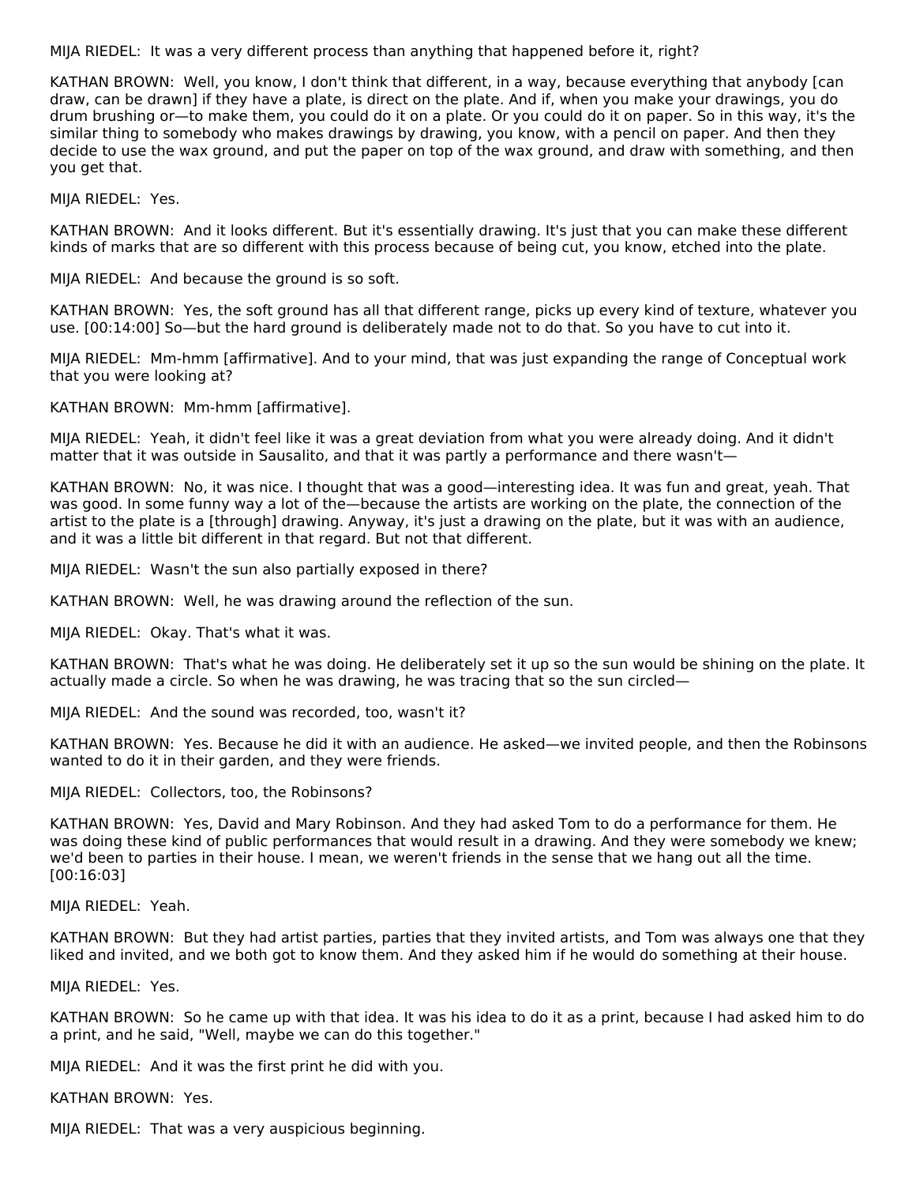MIJA RIEDEL: It was a very different process than anything that happened before it, right?

KATHAN BROWN: Well, you know, I don't think that different, in a way, because everything that anybody [can draw, can be drawn] if they have a plate, is direct on the plate. And if, when you make your drawings, you do drum brushing or—to make them, you could do it on a plate. Or you could do it on paper. So in this way, it's the similar thing to somebody who makes drawings by drawing, you know, with a pencil on paper. And then they decide to use the wax ground, and put the paper on top of the wax ground, and draw with something, and then you get that.

MIJA RIEDEL: Yes.

KATHAN BROWN: And it looks different. But it's essentially drawing. It's just that you can make these different kinds of marks that are so different with this process because of being cut, you know, etched into the plate.

MIJA RIEDEL: And because the ground is so soft.

KATHAN BROWN: Yes, the soft ground has all that different range, picks up every kind of texture, whatever you use. [00:14:00] So—but the hard ground is deliberately made not to do that. So you have to cut into it.

MIJA RIEDEL: Mm-hmm [affirmative]. And to your mind, that was just expanding the range of Conceptual work that you were looking at?

KATHAN BROWN: Mm-hmm [affirmative].

MIJA RIEDEL: Yeah, it didn't feel like it was a great deviation from what you were already doing. And it didn't matter that it was outside in Sausalito, and that it was partly a performance and there wasn't—

KATHAN BROWN: No, it was nice. I thought that was a good—interesting idea. It was fun and great, yeah. That was good. In some funny way a lot of the—because the artists are working on the plate, the connection of the artist to the plate is a [through] drawing. Anyway, it's just a drawing on the plate, but it was with an audience, and it was a little bit different in that regard. But not that different.

MIJA RIEDEL: Wasn't the sun also partially exposed in there?

KATHAN BROWN: Well, he was drawing around the reflection of the sun.

MIJA RIEDEL: Okay. That's what it was.

KATHAN BROWN: That's what he was doing. He deliberately set it up so the sun would be shining on the plate. It actually made a circle. So when he was drawing, he was tracing that so the sun circled—

MIJA RIEDEL: And the sound was recorded, too, wasn't it?

KATHAN BROWN: Yes. Because he did it with an audience. He asked—we invited people, and then the Robinsons wanted to do it in their garden, and they were friends.

MIJA RIEDEL: Collectors, too, the Robinsons?

KATHAN BROWN: Yes, David and Mary Robinson. And they had asked Tom to do a performance for them. He was doing these kind of public performances that would result in a drawing. And they were somebody we knew; we'd been to parties in their house. I mean, we weren't friends in the sense that we hang out all the time. [00:16:03]

MIJA RIEDEL: Yeah.

KATHAN BROWN: But they had artist parties, parties that they invited artists, and Tom was always one that they liked and invited, and we both got to know them. And they asked him if he would do something at their house.

MIJA RIEDEL: Yes.

KATHAN BROWN: So he came up with that idea. It was his idea to do it as a print, because I had asked him to do a print, and he said, "Well, maybe we can do this together."

MIJA RIEDEL: And it was the first print he did with you.

KATHAN BROWN: Yes.

MIJA RIEDEL: That was a very auspicious beginning.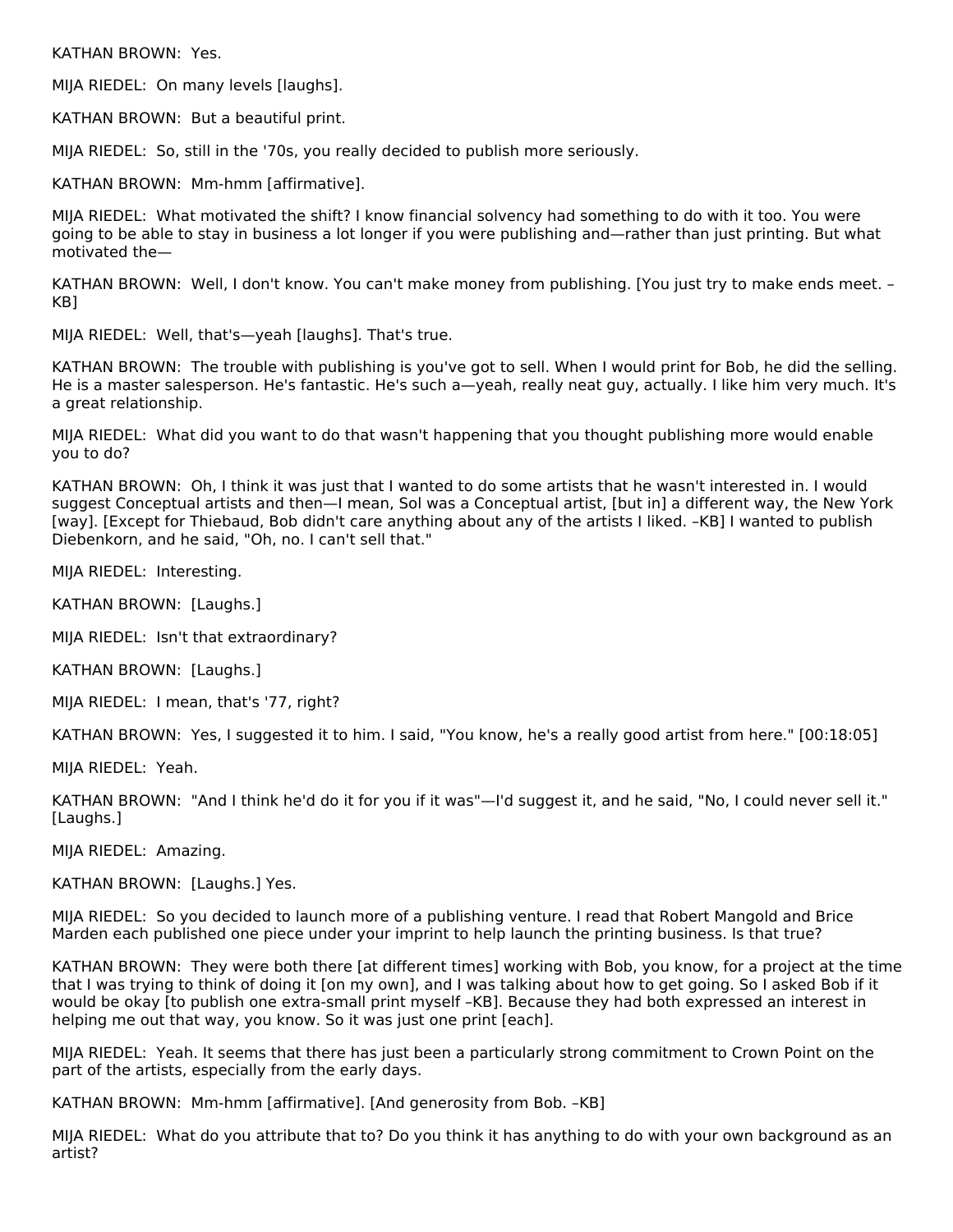KATHAN BROWN: Yes.

MIJA RIEDEL: On many levels [laughs].

KATHAN BROWN: But a beautiful print.

MIJA RIEDEL: So, still in the '70s, you really decided to publish more seriously.

KATHAN BROWN: Mm-hmm [affirmative].

MIJA RIEDEL: What motivated the shift? I know financial solvency had something to do with it too. You were going to be able to stay in business a lot longer if you were publishing and—rather than just printing. But what motivated the—

KATHAN BROWN: Well, I don't know. You can't make money from publishing. [You just try to make ends meet. –KB]

MIJA RIEDEL: Well, that's—yeah [laughs]. That's true.

KATHAN BROWN: The trouble with publishing is you've got to sell. When I would print for Bob, he did the selling. He is a master salesperson. He's fantastic. He's such a—yeah, really neat guy, actually. I like him very much. It's a great relationship.

MIJA RIEDEL: What did you want to do that wasn't happening that you thought publishing more would enable you to do?

KATHAN BROWN: Oh, I think it was just that I wanted to do some artists that he wasn't interested in. I would suggest Conceptual artists and then—I mean, Sol was a Conceptual artist, [but in] a different way, the New York [way]. [Except for Thiebaud, Bob didn't care anything about any of the artists I liked. –KB] I wanted to publish Diebenkorn, and he said, "Oh, no. I can't sell that."

MIJA RIEDEL: Interesting.

KATHAN BROWN: [Laughs.]

MIJA RIEDEL: Isn't that extraordinary?

KATHAN BROWN: [Laughs.]

MIJA RIEDEL: I mean, that's '77, right?

KATHAN BROWN: Yes, I suggested it to him. I said, "You know, he's a really good artist from here." [00:18:05]

MIJA RIEDEL: Yeah.

KATHAN BROWN: "And I think he'd do it for you if it was"—I'd suggest it, and he said, "No, I could never sell it." [Laughs.]

MIJA RIEDEL: Amazing.

KATHAN BROWN: [Laughs.] Yes.

MIJA RIEDEL: So you decided to launch more of a publishing venture. I read that Robert Mangold and Brice Marden each published one piece under your imprint to help launch the printing business. Is that true?

KATHAN BROWN: They were both there [at different times] working with Bob, you know, for a project at the time that I was trying to think of doing it [on my own], and I was talking about how to get going. So I asked Bob if it would be okay [to publish one extra-small print myself –KB]. Because they had both expressed an interest in helping me out that way, you know. So it was just one print [each].

MIJA RIEDEL: Yeah. It seems that there has just been a particularly strong commitment to Crown Point on the part of the artists, especially from the early days.

KATHAN BROWN: Mm-hmm [affirmative]. [And generosity from Bob. –KB]

MIJA RIEDEL: What do you attribute that to? Do you think it has anything to do with your own background as an artist?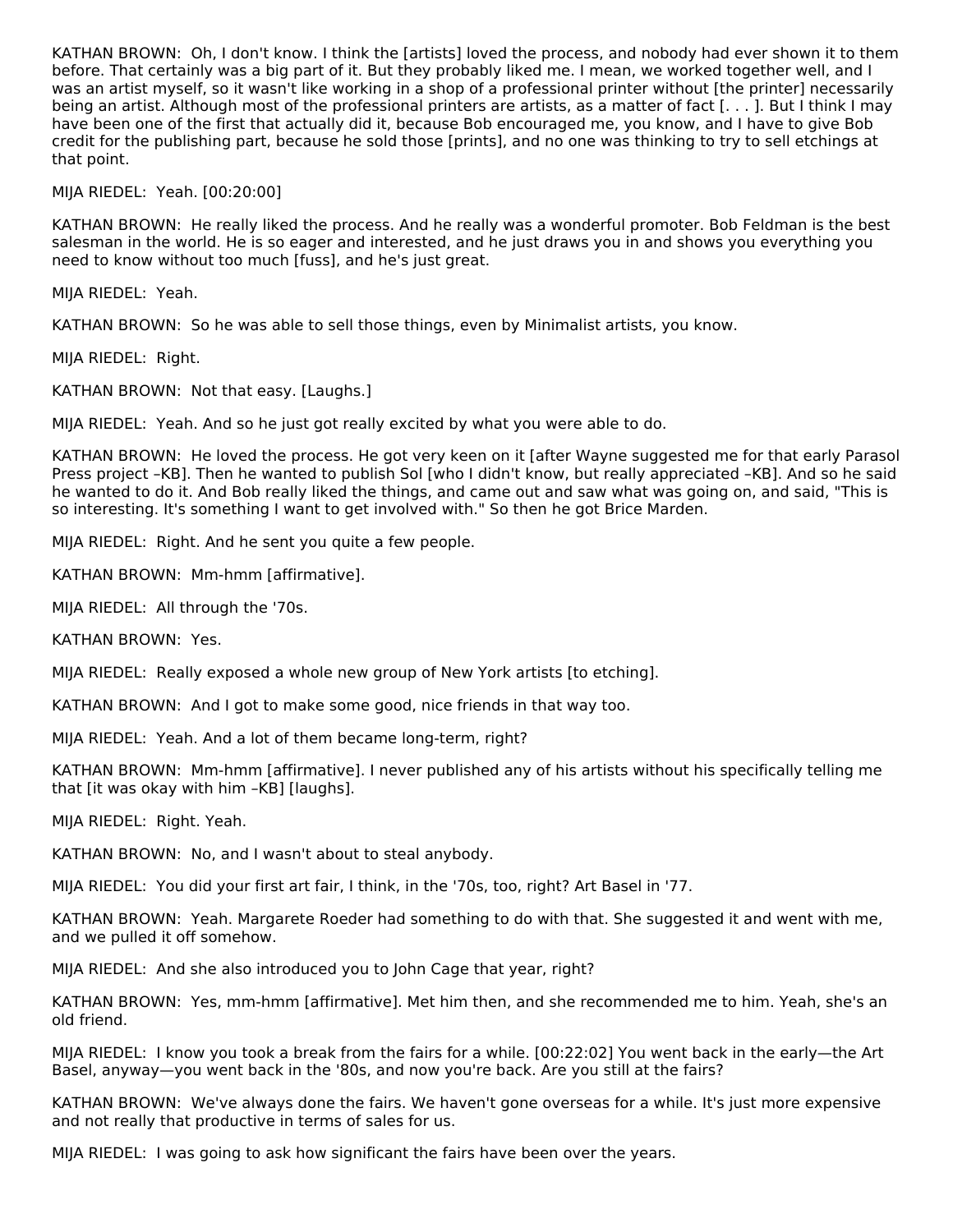KATHAN BROWN: Oh, I don't know. I think the [artists] loved the process, and nobody had ever shown it to them before. That certainly was a big part of it. But they probably liked me. I mean, we worked together well, and I was an artist myself, so it wasn't like working in a shop of a professional printer without [the printer] necessarily being an artist. Although most of the professional printers are artists, as a matter of fact [. . . ]. But I think I may have been one of the first that actually did it, because Bob encouraged me, you know, and I have to give Bob credit for the publishing part, because he sold those [prints], and no one was thinking to try to sell etchings at that point.

MIJA RIEDEL: Yeah. [00:20:00]

KATHAN BROWN: He really liked the process. And he really was a wonderful promoter. Bob Feldman is the best salesman in the world. He is so eager and interested, and he just draws you in and shows you everything you need to know without too much [fuss], and he's just great.

MIJA RIEDEL: Yeah.

KATHAN BROWN: So he was able to sell those things, even by Minimalist artists, you know.

MIJA RIEDEL: Right.

KATHAN BROWN: Not that easy. [Laughs.]

MIJA RIEDEL: Yeah. And so he just got really excited by what you were able to do.

KATHAN BROWN: He loved the process. He got very keen on it [after Wayne suggested me for that early Parasol Press project –KB]. Then he wanted to publish Sol [who I didn't know, but really appreciated –KB]. And so he said he wanted to do it. And Bob really liked the things, and came out and saw what was going on, and said, "This is so interesting. It's something I want to get involved with." So then he got Brice Marden.

MIJA RIEDEL: Right. And he sent you quite a few people.

KATHAN BROWN: Mm-hmm [affirmative].

MIJA RIEDEL: All through the '70s.

KATHAN BROWN: Yes.

MIJA RIEDEL: Really exposed a whole new group of New York artists [to etching].

KATHAN BROWN: And I got to make some good, nice friends in that way too.

MIJA RIEDEL: Yeah. And a lot of them became long-term, right?

KATHAN BROWN: Mm-hmm [affirmative]. I never published any of his artists without his specifically telling me that [it was okay with him –KB] [laughs].

MIJA RIEDEL: Right. Yeah.

KATHAN BROWN: No, and I wasn't about to steal anybody.

MIJA RIEDEL: You did your first art fair, I think, in the '70s, too, right? Art Basel in '77.

KATHAN BROWN: Yeah. Margarete Roeder had something to do with that. She suggested it and went with me, and we pulled it off somehow.

MIJA RIEDEL: And she also introduced you to John Cage that year, right?

KATHAN BROWN: Yes, mm-hmm [affirmative]. Met him then, and she recommended me to him. Yeah, she's an old friend.

MIJA RIEDEL: I know you took a break from the fairs for a while. [00:22:02] You went back in the early—the Art Basel, anyway—you went back in the '80s, and now you're back. Are you still at the fairs?

KATHAN BROWN: We've always done the fairs. We haven't gone overseas for a while. It's just more expensive and not really that productive in terms of sales for us.

MIJA RIEDEL: I was going to ask how significant the fairs have been over the years.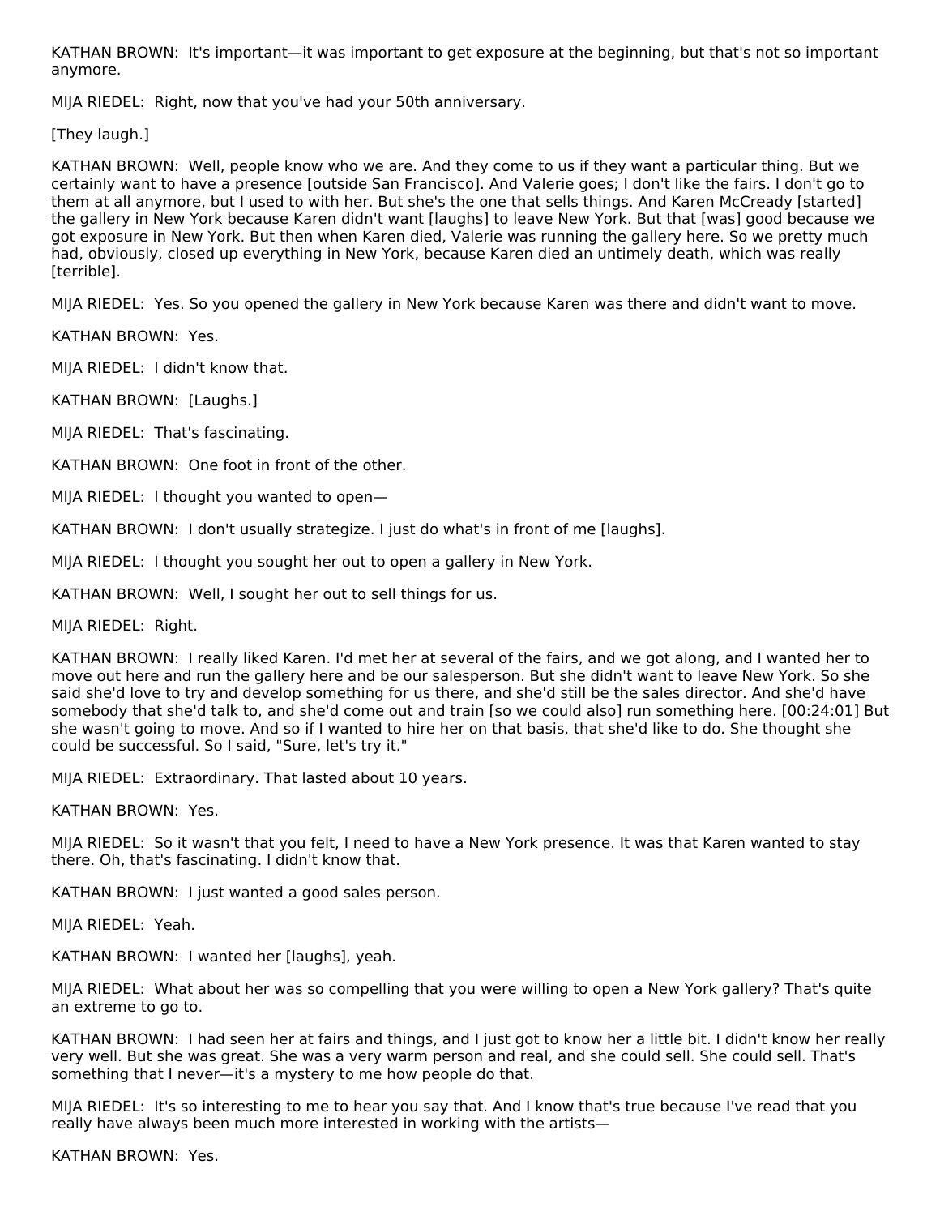KATHAN BROWN: It's important—it was important to get exposure at the beginning, but that's not so important anymore.

MIJA RIEDEL: Right, now that you've had your 50th anniversary.

[They laugh.]

KATHAN BROWN: Well, people know who we are. And they come to us if they want a particular thing. But we certainly want to have a presence [outside San Francisco]. And Valerie goes; I don't like the fairs. I don't go to them at all anymore, but I used to with her. But she's the one that sells things. And Karen McCready [started] the gallery in New York because Karen didn't want [laughs] to leave New York. But that [was] good because we got exposure in New York. But then when Karen died, Valerie was running the gallery here. So we pretty much had, obviously, closed up everything in New York, because Karen died an untimely death, which was really [terrible].

MIJA RIEDEL: Yes. So you opened the gallery in New York because Karen was there and didn't want to move.

KATHAN BROWN: Yes.

MIJA RIEDEL: I didn't know that.

KATHAN BROWN: [Laughs.]

MIJA RIEDEL: That's fascinating.

KATHAN BROWN: One foot in front of the other.

MIJA RIEDEL: I thought you wanted to open—

KATHAN BROWN: I don't usually strategize. I just do what's in front of me [laughs].

MIJA RIEDEL: I thought you sought her out to open a gallery in New York.

KATHAN BROWN: Well, I sought her out to sell things for us.

MIJA RIEDEL: Right.

KATHAN BROWN: I really liked Karen. I'd met her at several of the fairs, and we got along, and I wanted her to move out here and run the gallery here and be our salesperson. But she didn't want to leave New York. So she said she'd love to try and develop something for us there, and she'd still be the sales director. And she'd have somebody that she'd talk to, and she'd come out and train [so we could also] run something here. [00:24:01] But she wasn't going to move. And so if I wanted to hire her on that basis, that she'd like to do. She thought she could be successful. So I said, "Sure, let's try it."

MIJA RIEDEL: Extraordinary. That lasted about 10 years.

KATHAN BROWN: Yes.

MIJA RIEDEL: So it wasn't that you felt, I need to have a New York presence. It was that Karen wanted to stay there. Oh, that's fascinating. I didn't know that.

KATHAN BROWN: I just wanted a good sales person.

MIJA RIEDEL: Yeah.

KATHAN BROWN: I wanted her [laughs], yeah.

MIJA RIEDEL: What about her was so compelling that you were willing to open a New York gallery? That's quite an extreme to go to.

KATHAN BROWN: I had seen her at fairs and things, and I just got to know her a little bit. I didn't know her really very well. But she was great. She was a very warm person and real, and she could sell. She could sell. That's something that I never—it's a mystery to me how people do that.

MIJA RIEDEL: It's so interesting to me to hear you say that. And I know that's true because I've read that you really have always been much more interested in working with the artists—

KATHAN BROWN: Yes.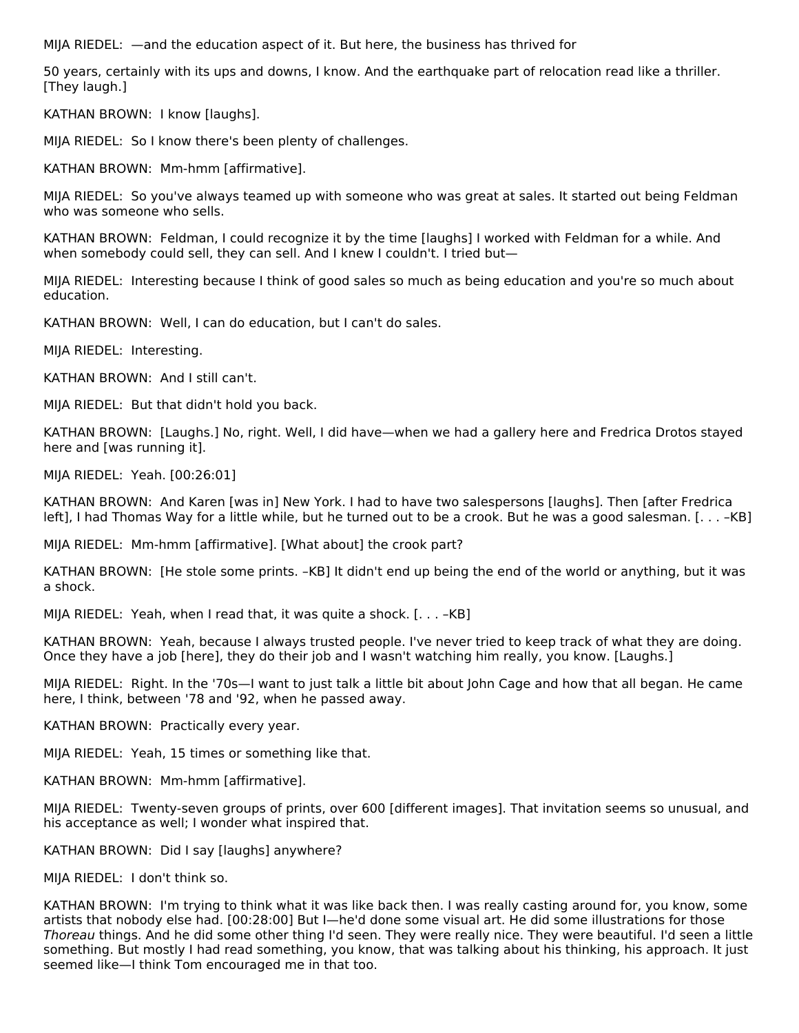MIJA RIEDEL: —and the education aspect of it. But here, the business has thrived for

50 years, certainly with its ups and downs, I know. And the earthquake part of relocation read like a thriller. [They laugh.]

KATHAN BROWN: I know [laughs].

MIJA RIEDEL: So I know there's been plenty of challenges.

KATHAN BROWN: Mm-hmm [affirmative].

MIJA RIEDEL: So you've always teamed up with someone who was great at sales. It started out being Feldman who was someone who sells.

KATHAN BROWN: Feldman, I could recognize it by the time [laughs] I worked with Feldman for a while. And when somebody could sell, they can sell. And I knew I couldn't. I tried but—

MIJA RIEDEL: Interesting because I think of good sales so much as being education and you're so much about education.

KATHAN BROWN: Well, I can do education, but I can't do sales.

MIJA RIEDEL: Interesting.

KATHAN BROWN: And I still can't.

MIJA RIEDEL: But that didn't hold you back.

KATHAN BROWN: [Laughs.] No, right. Well, I did have—when we had a gallery here and Fredrica Drotos stayed here and [was running it].

MIJA RIEDEL: Yeah. [00:26:01]

KATHAN BROWN: And Karen [was in] New York. I had to have two salespersons [laughs]. Then [after Fredrica left], I had Thomas Way for a little while, but he turned out to be a crook. But he was a good salesman. [. . . –KB]

MIJA RIEDEL: Mm-hmm [affirmative]. [What about] the crook part?

KATHAN BROWN: [He stole some prints. –KB] It didn't end up being the end of the world or anything, but it was a shock.

MIJA RIEDEL: Yeah, when I read that, it was quite a shock. [. . . –KB]

KATHAN BROWN: Yeah, because I always trusted people. I've never tried to keep track of what they are doing. Once they have a job [here], they do their job and I wasn't watching him really, you know. [Laughs.]

MIJA RIEDEL: Right. In the '70s—I want to just talk a little bit about John Cage and how that all began. He came here, I think, between '78 and '92, when he passed away.

KATHAN BROWN: Practically every year.

MIJA RIEDEL: Yeah, 15 times or something like that.

KATHAN BROWN: Mm-hmm [affirmative].

MIJA RIEDEL: Twenty-seven groups of prints, over 600 [different images]. That invitation seems so unusual, and his acceptance as well; I wonder what inspired that.

KATHAN BROWN: Did I say [laughs] anywhere?

MIJA RIEDEL: I don't think so.

KATHAN BROWN: I'm trying to think what it was like back then. I was really casting around for, you know, some artists that nobody else had. [00:28:00] But I—he'd done some visual art. He did some illustrations for those *Thoreau* things. And he did some other thing I'd seen. They were really nice. They were beautiful. I'd seen a little something. But mostly I had read something, you know, that was talking about his thinking, his approach. It just seemed like—I think Tom encouraged me in that too.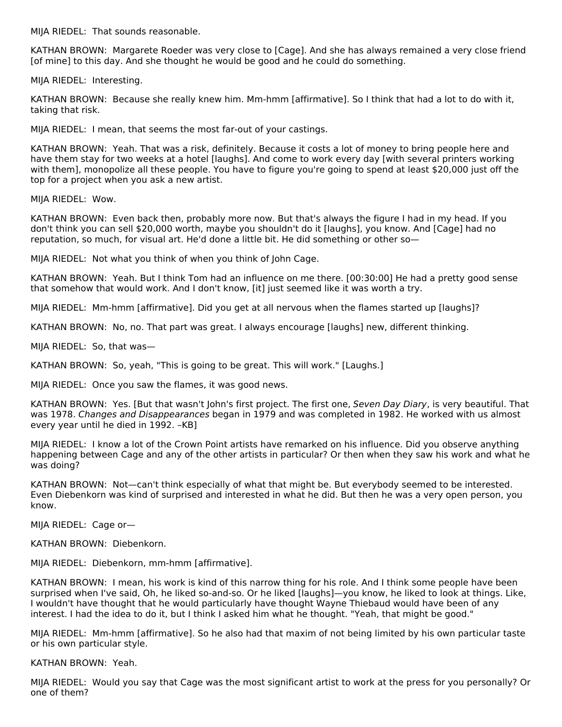MIJA RIEDEL: That sounds reasonable.

KATHAN BROWN: Margarete Roeder was very close to [Cage]. And she has always remained a very close friend [of mine] to this day. And she thought he would be good and he could do something.

MIJA RIEDEL: Interesting.

KATHAN BROWN: Because she really knew him. Mm-hmm [affirmative]. So I think that had a lot to do with it, taking that risk.

MIJA RIEDEL: I mean, that seems the most far-out of your castings.

KATHAN BROWN: Yeah. That was a risk, definitely. Because it costs a lot of money to bring people here and have them stay for two weeks at a hotel [laughs]. And come to work every day [with several printers working with them], monopolize all these people. You have to figure you're going to spend at least $20,000 just off the top for a project when you ask a new artist.

MIJA RIEDEL: Wow.

KATHAN BROWN: Even back then, probably more now. But that's always the figure I had in my head. If you don't think you can sell $20,000 worth, maybe you shouldn't do it [laughs], you know. And [Cage] had no reputation, so much, for visual art. He'd done a little bit. He did something or other so—

MIJA RIEDEL: Not what you think of when you think of John Cage.

KATHAN BROWN: Yeah. But I think Tom had an influence on me there. [00:30:00] He had a pretty good sense that somehow that would work. And I don't know, [it] just seemed like it was worth a try.

MIJA RIEDEL: Mm-hmm [affirmative]. Did you get at all nervous when the flames started up [laughs]?

KATHAN BROWN: No, no. That part was great. I always encourage [laughs] new, different thinking.

MIJA RIEDEL: So, that was—

KATHAN BROWN: So, yeah, "This is going to be great. This will work." [Laughs.]

MIJA RIEDEL: Once you saw the flames, it was good news.

KATHAN BROWN: Yes. [But that wasn't John's first project. The first one, *Seven Day Diary*, is very beautiful. That was 1978. *Changes and Disappearances* began in 1979 and was completed in 1982. He worked with us almost every year until he died in 1992. –KB]

MIJA RIEDEL: I know a lot of the Crown Point artists have remarked on his influence. Did you observe anything happening between Cage and any of the other artists in particular? Or then when they saw his work and what he was doing?

KATHAN BROWN: Not—can't think especially of what that might be. But everybody seemed to be interested. Even Diebenkorn was kind of surprised and interested in what he did. But then he was a very open person, you know.

MIJA RIEDEL: Cage or—

KATHAN BROWN: Diebenkorn.

MIJA RIEDEL: Diebenkorn, mm-hmm [affirmative].

KATHAN BROWN: I mean, his work is kind of this narrow thing for his role. And I think some people have been surprised when I've said, Oh, he liked so-and-so. Or he liked [laughs]—you know, he liked to look at things. Like, I wouldn't have thought that he would particularly have thought Wayne Thiebaud would have been of any interest. I had the idea to do it, but I think I asked him what he thought. "Yeah, that might be good."

MIJA RIEDEL: Mm-hmm [affirmative]. So he also had that maxim of not being limited by his own particular taste or his own particular style.

KATHAN BROWN: Yeah.

MIJA RIEDEL: Would you say that Cage was the most significant artist to work at the press for you personally? Or one of them?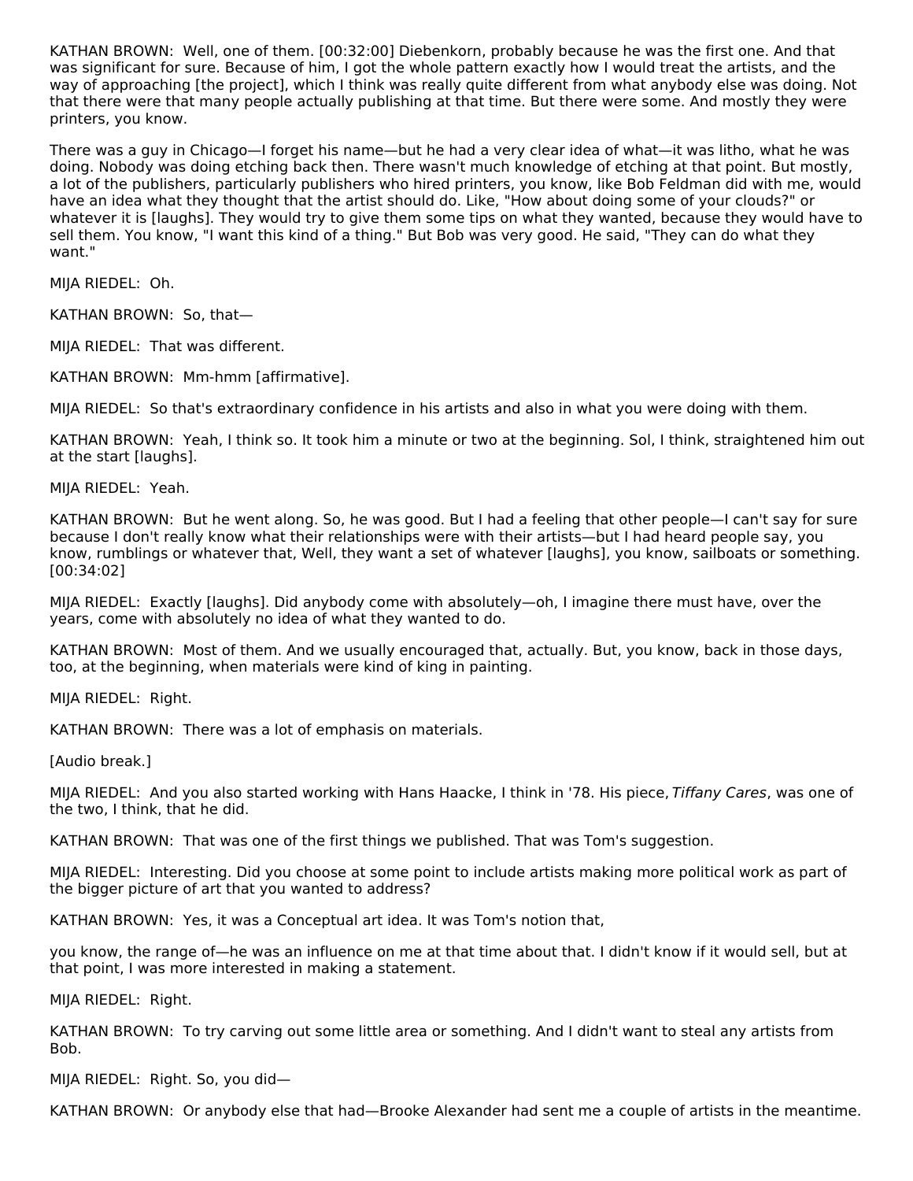KATHAN BROWN: Well, one of them. [00:32:00] Diebenkorn, probably because he was the first one. And that was significant for sure. Because of him, I got the whole pattern exactly how I would treat the artists, and the way of approaching [the project], which I think was really quite different from what anybody else was doing. Not that there were that many people actually publishing at that time. But there were some. And mostly they were printers, you know.

There was a guy in Chicago—I forget his name—but he had a very clear idea of what—it was litho, what he was doing. Nobody was doing etching back then. There wasn't much knowledge of etching at that point. But mostly, a lot of the publishers, particularly publishers who hired printers, you know, like Bob Feldman did with me, would have an idea what they thought that the artist should do. Like, "How about doing some of your clouds?" or whatever it is [laughs]. They would try to give them some tips on what they wanted, because they would have to sell them. You know, "I want this kind of a thing." But Bob was very good. He said, "They can do what they want."

MIJA RIEDEL: Oh.

KATHAN BROWN: So, that—

MIJA RIEDEL: That was different.

KATHAN BROWN: Mm-hmm [affirmative].

MIJA RIEDEL: So that's extraordinary confidence in his artists and also in what you were doing with them.

KATHAN BROWN: Yeah, I think so. It took him a minute or two at the beginning. Sol, I think, straightened him out at the start [laughs].

MIJA RIEDEL: Yeah.

KATHAN BROWN: But he went along. So, he was good. But I had a feeling that other people—I can't say for sure because I don't really know what their relationships were with their artists—but I had heard people say, you know, rumblings or whatever that, Well, they want a set of whatever [laughs], you know, sailboats or something. [00:34:02]

MIJA RIEDEL: Exactly [laughs]. Did anybody come with absolutely—oh, I imagine there must have, over the years, come with absolutely no idea of what they wanted to do.

KATHAN BROWN: Most of them. And we usually encouraged that, actually. But, you know, back in those days, too, at the beginning, when materials were kind of king in painting.

MIJA RIEDEL: Right.

KATHAN BROWN: There was a lot of emphasis on materials.

[Audio break.]

MIJA RIEDEL: And you also started working with Hans Haacke, I think in '78. His piece, *Tiffany Cares*, was one of the two, I think, that he did.

KATHAN BROWN: That was one of the first things we published. That was Tom's suggestion.

MIJA RIEDEL: Interesting. Did you choose at some point to include artists making more political work as part of the bigger picture of art that you wanted to address?

KATHAN BROWN: Yes, it was a Conceptual art idea. It was Tom's notion that, you know, the range of—he was an influence on me at that time about that. I didn't know if it would sell, but at that point, I was more interested in making a statement.

MIJA RIEDEL: Right.

KATHAN BROWN: To try carving out some little area or something. And I didn't want to steal any artists from Bob.

MIJA RIEDEL: Right. So, you did—

KATHAN BROWN: Or anybody else that had—Brooke Alexander had sent me a couple of artists in the meantime.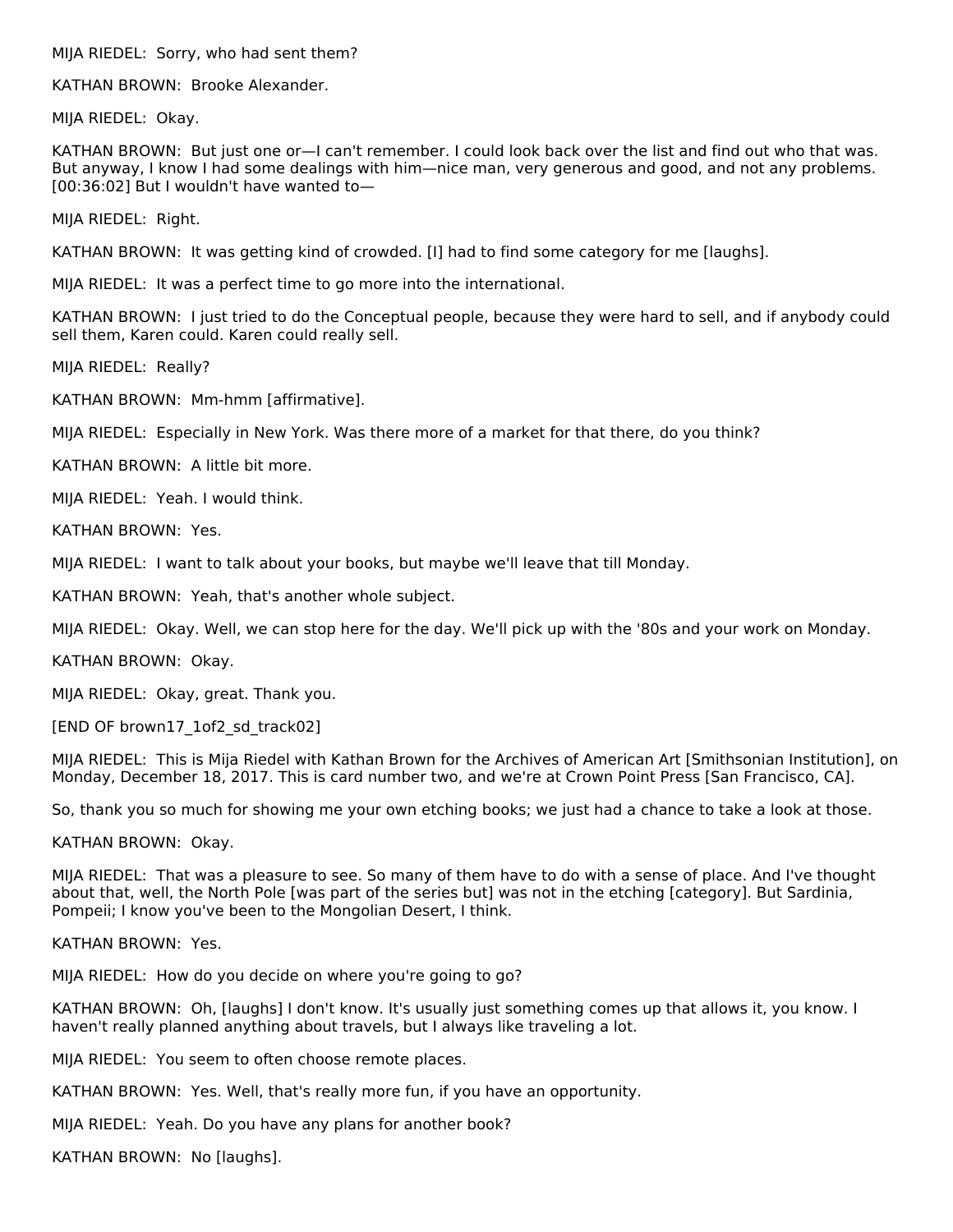MIJA RIEDEL: Sorry, who had sent them?

KATHAN BROWN: Brooke Alexander.

MIJA RIEDEL: Okay.

KATHAN BROWN: But just one or—I can't remember. I could look back over the list and find out who that was. But anyway, I know I had some dealings with him—nice man, very generous and good, and not any problems. [00:36:02] But I wouldn't have wanted to—

MIJA RIEDEL: Right.

KATHAN BROWN: It was getting kind of crowded. [I] had to find some category for me [laughs].

MIJA RIEDEL: It was a perfect time to go more into the international.

KATHAN BROWN: I just tried to do the Conceptual people, because they were hard to sell, and if anybody could sell them, Karen could. Karen could really sell.

MIJA RIEDEL: Really?

KATHAN BROWN: Mm-hmm [affirmative].

MIJA RIEDEL: Especially in New York. Was there more of a market for that there, do you think?

KATHAN BROWN: A little bit more.

MIJA RIEDEL: Yeah. I would think.

KATHAN BROWN: Yes.

MIJA RIEDEL: I want to talk about your books, but maybe we'll leave that till Monday.

KATHAN BROWN: Yeah, that's another whole subject.

MIJA RIEDEL: Okay. Well, we can stop here for the day. We'll pick up with the '80s and your work on Monday.

KATHAN BROWN: Okay.

MIJA RIEDEL: Okay, great. Thank you.

[END OF brown17_1of2_sd_track02]

MIJA RIEDEL: This is Mija Riedel with Kathan Brown for the Archives of American Art [Smithsonian Institution], on Monday, December 18, 2017. This is card number two, and we're at Crown Point Press [San Francisco, CA].

So, thank you so much for showing me your own etching books; we just had a chance to take a look at those.

KATHAN BROWN: Okay.

MIJA RIEDEL: That was a pleasure to see. So many of them have to do with a sense of place. And I've thought about that, well, the North Pole [was part of the series but] was not in the etching [category]. But Sardinia, Pompeii; I know you've been to the Mongolian Desert, I think.

KATHAN BROWN: Yes.

MIJA RIEDEL: How do you decide on where you're going to go?

KATHAN BROWN: Oh, [laughs] I don't know. It's usually just something comes up that allows it, you know. I haven't really planned anything about travels, but I always like traveling a lot.

MIJA RIEDEL: You seem to often choose remote places.

KATHAN BROWN: Yes. Well, that's really more fun, if you have an opportunity.

MIJA RIEDEL: Yeah. Do you have any plans for another book?

KATHAN BROWN: No [laughs].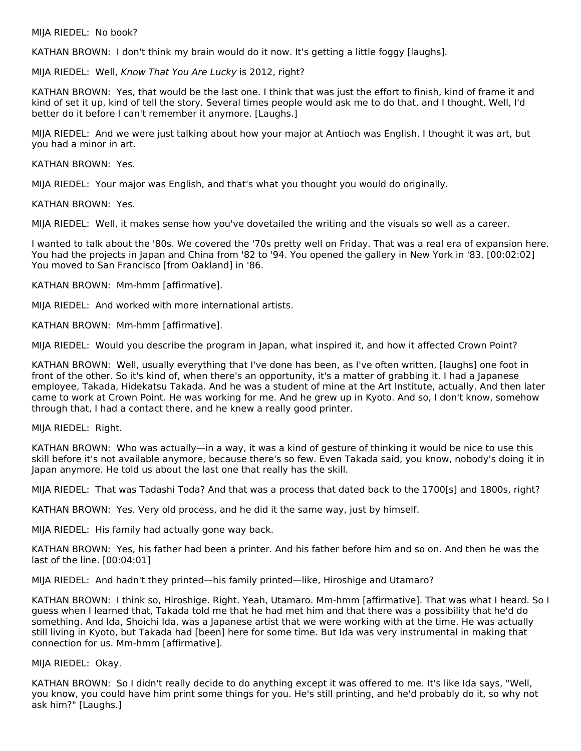MIJA RIEDEL: No book?

KATHAN BROWN: I don't think my brain would do it now. It's getting a little foggy [laughs].

MIJA RIEDEL: Well, *Know That You Are Lucky* is 2012, right?

KATHAN BROWN: Yes, that would be the last one. I think that was just the effort to finish, kind of frame it and kind of set it up, kind of tell the story. Several times people would ask me to do that, and I thought, Well, I'd better do it before I can't remember it anymore. [Laughs.]

MIJA RIEDEL: And we were just talking about how your major at Antioch was English. I thought it was art, but you had a minor in art.

KATHAN BROWN: Yes.

MIJA RIEDEL: Your major was English, and that's what you thought you would do originally.

KATHAN BROWN: Yes.

MIJA RIEDEL: Well, it makes sense how you've dovetailed the writing and the visuals so well as a career.

I wanted to talk about the '80s. We covered the '70s pretty well on Friday. That was a real era of expansion here. You had the projects in Japan and China from '82 to '94. You opened the gallery in New York in '83. [00:02:02] You moved to San Francisco [from Oakland] in '86.

KATHAN BROWN: Mm-hmm [affirmative].

MIJA RIEDEL: And worked with more international artists.

KATHAN BROWN: Mm-hmm [affirmative].

MIJA RIEDEL: Would you describe the program in Japan, what inspired it, and how it affected Crown Point?

KATHAN BROWN: Well, usually everything that I've done has been, as I've often written, [laughs] one foot in front of the other. So it's kind of, when there's an opportunity, it's a matter of grabbing it. I had a Japanese employee, Takada, Hidekatsu Takada. And he was a student of mine at the Art Institute, actually. And then later came to work at Crown Point. He was working for me. And he grew up in Kyoto. And so, I don't know, somehow through that, I had a contact there, and he knew a really good printer.

MIJA RIEDEL: Right.

KATHAN BROWN: Who was actually—in a way, it was a kind of gesture of thinking it would be nice to use this skill before it's not available anymore, because there's so few. Even Takada said, you know, nobody's doing it in Japan anymore. He told us about the last one that really has the skill.

MIJA RIEDEL: That was Tadashi Toda? And that was a process that dated back to the 1700[s] and 1800s, right?

KATHAN BROWN: Yes. Very old process, and he did it the same way, just by himself.

MIJA RIEDEL: His family had actually gone way back.

KATHAN BROWN: Yes, his father had been a printer. And his father before him and so on. And then he was the last of the line. [00:04:01]

MIJA RIEDEL: And hadn't they printed—his family printed—like, Hiroshige and Utamaro?

KATHAN BROWN: I think so, Hiroshige. Right. Yeah, Utamaro. Mm-hmm [affirmative]. That was what I heard. So I guess when I learned that, Takada told me that he had met him and that there was a possibility that he'd do something. And Ida, Shoichi Ida, was a Japanese artist that we were working with at the time. He was actually still living in Kyoto, but Takada had [been] here for some time. But Ida was very instrumental in making that connection for us. Mm-hmm [affirmative].

MIJA RIEDEL: Okay.

KATHAN BROWN: So I didn't really decide to do anything except it was offered to me. It's like Ida says, "Well, you know, you could have him print some things for you. He's still printing, and he'd probably do it, so why not ask him?" [Laughs.]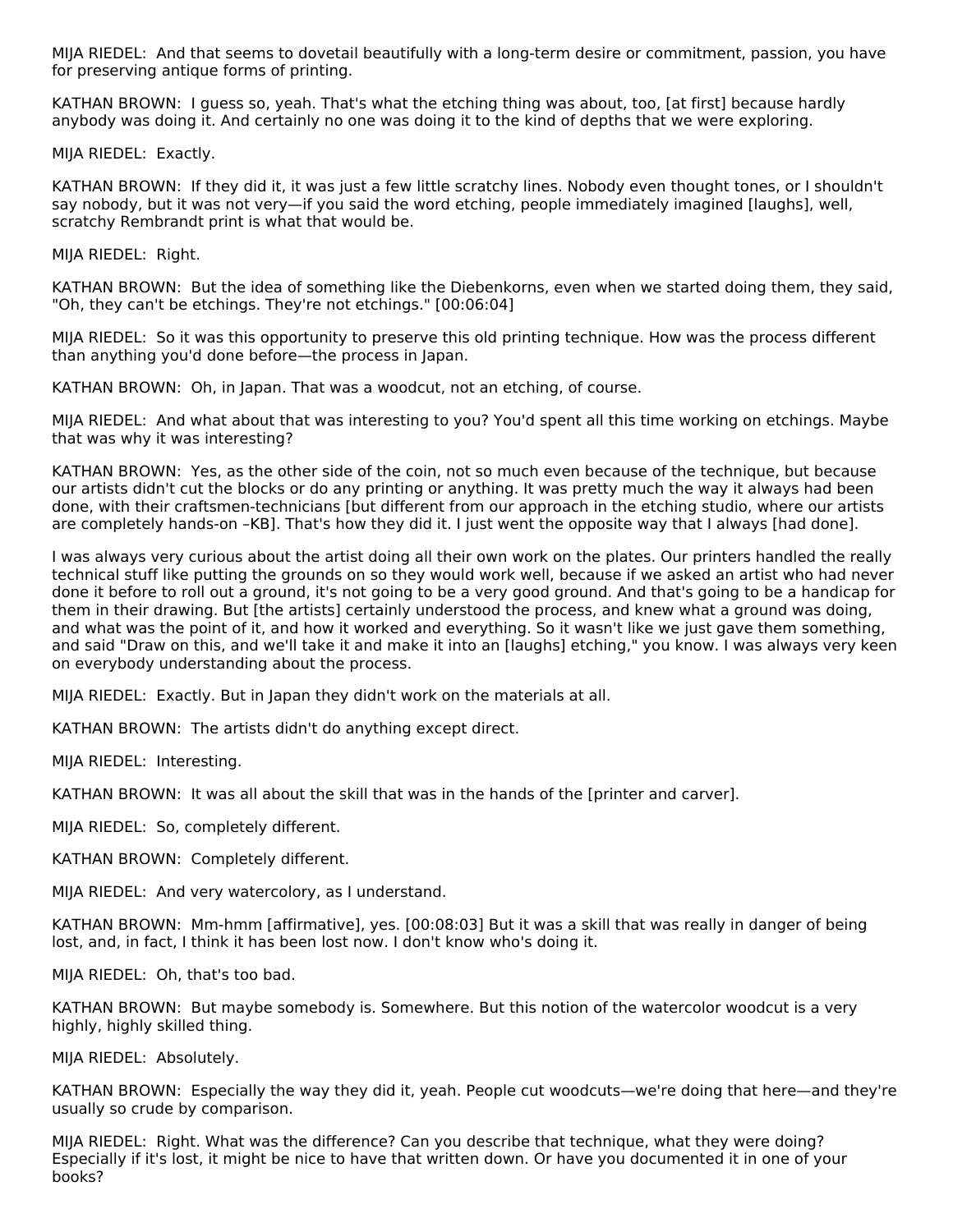MIJA RIEDEL: And that seems to dovetail beautifully with a long-term desire or commitment, passion, you have for preserving antique forms of printing.

KATHAN BROWN: I guess so, yeah. That's what the etching thing was about, too, [at first] because hardly anybody was doing it. And certainly no one was doing it to the kind of depths that we were exploring.

MIJA RIEDEL: Exactly.

KATHAN BROWN: If they did it, it was just a few little scratchy lines. Nobody even thought tones, or I shouldn't say nobody, but it was not very—if you said the word etching, people immediately imagined [laughs], well, scratchy Rembrandt print is what that would be.

MIJA RIEDEL: Right.

KATHAN BROWN: But the idea of something like the Diebenkorns, even when we started doing them, they said, "Oh, they can't be etchings. They're not etchings." [00:06:04]

MIJA RIEDEL: So it was this opportunity to preserve this old printing technique. How was the process different than anything you'd done before—the process in Japan.

KATHAN BROWN: Oh, in Japan. That was a woodcut, not an etching, of course.

MIJA RIEDEL: And what about that was interesting to you? You'd spent all this time working on etchings. Maybe that was why it was interesting?

KATHAN BROWN: Yes, as the other side of the coin, not so much even because of the technique, but because our artists didn't cut the blocks or do any printing or anything. It was pretty much the way it always had been done, with their craftsmen-technicians [but different from our approach in the etching studio, where our artists are completely hands-on –KB]. That's how they did it. I just went the opposite way that I always [had done].

I was always very curious about the artist doing all their own work on the plates. Our printers handled the really technical stuff like putting the grounds on so they would work well, because if we asked an artist who had never done it before to roll out a ground, it's not going to be a very good ground. And that's going to be a handicap for them in their drawing. But [the artists] certainly understood the process, and knew what a ground was doing, and what was the point of it, and how it worked and everything. So it wasn't like we just gave them something, and said "Draw on this, and we'll take it and make it into an [laughs] etching," you know. I was always very keen on everybody understanding about the process.

MIJA RIEDEL: Exactly. But in Japan they didn't work on the materials at all.

KATHAN BROWN: The artists didn't do anything except direct.

MIJA RIEDEL: Interesting.

KATHAN BROWN: It was all about the skill that was in the hands of the [printer and carver].

MIJA RIEDEL: So, completely different.

KATHAN BROWN: Completely different.

MIJA RIEDEL: And very watercolory, as I understand.

KATHAN BROWN: Mm-hmm [affirmative], yes. [00:08:03] But it was a skill that was really in danger of being lost, and, in fact, I think it has been lost now. I don't know who's doing it.

MIJA RIEDEL: Oh, that's too bad.

KATHAN BROWN: But maybe somebody is. Somewhere. But this notion of the watercolor woodcut is a very highly, highly skilled thing.

MIJA RIEDEL: Absolutely.

KATHAN BROWN: Especially the way they did it, yeah. People cut woodcuts—we're doing that here—and they're usually so crude by comparison.

MIJA RIEDEL: Right. What was the difference? Can you describe that technique, what they were doing? Especially if it's lost, it might be nice to have that written down. Or have you documented it in one of your books?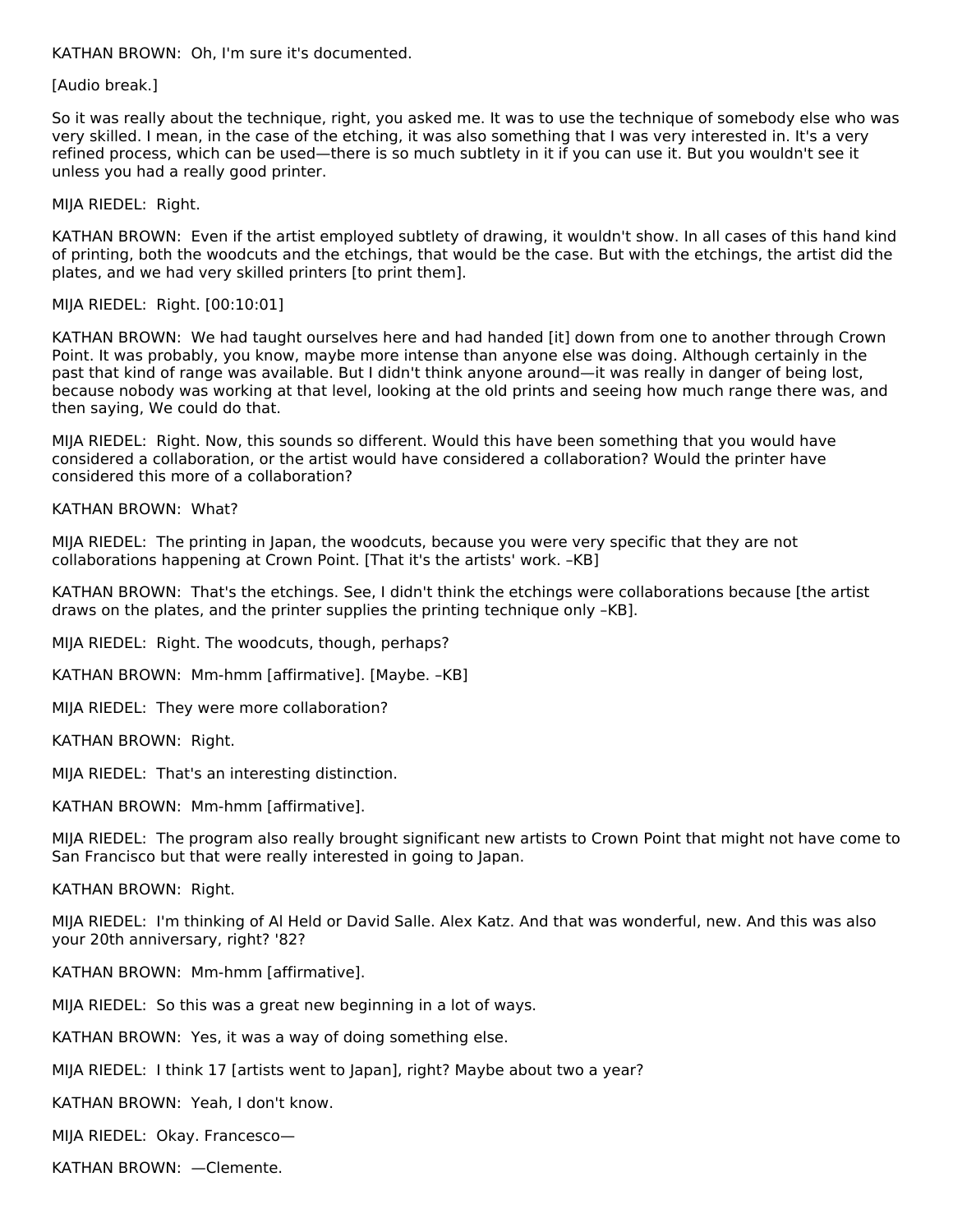KATHAN BROWN: Oh, I'm sure it's documented.

[Audio break.]

So it was really about the technique, right, you asked me. It was to use the technique of somebody else who was very skilled. I mean, in the case of the etching, it was also something that I was very interested in. It's a very refined process, which can be used—there is so much subtlety in it if you can use it. But you wouldn't see it unless you had a really good printer.

MIJA RIEDEL: Right.

KATHAN BROWN: Even if the artist employed subtlety of drawing, it wouldn't show. In all cases of this hand kind of printing, both the woodcuts and the etchings, that would be the case. But with the etchings, the artist did the plates, and we had very skilled printers [to print them].

MIJA RIEDEL: Right. [00:10:01]

KATHAN BROWN: We had taught ourselves here and had handed [it] down from one to another through Crown Point. It was probably, you know, maybe more intense than anyone else was doing. Although certainly in the past that kind of range was available. But I didn't think anyone around—it was really in danger of being lost, because nobody was working at that level, looking at the old prints and seeing how much range there was, and then saying, We could do that.

MIJA RIEDEL: Right. Now, this sounds so different. Would this have been something that you would have considered a collaboration, or the artist would have considered a collaboration? Would the printer have considered this more of a collaboration?

KATHAN BROWN: What?

MIJA RIEDEL: The printing in Japan, the woodcuts, because you were very specific that they are not collaborations happening at Crown Point. [That it's the artists' work. –KB]

KATHAN BROWN: That's the etchings. See, I didn't think the etchings were collaborations because [the artist draws on the plates, and the printer supplies the printing technique only –KB].

MIJA RIEDEL: Right. The woodcuts, though, perhaps?

KATHAN BROWN: Mm-hmm [affirmative]. [Maybe. –KB]

MIJA RIEDEL: They were more collaboration?

KATHAN BROWN: Right.

MIJA RIEDEL: That's an interesting distinction.

KATHAN BROWN: Mm-hmm [affirmative].

MIJA RIEDEL: The program also really brought significant new artists to Crown Point that might not have come to San Francisco but that were really interested in going to Japan.

KATHAN BROWN: Right.

MIJA RIEDEL: I'm thinking of Al Held or David Salle. Alex Katz. And that was wonderful, new. And this was also your 20th anniversary, right? '82?

KATHAN BROWN: Mm-hmm [affirmative].

MIJA RIEDEL: So this was a great new beginning in a lot of ways.

KATHAN BROWN: Yes, it was a way of doing something else.

MIJA RIEDEL: I think 17 [artists went to Japan], right? Maybe about two a year?

KATHAN BROWN: Yeah, I don't know.

MIJA RIEDEL: Okay. Francesco—

KATHAN BROWN: —Clemente.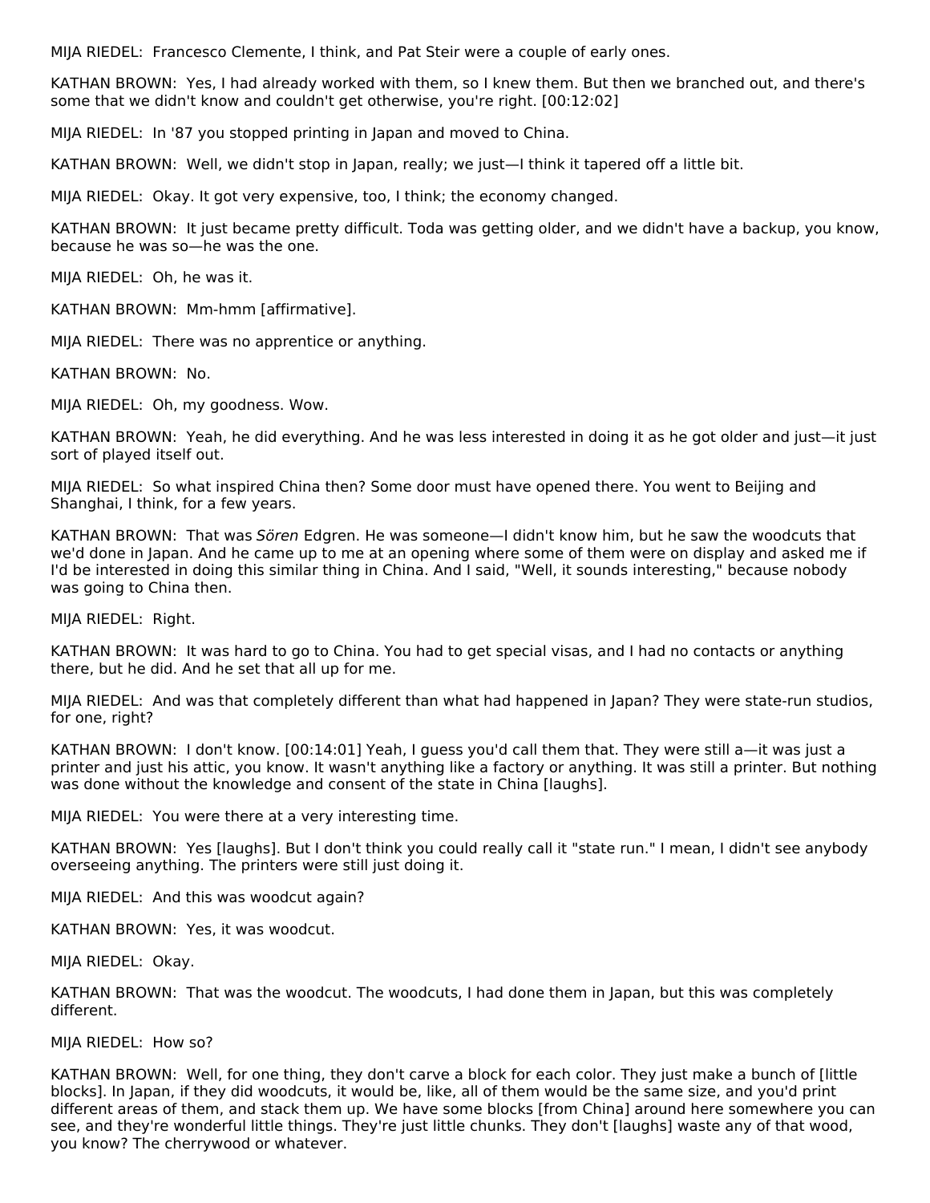MIJA RIEDEL: Francesco Clemente, I think, and Pat Steir were a couple of early ones.

KATHAN BROWN: Yes, I had already worked with them, so I knew them. But then we branched out, and there's some that we didn't know and couldn't get otherwise, you're right. [00:12:02]

MIJA RIEDEL: In '87 you stopped printing in Japan and moved to China.

KATHAN BROWN: Well, we didn't stop in Japan, really; we just—I think it tapered off a little bit.

MIJA RIEDEL: Okay. It got very expensive, too, I think; the economy changed.

KATHAN BROWN: It just became pretty difficult. Toda was getting older, and we didn't have a backup, you know, because he was so—he was the one.

MIJA RIEDEL: Oh, he was it.

KATHAN BROWN: Mm-hmm [affirmative].

MIJA RIEDEL: There was no apprentice or anything.

KATHAN BROWN: No.

MIJA RIEDEL: Oh, my goodness. Wow.

KATHAN BROWN: Yeah, he did everything. And he was less interested in doing it as he got older and just—it just sort of played itself out.

MIJA RIEDEL: So what inspired China then? Some door must have opened there. You went to Beijing and Shanghai, I think, for a few years.

KATHAN BROWN: That was *Sören* Edgren. He was someone—I didn't know him, but he saw the woodcuts that we'd done in Japan. And he came up to me at an opening where some of them were on display and asked me if I'd be interested in doing this similar thing in China. And I said, "Well, it sounds interesting," because nobody was going to China then.

MIJA RIEDEL: Right.

KATHAN BROWN: It was hard to go to China. You had to get special visas, and I had no contacts or anything there, but he did. And he set that all up for me.

MIJA RIEDEL: And was that completely different than what had happened in Japan? They were state-run studios, for one, right?

KATHAN BROWN: I don't know. [00:14:01] Yeah, I guess you'd call them that. They were still a—it was just a printer and just his attic, you know. It wasn't anything like a factory or anything. It was still a printer. But nothing was done without the knowledge and consent of the state in China [laughs].

MIJA RIEDEL: You were there at a very interesting time.

KATHAN BROWN: Yes [laughs]. But I don't think you could really call it "state run." I mean, I didn't see anybody overseeing anything. The printers were still just doing it.

MIJA RIEDEL: And this was woodcut again?

KATHAN BROWN: Yes, it was woodcut.

MIJA RIEDEL: Okay.

KATHAN BROWN: That was the woodcut. The woodcuts, I had done them in Japan, but this was completely different.

MIJA RIEDEL: How so?

KATHAN BROWN: Well, for one thing, they don't carve a block for each color. They just make a bunch of [little blocks]. In Japan, if they did woodcuts, it would be, like, all of them would be the same size, and you'd print different areas of them, and stack them up. We have some blocks [from China] around here somewhere you can see, and they're wonderful little things. They're just little chunks. They don't [laughs] waste any of that wood, you know? The cherrywood or whatever.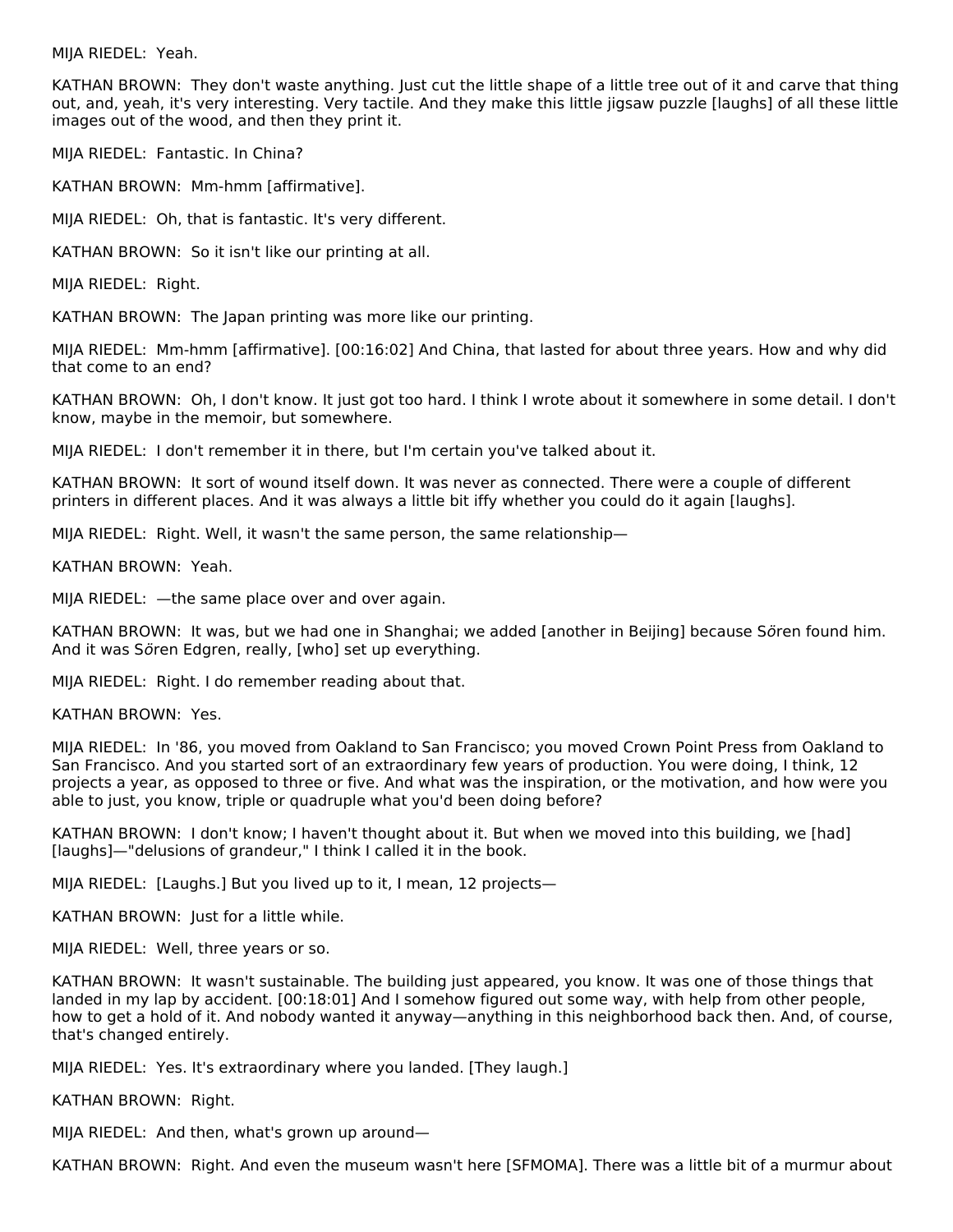MIJA RIEDEL: Yeah.

KATHAN BROWN: They don't waste anything. Just cut the little shape of a little tree out of it and carve that thing out, and, yeah, it's very interesting. Very tactile. And they make this little jigsaw puzzle [laughs] of all these little images out of the wood, and then they print it.

MIJA RIEDEL: Fantastic. In China?

KATHAN BROWN: Mm-hmm [affirmative].

MIJA RIEDEL: Oh, that is fantastic. It's very different.

KATHAN BROWN: So it isn't like our printing at all.

MIJA RIEDEL: Right.

KATHAN BROWN: The Japan printing was more like our printing.

MIJA RIEDEL: Mm-hmm [affirmative]. [00:16:02] And China, that lasted for about three years. How and why did that come to an end?

KATHAN BROWN: Oh, I don't know. It just got too hard. I think I wrote about it somewhere in some detail. I don't know, maybe in the memoir, but somewhere.

MIJA RIEDEL: I don't remember it in there, but I'm certain you've talked about it.

KATHAN BROWN: It sort of wound itself down. It was never as connected. There were a couple of different printers in different places. And it was always a little bit iffy whether you could do it again [laughs].

MIJA RIEDEL: Right. Well, it wasn't the same person, the same relationship—

KATHAN BROWN: Yeah.

MIJA RIEDEL: —the same place over and over again.

KATHAN BROWN: It was, but we had one in Shanghai; we added [another in Beijing] because Sőren found him. And it was Sőren Edgren, really, [who] set up everything.

MIJA RIEDEL: Right. I do remember reading about that.

KATHAN BROWN: Yes.

MIJA RIEDEL: In '86, you moved from Oakland to San Francisco; you moved Crown Point Press from Oakland to San Francisco. And you started sort of an extraordinary few years of production. You were doing, I think, 12 projects a year, as opposed to three or five. And what was the inspiration, or the motivation, and how were you able to just, you know, triple or quadruple what you'd been doing before?

KATHAN BROWN: I don't know; I haven't thought about it. But when we moved into this building, we [had] [laughs]—"delusions of grandeur," I think I called it in the book.

MIJA RIEDEL: [Laughs.] But you lived up to it, I mean, 12 projects—

KATHAN BROWN: Just for a little while.

MIJA RIEDEL: Well, three years or so.

KATHAN BROWN: It wasn't sustainable. The building just appeared, you know. It was one of those things that landed in my lap by accident. [00:18:01] And I somehow figured out some way, with help from other people, how to get a hold of it. And nobody wanted it anyway—anything in this neighborhood back then. And, of course, that's changed entirely.

MIJA RIEDEL: Yes. It's extraordinary where you landed. [They laugh.]

KATHAN BROWN: Right.

MIJA RIEDEL: And then, what's grown up around—

KATHAN BROWN: Right. And even the museum wasn't here [SFMOMA]. There was a little bit of a murmur about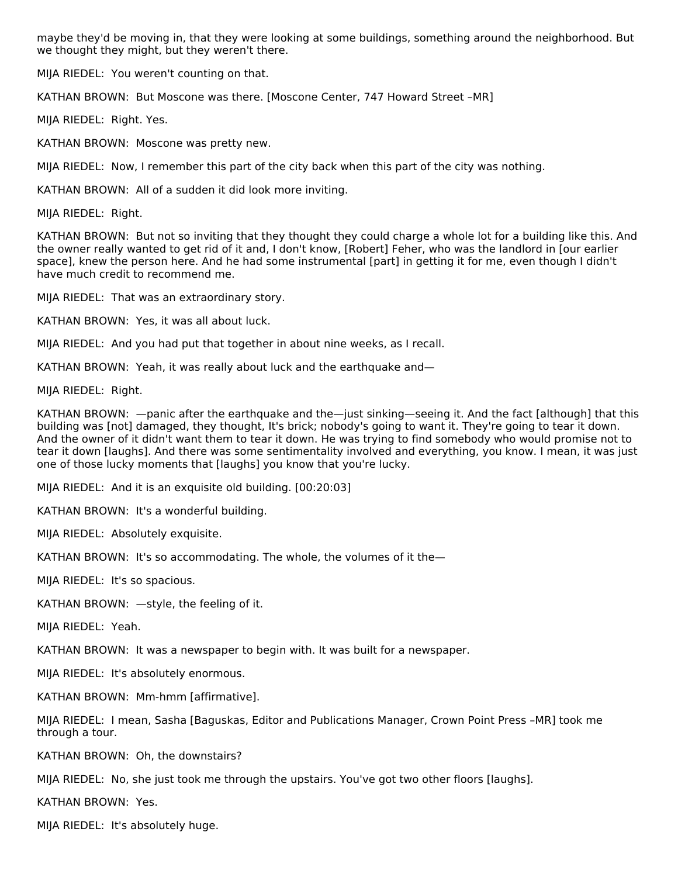maybe they'd be moving in, that they were looking at some buildings, something around the neighborhood. But we thought they might, but they weren't there.

MIJA RIEDEL: You weren't counting on that.

KATHAN BROWN: But Moscone was there. [Moscone Center, 747 Howard Street –MR]

MIJA RIEDEL: Right. Yes.

KATHAN BROWN: Moscone was pretty new.

MIJA RIEDEL: Now, I remember this part of the city back when this part of the city was nothing.

KATHAN BROWN: All of a sudden it did look more inviting.

MIJA RIEDEL: Right.

KATHAN BROWN: But not so inviting that they thought they could charge a whole lot for a building like this. And the owner really wanted to get rid of it and, I don't know, [Robert] Feher, who was the landlord in [our earlier space], knew the person here. And he had some instrumental [part] in getting it for me, even though I didn't have much credit to recommend me.

MIJA RIEDEL: That was an extraordinary story.

KATHAN BROWN: Yes, it was all about luck.

MIJA RIEDEL: And you had put that together in about nine weeks, as I recall.

KATHAN BROWN: Yeah, it was really about luck and the earthquake and—

MIJA RIEDEL: Right.

KATHAN BROWN: —panic after the earthquake and the—just sinking—seeing it. And the fact [although] that this building was [not] damaged, they thought, It's brick; nobody's going to want it. They're going to tear it down. And the owner of it didn't want them to tear it down. He was trying to find somebody who would promise not to tear it down [laughs]. And there was some sentimentality involved and everything, you know. I mean, it was just one of those lucky moments that [laughs] you know that you're lucky.

MIJA RIEDEL: And it is an exquisite old building. [00:20:03]

KATHAN BROWN: It's a wonderful building.

MIJA RIEDEL: Absolutely exquisite.

KATHAN BROWN: It's so accommodating. The whole, the volumes of it the—

MIJA RIEDEL: It's so spacious.

KATHAN BROWN: —style, the feeling of it.

MIJA RIEDEL: Yeah.

KATHAN BROWN: It was a newspaper to begin with. It was built for a newspaper.

MIJA RIEDEL: It's absolutely enormous.

KATHAN BROWN: Mm-hmm [affirmative].

MIJA RIEDEL: I mean, Sasha [Baguskas, Editor and Publications Manager, Crown Point Press –MR] took me through a tour.

KATHAN BROWN: Oh, the downstairs?

MIJA RIEDEL: No, she just took me through the upstairs. You've got two other floors [laughs].

KATHAN BROWN: Yes.

MIJA RIEDEL: It's absolutely huge.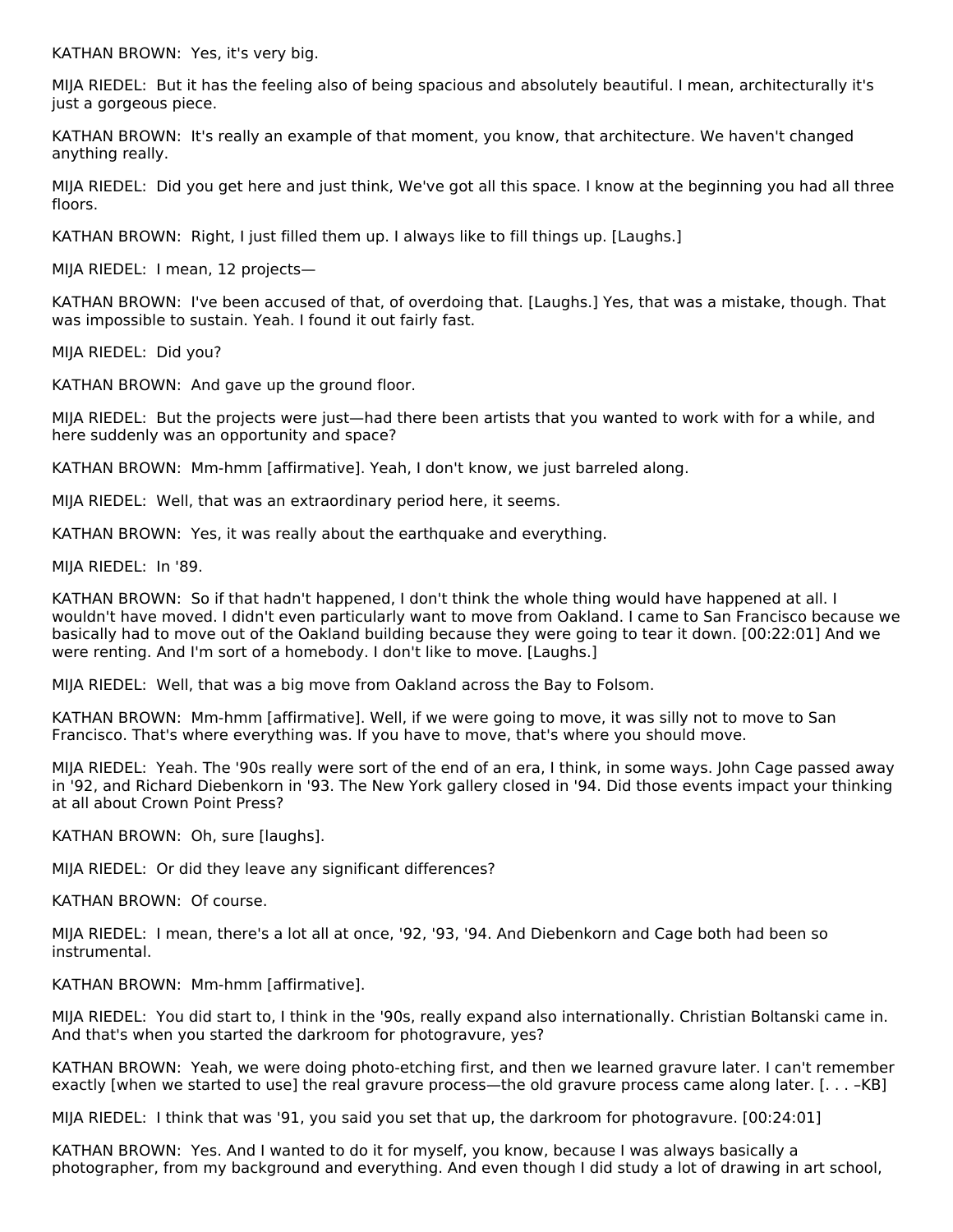KATHAN BROWN: Yes, it's very big.

MIJA RIEDEL: But it has the feeling also of being spacious and absolutely beautiful. I mean, architecturally it's just a gorgeous piece.

KATHAN BROWN: It's really an example of that moment, you know, that architecture. We haven't changed anything really.

MIJA RIEDEL: Did you get here and just think, We've got all this space. I know at the beginning you had all three floors.

KATHAN BROWN: Right, I just filled them up. I always like to fill things up. [Laughs.]

MIJA RIEDEL: I mean, 12 projects—

KATHAN BROWN: I've been accused of that, of overdoing that. [Laughs.] Yes, that was a mistake, though. That was impossible to sustain. Yeah. I found it out fairly fast.

MIJA RIEDEL: Did you?

KATHAN BROWN: And gave up the ground floor.

MIJA RIEDEL: But the projects were just—had there been artists that you wanted to work with for a while, and here suddenly was an opportunity and space?

KATHAN BROWN: Mm-hmm [affirmative]. Yeah, I don't know, we just barreled along.

MIJA RIEDEL: Well, that was an extraordinary period here, it seems.

KATHAN BROWN: Yes, it was really about the earthquake and everything.

MIJA RIEDEL: In '89.

KATHAN BROWN: So if that hadn't happened, I don't think the whole thing would have happened at all. I wouldn't have moved. I didn't even particularly want to move from Oakland. I came to San Francisco because we basically had to move out of the Oakland building because they were going to tear it down. [00:22:01] And we were renting. And I'm sort of a homebody. I don't like to move. [Laughs.]

MIJA RIEDEL: Well, that was a big move from Oakland across the Bay to Folsom.

KATHAN BROWN: Mm-hmm [affirmative]. Well, if we were going to move, it was silly not to move to San Francisco. That's where everything was. If you have to move, that's where you should move.

MIJA RIEDEL: Yeah. The '90s really were sort of the end of an era, I think, in some ways. John Cage passed away in '92, and Richard Diebenkorn in '93. The New York gallery closed in '94. Did those events impact your thinking at all about Crown Point Press?

KATHAN BROWN: Oh, sure [laughs].

MIJA RIEDEL: Or did they leave any significant differences?

KATHAN BROWN: Of course.

MIJA RIEDEL: I mean, there's a lot all at once, '92, '93, '94. And Diebenkorn and Cage both had been so instrumental.

KATHAN BROWN: Mm-hmm [affirmative].

MIJA RIEDEL: You did start to, I think in the '90s, really expand also internationally. Christian Boltanski came in. And that's when you started the darkroom for photogravure, yes?

KATHAN BROWN: Yeah, we were doing photo-etching first, and then we learned gravure later. I can't remember exactly [when we started to use] the real gravure process—the old gravure process came along later. [. . . –KB]

MIJA RIEDEL: I think that was '91, you said you set that up, the darkroom for photogravure. [00:24:01]

KATHAN BROWN: Yes. And I wanted to do it for myself, you know, because I was always basically a photographer, from my background and everything. And even though I did study a lot of drawing in art school,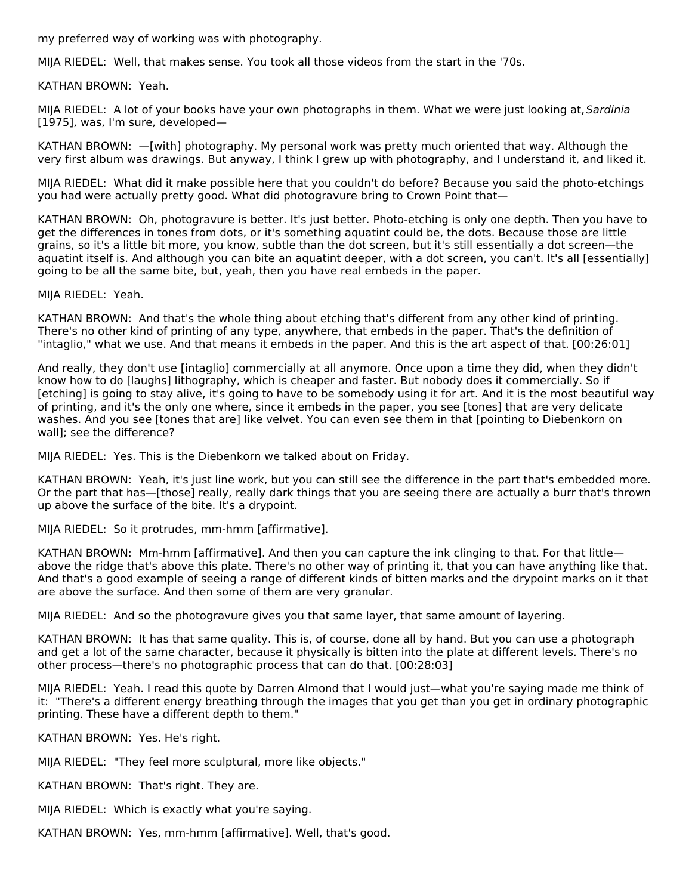my preferred way of working was with photography.

MIJA RIEDEL: Well, that makes sense. You took all those videos from the start in the '70s.

KATHAN BROWN: Yeah.

MIJA RIEDEL: A lot of your books have your own photographs in them. What we were just looking at, *Sardinia* [1975], was, I'm sure, developed—

KATHAN BROWN: —[with] photography. My personal work was pretty much oriented that way. Although the very first album was drawings. But anyway, I think I grew up with photography, and I understand it, and liked it.

MIJA RIEDEL: What did it make possible here that you couldn't do before? Because you said the photo-etchings you had were actually pretty good. What did photogravure bring to Crown Point that—

KATHAN BROWN: Oh, photogravure is better. It's just better. Photo-etching is only one depth. Then you have to get the differences in tones from dots, or it's something aquatint could be, the dots. Because those are little grains, so it's a little bit more, you know, subtle than the dot screen, but it's still essentially a dot screen—the aquatint itself is. And although you can bite an aquatint deeper, with a dot screen, you can't. It's all [essentially] going to be all the same bite, but, yeah, then you have real embeds in the paper.

MIJA RIEDEL: Yeah.

KATHAN BROWN: And that's the whole thing about etching that's different from any other kind of printing. There's no other kind of printing of any type, anywhere, that embeds in the paper. That's the definition of "intaglio," what we use. And that means it embeds in the paper. And this is the art aspect of that. [00:26:01]

And really, they don't use [intaglio] commercially at all anymore. Once upon a time they did, when they didn't know how to do [laughs] lithography, which is cheaper and faster. But nobody does it commercially. So if [etching] is going to stay alive, it's going to have to be somebody using it for art. And it is the most beautiful way of printing, and it's the only one where, since it embeds in the paper, you see [tones] that are very delicate washes. And you see [tones that are] like velvet. You can even see them in that [pointing to Diebenkorn on wall]; see the difference?

MIJA RIEDEL: Yes. This is the Diebenkorn we talked about on Friday.

KATHAN BROWN: Yeah, it's just line work, but you can still see the difference in the part that's embedded more. Or the part that has—[those] really, really dark things that you are seeing there are actually a burr that's thrown up above the surface of the bite. It's a drypoint.

MIJA RIEDEL: So it protrudes, mm-hmm [affirmative].

KATHAN BROWN: Mm-hmm [affirmative]. And then you can capture the ink clinging to that. For that little—above the ridge that's above this plate. There's no other way of printing it, that you can have anything like that. And that's a good example of seeing a range of different kinds of bitten marks and the drypoint marks on it that are above the surface. And then some of them are very granular.

MIJA RIEDEL: And so the photogravure gives you that same layer, that same amount of layering.

KATHAN BROWN: It has that same quality. This is, of course, done all by hand. But you can use a photograph and get a lot of the same character, because it physically is bitten into the plate at different levels. There's no other process—there's no photographic process that can do that. [00:28:03]

MIJA RIEDEL: Yeah. I read this quote by Darren Almond that I would just—what you're saying made me think of it: "There's a different energy breathing through the images that you get than you get in ordinary photographic printing. These have a different depth to them."

KATHAN BROWN: Yes. He's right.

MIJA RIEDEL: "They feel more sculptural, more like objects."

KATHAN BROWN: That's right. They are.

MIJA RIEDEL: Which is exactly what you're saying.

KATHAN BROWN: Yes, mm-hmm [affirmative]. Well, that's good.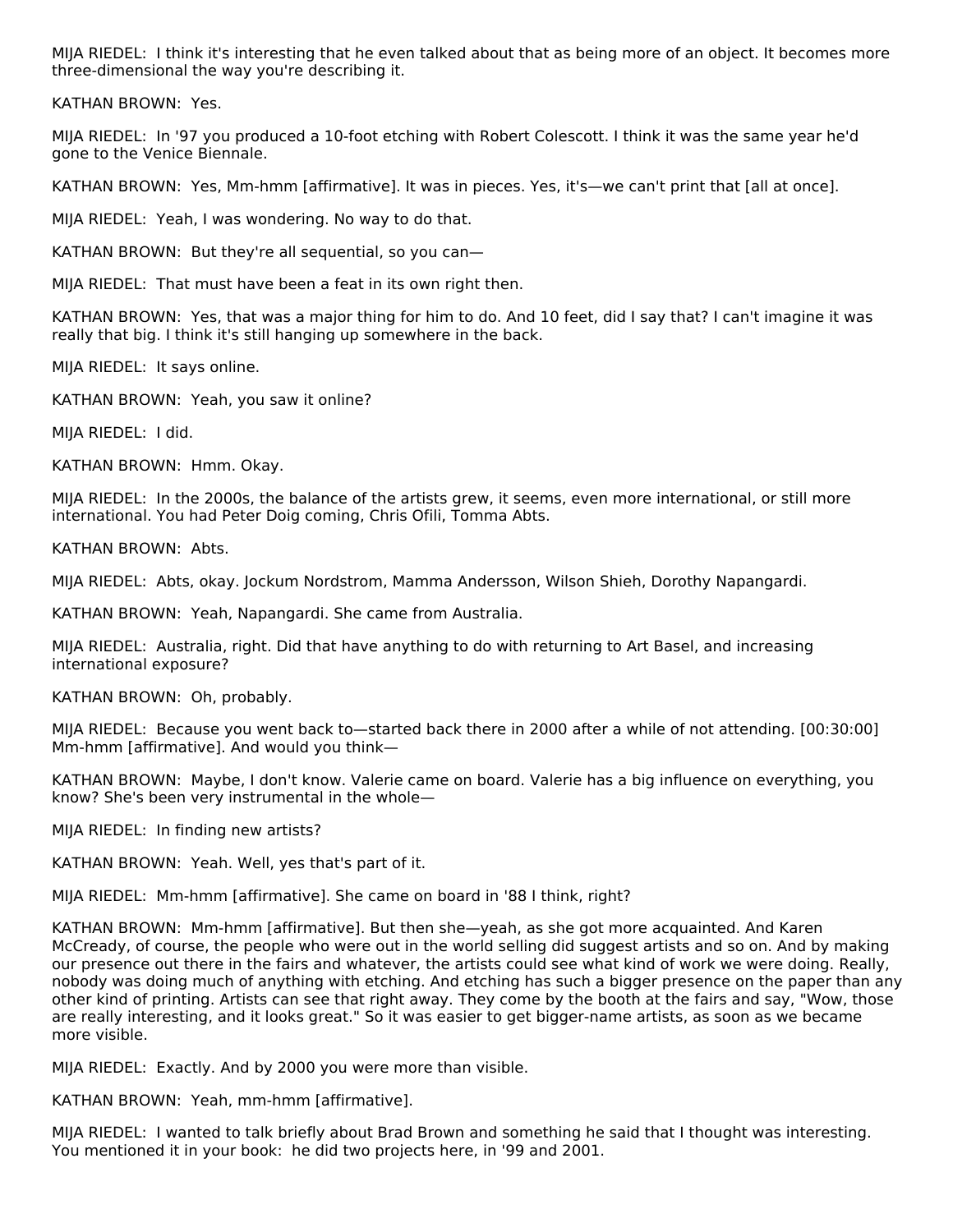MIJA RIEDEL: I think it's interesting that he even talked about that as being more of an object. It becomes more three-dimensional the way you're describing it.

KATHAN BROWN: Yes.

MIJA RIEDEL: In '97 you produced a 10-foot etching with Robert Colescott. I think it was the same year he'd gone to the Venice Biennale.

KATHAN BROWN: Yes, Mm-hmm [affirmative]. It was in pieces. Yes, it's—we can't print that [all at once].

MIJA RIEDEL: Yeah, I was wondering. No way to do that.

KATHAN BROWN: But they're all sequential, so you can—

MIJA RIEDEL: That must have been a feat in its own right then.

KATHAN BROWN: Yes, that was a major thing for him to do. And 10 feet, did I say that? I can't imagine it was really that big. I think it's still hanging up somewhere in the back.

MIJA RIEDEL: It says online.

KATHAN BROWN: Yeah, you saw it online?

MIJA RIEDEL: I did.

KATHAN BROWN: Hmm. Okay.

MIJA RIEDEL: In the 2000s, the balance of the artists grew, it seems, even more international, or still more international. You had Peter Doig coming, Chris Ofili, Tomma Abts.

KATHAN BROWN: Abts.

MIJA RIEDEL: Abts, okay. Jockum Nordstrom, Mamma Andersson, Wilson Shieh, Dorothy Napangardi.

KATHAN BROWN: Yeah, Napangardi. She came from Australia.

MIJA RIEDEL: Australia, right. Did that have anything to do with returning to Art Basel, and increasing international exposure?

KATHAN BROWN: Oh, probably.

MIJA RIEDEL: Because you went back to—started back there in 2000 after a while of not attending. [00:30:00] Mm-hmm [affirmative]. And would you think—

KATHAN BROWN: Maybe, I don't know. Valerie came on board. Valerie has a big influence on everything, you know? She's been very instrumental in the whole—

MIJA RIEDEL: In finding new artists?

KATHAN BROWN: Yeah. Well, yes that's part of it.

MIJA RIEDEL: Mm-hmm [affirmative]. She came on board in '88 I think, right?

KATHAN BROWN: Mm-hmm [affirmative]. But then she—yeah, as she got more acquainted. And Karen McCready, of course, the people who were out in the world selling did suggest artists and so on. And by making our presence out there in the fairs and whatever, the artists could see what kind of work we were doing. Really, nobody was doing much of anything with etching. And etching has such a bigger presence on the paper than any other kind of printing. Artists can see that right away. They come by the booth at the fairs and say, "Wow, those are really interesting, and it looks great." So it was easier to get bigger-name artists, as soon as we became more visible.

MIJA RIEDEL: Exactly. And by 2000 you were more than visible.

KATHAN BROWN: Yeah, mm-hmm [affirmative].

MIJA RIEDEL: I wanted to talk briefly about Brad Brown and something he said that I thought was interesting. You mentioned it in your book: he did two projects here, in '99 and 2001.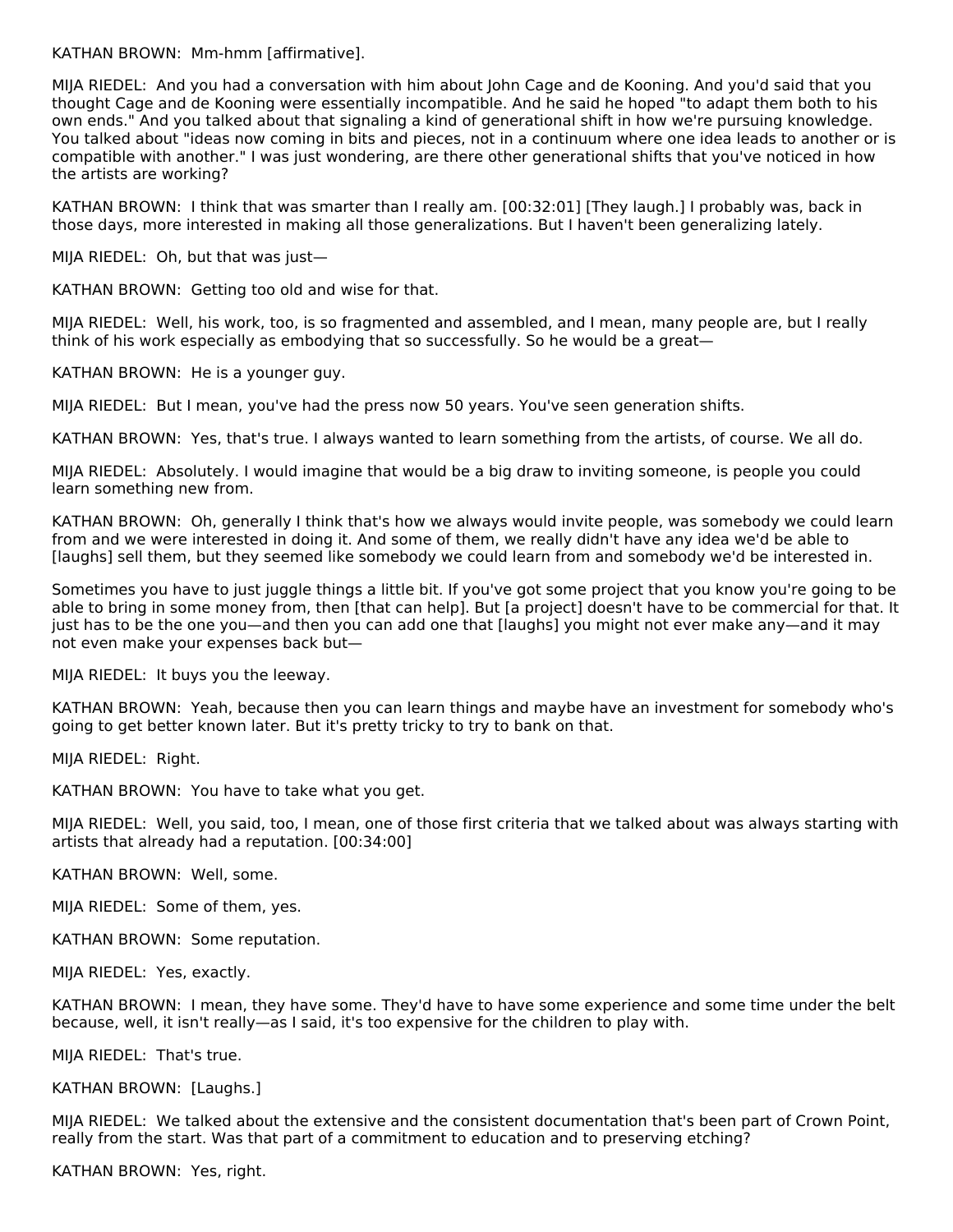KATHAN BROWN: Mm-hmm [affirmative].

MIJA RIEDEL: And you had a conversation with him about John Cage and de Kooning. And you'd said that you thought Cage and de Kooning were essentially incompatible. And he said he hoped "to adapt them both to his own ends." And you talked about that signaling a kind of generational shift in how we're pursuing knowledge. You talked about "ideas now coming in bits and pieces, not in a continuum where one idea leads to another or is compatible with another." I was just wondering, are there other generational shifts that you've noticed in how the artists are working?

KATHAN BROWN: I think that was smarter than I really am. [00:32:01] [They laugh.] I probably was, back in those days, more interested in making all those generalizations. But I haven't been generalizing lately.

MIJA RIEDEL: Oh, but that was just—

KATHAN BROWN: Getting too old and wise for that.

MIJA RIEDEL: Well, his work, too, is so fragmented and assembled, and I mean, many people are, but I really think of his work especially as embodying that so successfully. So he would be a great—

KATHAN BROWN: He is a younger guy.

MIJA RIEDEL: But I mean, you've had the press now 50 years. You've seen generation shifts.

KATHAN BROWN: Yes, that's true. I always wanted to learn something from the artists, of course. We all do.

MIJA RIEDEL: Absolutely. I would imagine that would be a big draw to inviting someone, is people you could learn something new from.

KATHAN BROWN: Oh, generally I think that's how we always would invite people, was somebody we could learn from and we were interested in doing it. And some of them, we really didn't have any idea we'd be able to [laughs] sell them, but they seemed like somebody we could learn from and somebody we'd be interested in.

Sometimes you have to just juggle things a little bit. If you've got some project that you know you're going to be able to bring in some money from, then [that can help]. But [a project] doesn't have to be commercial for that. It just has to be the one you—and then you can add one that [laughs] you might not ever make any—and it may not even make your expenses back but—

MIJA RIEDEL: It buys you the leeway.

KATHAN BROWN: Yeah, because then you can learn things and maybe have an investment for somebody who's going to get better known later. But it's pretty tricky to try to bank on that.

MIJA RIEDEL: Right.

KATHAN BROWN: You have to take what you get.

MIJA RIEDEL: Well, you said, too, I mean, one of those first criteria that we talked about was always starting with artists that already had a reputation. [00:34:00]

KATHAN BROWN: Well, some.

MIJA RIEDEL: Some of them, yes.

KATHAN BROWN: Some reputation.

MIJA RIEDEL: Yes, exactly.

KATHAN BROWN: I mean, they have some. They'd have to have some experience and some time under the belt because, well, it isn't really—as I said, it's too expensive for the children to play with.

MIJA RIEDEL: That's true.

KATHAN BROWN: [Laughs.]

MIJA RIEDEL: We talked about the extensive and the consistent documentation that's been part of Crown Point, really from the start. Was that part of a commitment to education and to preserving etching?

KATHAN BROWN: Yes, right.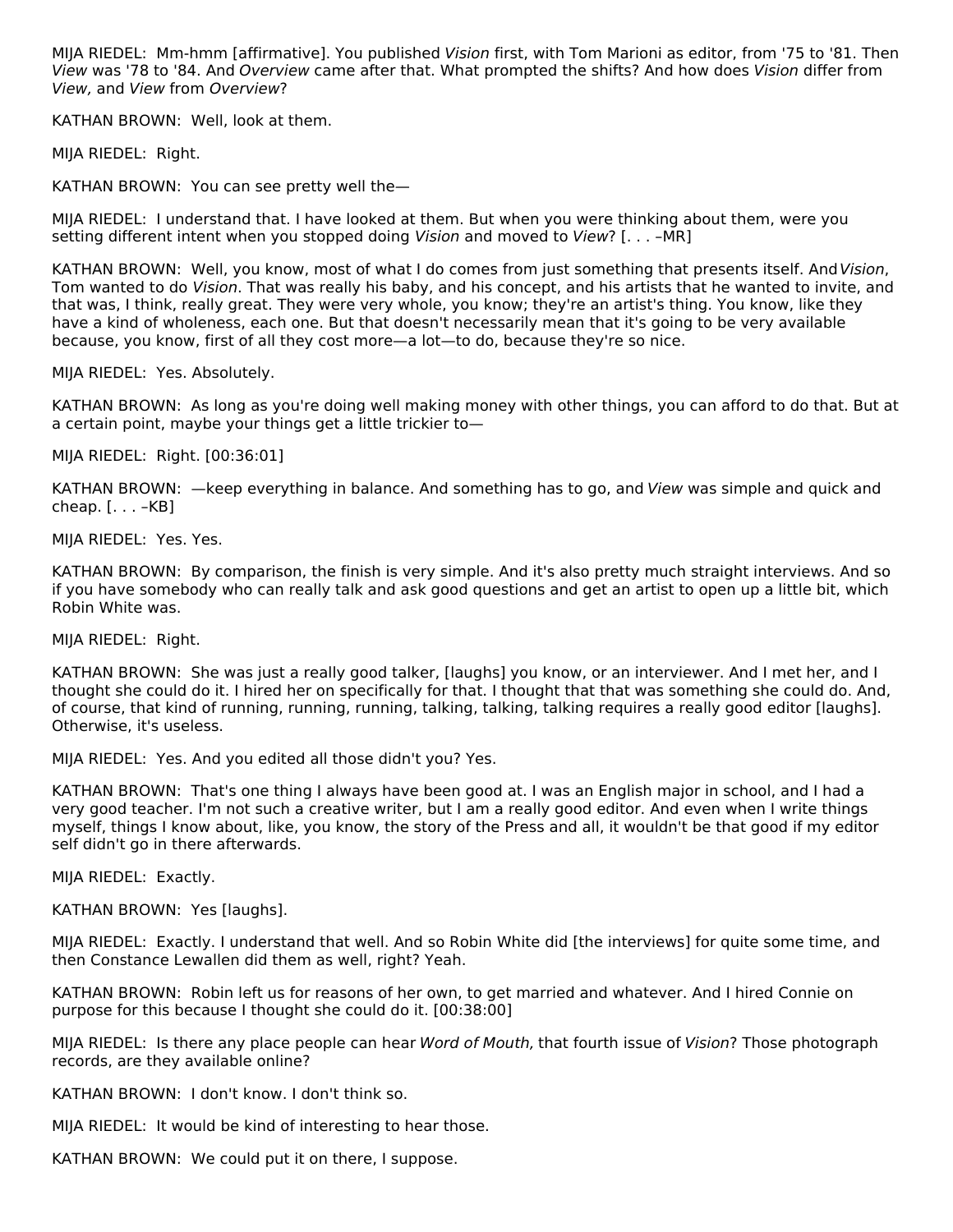MIJA RIEDEL: Mm-hmm [affirmative]. You published *Vision* first, with Tom Marioni as editor, from '75 to '81. Then *View* was '78 to '84. And *Overview* came after that. What prompted the shifts? And how does *Vision* differ from *View,* and *View* from *Overview*?

KATHAN BROWN: Well, look at them.

MIJA RIEDEL: Right.

KATHAN BROWN: You can see pretty well the—

MIJA RIEDEL: I understand that. I have looked at them. But when you were thinking about them, were you setting different intent when you stopped doing *Vision* and moved to *View*? [. . . –MR]

KATHAN BROWN: Well, you know, most of what I do comes from just something that presents itself. And *Vision*, Tom wanted to do *Vision*. That was really his baby, and his concept, and his artists that he wanted to invite, and that was, I think, really great. They were very whole, you know; they're an artist's thing. You know, like they have a kind of wholeness, each one. But that doesn't necessarily mean that it's going to be very available because, you know, first of all they cost more—a lot—to do, because they're so nice.

MIJA RIEDEL: Yes. Absolutely.

KATHAN BROWN: As long as you're doing well making money with other things, you can afford to do that. But at a certain point, maybe your things get a little trickier to—

MIJA RIEDEL: Right. [00:36:01]

KATHAN BROWN: —keep everything in balance. And something has to go, and *View* was simple and quick and cheap. [. . . –KB]

MIJA RIEDEL: Yes. Yes.

KATHAN BROWN: By comparison, the finish is very simple. And it's also pretty much straight interviews. And so if you have somebody who can really talk and ask good questions and get an artist to open up a little bit, which Robin White was.

MIJA RIEDEL: Right.

KATHAN BROWN: She was just a really good talker, [laughs] you know, or an interviewer. And I met her, and I thought she could do it. I hired her on specifically for that. I thought that that was something she could do. And, of course, that kind of running, running, running, talking, talking, talking requires a really good editor [laughs]. Otherwise, it's useless.

MIJA RIEDEL: Yes. And you edited all those didn't you? Yes.

KATHAN BROWN: That's one thing I always have been good at. I was an English major in school, and I had a very good teacher. I'm not such a creative writer, but I am a really good editor. And even when I write things myself, things I know about, like, you know, the story of the Press and all, it wouldn't be that good if my editor self didn't go in there afterwards.

MIJA RIEDEL: Exactly.

KATHAN BROWN: Yes [laughs].

MIJA RIEDEL: Exactly. I understand that well. And so Robin White did [the interviews] for quite some time, and then Constance Lewallen did them as well, right? Yeah.

KATHAN BROWN: Robin left us for reasons of her own, to get married and whatever. And I hired Connie on purpose for this because I thought she could do it. [00:38:00]

MIJA RIEDEL: Is there any place people can hear *Word of Mouth,* that fourth issue of *Vision*? Those photograph records, are they available online?

KATHAN BROWN: I don't know. I don't think so.

MIJA RIEDEL: It would be kind of interesting to hear those.

KATHAN BROWN: We could put it on there, I suppose.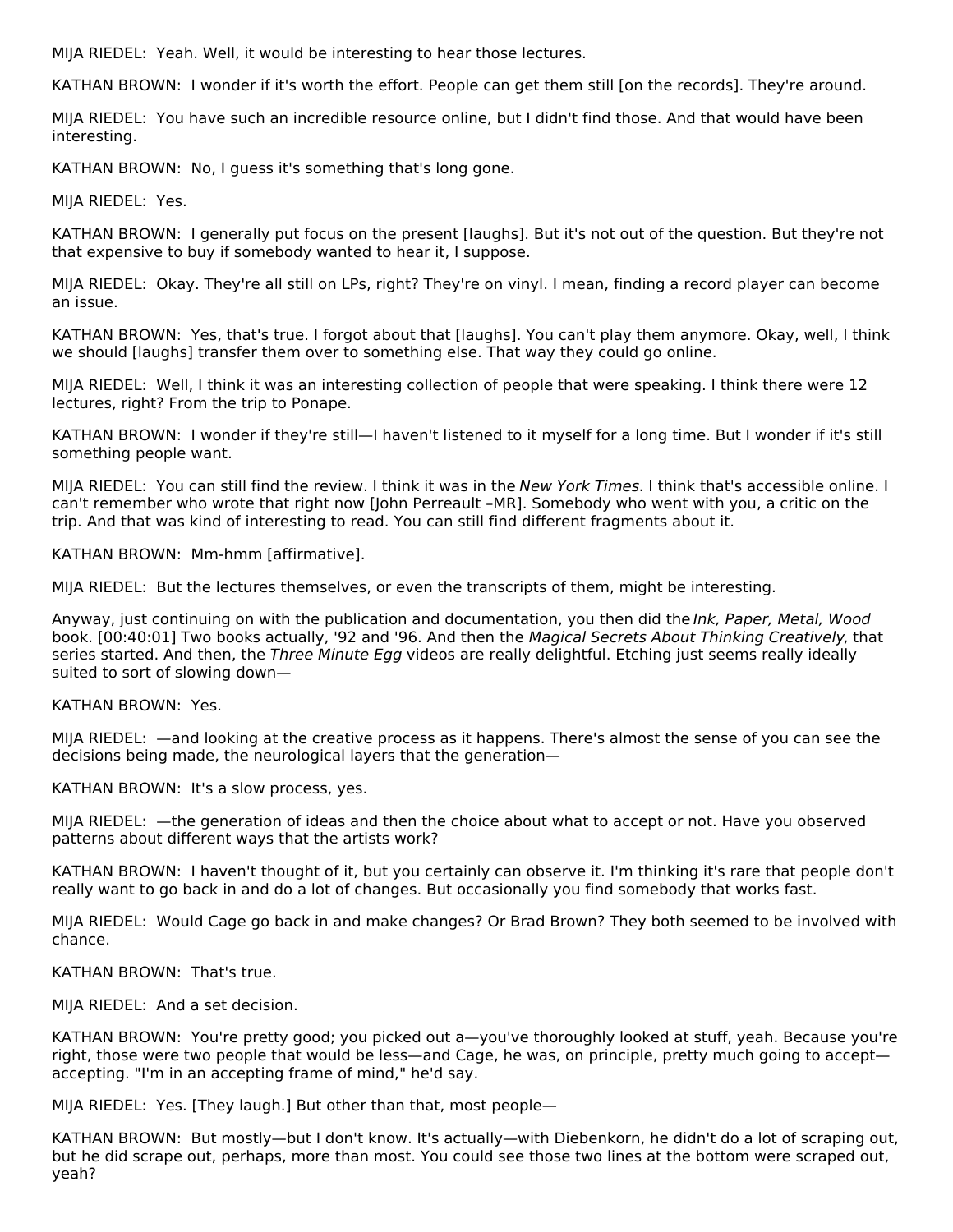MIJA RIEDEL: Yeah. Well, it would be interesting to hear those lectures.

KATHAN BROWN: I wonder if it's worth the effort. People can get them still [on the records]. They're around.

MIJA RIEDEL: You have such an incredible resource online, but I didn't find those. And that would have been interesting.

KATHAN BROWN: No, I guess it's something that's long gone.

MIJA RIEDEL: Yes.

KATHAN BROWN: I generally put focus on the present [laughs]. But it's not out of the question. But they're not that expensive to buy if somebody wanted to hear it, I suppose.

MIJA RIEDEL: Okay. They're all still on LPs, right? They're on vinyl. I mean, finding a record player can become an issue.

KATHAN BROWN: Yes, that's true. I forgot about that [laughs]. You can't play them anymore. Okay, well, I think we should [laughs] transfer them over to something else. That way they could go online.

MIJA RIEDEL: Well, I think it was an interesting collection of people that were speaking. I think there were 12 lectures, right? From the trip to Ponape.

KATHAN BROWN: I wonder if they're still—I haven't listened to it myself for a long time. But I wonder if it's still something people want.

MIJA RIEDEL: You can still find the review. I think it was in the *New York Times*. I think that's accessible online. I can't remember who wrote that right now [John Perreault –MR]. Somebody who went with you, a critic on the trip. And that was kind of interesting to read. You can still find different fragments about it.

KATHAN BROWN: Mm-hmm [affirmative].

MIJA RIEDEL: But the lectures themselves, or even the transcripts of them, might be interesting.

Anyway, just continuing on with the publication and documentation, you then did the *Ink, Paper, Metal, Wood* book. [00:40:01] Two books actually, '92 and '96. And then the *Magical Secrets About Thinking Creatively*, that series started. And then, the *Three Minute Egg* videos are really delightful. Etching just seems really ideally suited to sort of slowing down—

KATHAN BROWN: Yes.

MIJA RIEDEL: —and looking at the creative process as it happens. There's almost the sense of you can see the decisions being made, the neurological layers that the generation—

KATHAN BROWN: It's a slow process, yes.

MIJA RIEDEL: —the generation of ideas and then the choice about what to accept or not. Have you observed patterns about different ways that the artists work?

KATHAN BROWN: I haven't thought of it, but you certainly can observe it. I'm thinking it's rare that people don't really want to go back in and do a lot of changes. But occasionally you find somebody that works fast.

MIJA RIEDEL: Would Cage go back in and make changes? Or Brad Brown? They both seemed to be involved with chance.

KATHAN BROWN: That's true.

MIJA RIEDEL: And a set decision.

KATHAN BROWN: You're pretty good; you picked out a—you've thoroughly looked at stuff, yeah. Because you're right, those were two people that would be less—and Cage, he was, on principle, pretty much going to accept—accepting. "I'm in an accepting frame of mind," he'd say.

MIJA RIEDEL: Yes. [They laugh.] But other than that, most people—

KATHAN BROWN: But mostly—but I don't know. It's actually—with Diebenkorn, he didn't do a lot of scraping out, but he did scrape out, perhaps, more than most. You could see those two lines at the bottom were scraped out, yeah?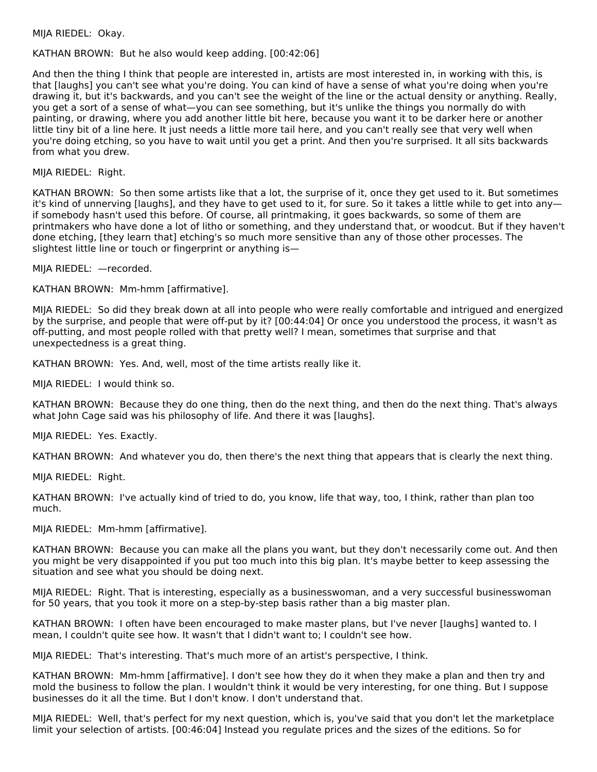MIJA RIEDEL: Okay.

KATHAN BROWN: But he also would keep adding. [00:42:06]

And then the thing I think that people are interested in, artists are most interested in, in working with this, is that [laughs] you can't see what you're doing. You can kind of have a sense of what you're doing when you're drawing it, but it's backwards, and you can't see the weight of the line or the actual density or anything. Really, you get a sort of a sense of what—you can see something, but it's unlike the things you normally do with painting, or drawing, where you add another little bit here, because you want it to be darker here or another little tiny bit of a line here. It just needs a little more tail here, and you can't really see that very well when you're doing etching, so you have to wait until you get a print. And then you're surprised. It all sits backwards from what you drew.

MIJA RIEDEL: Right.

KATHAN BROWN: So then some artists like that a lot, the surprise of it, once they get used to it. But sometimes it's kind of unnerving [laughs], and they have to get used to it, for sure. So it takes a little while to get into any—if somebody hasn't used this before. Of course, all printmaking, it goes backwards, so some of them are printmakers who have done a lot of litho or something, and they understand that, or woodcut. But if they haven't done etching, [they learn that] etching's so much more sensitive than any of those other processes. The slightest little line or touch or fingerprint or anything is—

MIJA RIEDEL: —recorded.

KATHAN BROWN: Mm-hmm [affirmative].

MIJA RIEDEL: So did they break down at all into people who were really comfortable and intrigued and energized by the surprise, and people that were off-put by it? [00:44:04] Or once you understood the process, it wasn't as off-putting, and most people rolled with that pretty well? I mean, sometimes that surprise and that unexpectedness is a great thing.

KATHAN BROWN: Yes. And, well, most of the time artists really like it.

MIJA RIEDEL: I would think so.

KATHAN BROWN: Because they do one thing, then do the next thing, and then do the next thing. That's always what John Cage said was his philosophy of life. And there it was [laughs].

MIJA RIEDEL: Yes. Exactly.

KATHAN BROWN: And whatever you do, then there's the next thing that appears that is clearly the next thing.

MIJA RIEDEL: Right.

KATHAN BROWN: I've actually kind of tried to do, you know, life that way, too, I think, rather than plan too much.

MIJA RIEDEL: Mm-hmm [affirmative].

KATHAN BROWN: Because you can make all the plans you want, but they don't necessarily come out. And then you might be very disappointed if you put too much into this big plan. It's maybe better to keep assessing the situation and see what you should be doing next.

MIJA RIEDEL: Right. That is interesting, especially as a businesswoman, and a very successful businesswoman for 50 years, that you took it more on a step-by-step basis rather than a big master plan.

KATHAN BROWN: I often have been encouraged to make master plans, but I've never [laughs] wanted to. I mean, I couldn't quite see how. It wasn't that I didn't want to; I couldn't see how.

MIJA RIEDEL: That's interesting. That's much more of an artist's perspective, I think.

KATHAN BROWN: Mm-hmm [affirmative]. I don't see how they do it when they make a plan and then try and mold the business to follow the plan. I wouldn't think it would be very interesting, for one thing. But I suppose businesses do it all the time. But I don't know. I don't understand that.

MIJA RIEDEL: Well, that's perfect for my next question, which is, you've said that you don't let the marketplace limit your selection of artists. [00:46:04] Instead you regulate prices and the sizes of the editions. So for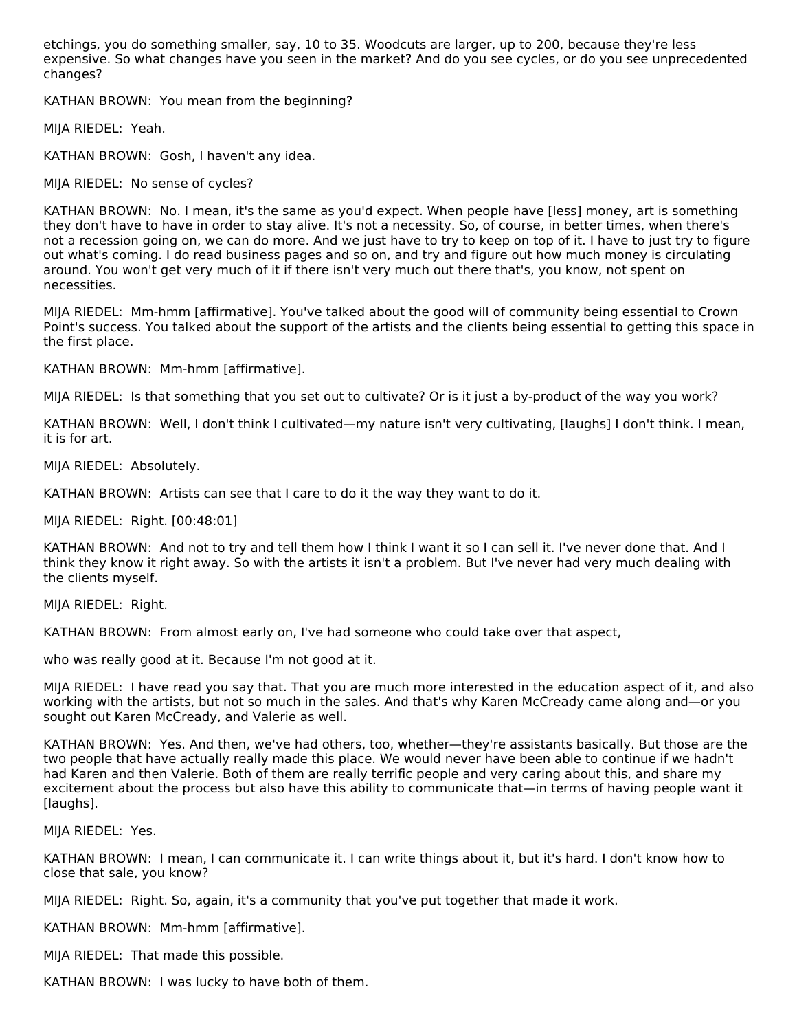etchings, you do something smaller, say, 10 to 35. Woodcuts are larger, up to 200, because they're less expensive. So what changes have you seen in the market? And do you see cycles, or do you see unprecedented changes?

KATHAN BROWN: You mean from the beginning?

MIJA RIEDEL: Yeah.

KATHAN BROWN: Gosh, I haven't any idea.

MIJA RIEDEL: No sense of cycles?

KATHAN BROWN: No. I mean, it's the same as you'd expect. When people have [less] money, art is something they don't have to have in order to stay alive. It's not a necessity. So, of course, in better times, when there's not a recession going on, we can do more. And we just have to try to keep on top of it. I have to just try to figure out what's coming. I do read business pages and so on, and try and figure out how much money is circulating around. You won't get very much of it if there isn't very much out there that's, you know, not spent on necessities.

MIJA RIEDEL: Mm-hmm [affirmative]. You've talked about the good will of community being essential to Crown Point's success. You talked about the support of the artists and the clients being essential to getting this space in the first place.

KATHAN BROWN: Mm-hmm [affirmative].

MIJA RIEDEL: Is that something that you set out to cultivate? Or is it just a by-product of the way you work?

KATHAN BROWN: Well, I don't think I cultivated—my nature isn't very cultivating, [laughs] I don't think. I mean, it is for art.

MIJA RIEDEL: Absolutely.

KATHAN BROWN: Artists can see that I care to do it the way they want to do it.

MIJA RIEDEL: Right. [00:48:01]

KATHAN BROWN: And not to try and tell them how I think I want it so I can sell it. I've never done that. And I think they know it right away. So with the artists it isn't a problem. But I've never had very much dealing with the clients myself.

MIJA RIEDEL: Right.

KATHAN BROWN: From almost early on, I've had someone who could take over that aspect,

who was really good at it. Because I'm not good at it.

MIJA RIEDEL: I have read you say that. That you are much more interested in the education aspect of it, and also working with the artists, but not so much in the sales. And that's why Karen McCready came along and—or you sought out Karen McCready, and Valerie as well.

KATHAN BROWN: Yes. And then, we've had others, too, whether—they're assistants basically. But those are the two people that have actually really made this place. We would never have been able to continue if we hadn't had Karen and then Valerie. Both of them are really terrific people and very caring about this, and share my excitement about the process but also have this ability to communicate that—in terms of having people want it [laughs].

MIJA RIEDEL: Yes.

KATHAN BROWN: I mean, I can communicate it. I can write things about it, but it's hard. I don't know how to close that sale, you know?

MIJA RIEDEL: Right. So, again, it's a community that you've put together that made it work.

KATHAN BROWN: Mm-hmm [affirmative].

MIJA RIEDEL: That made this possible.

KATHAN BROWN: I was lucky to have both of them.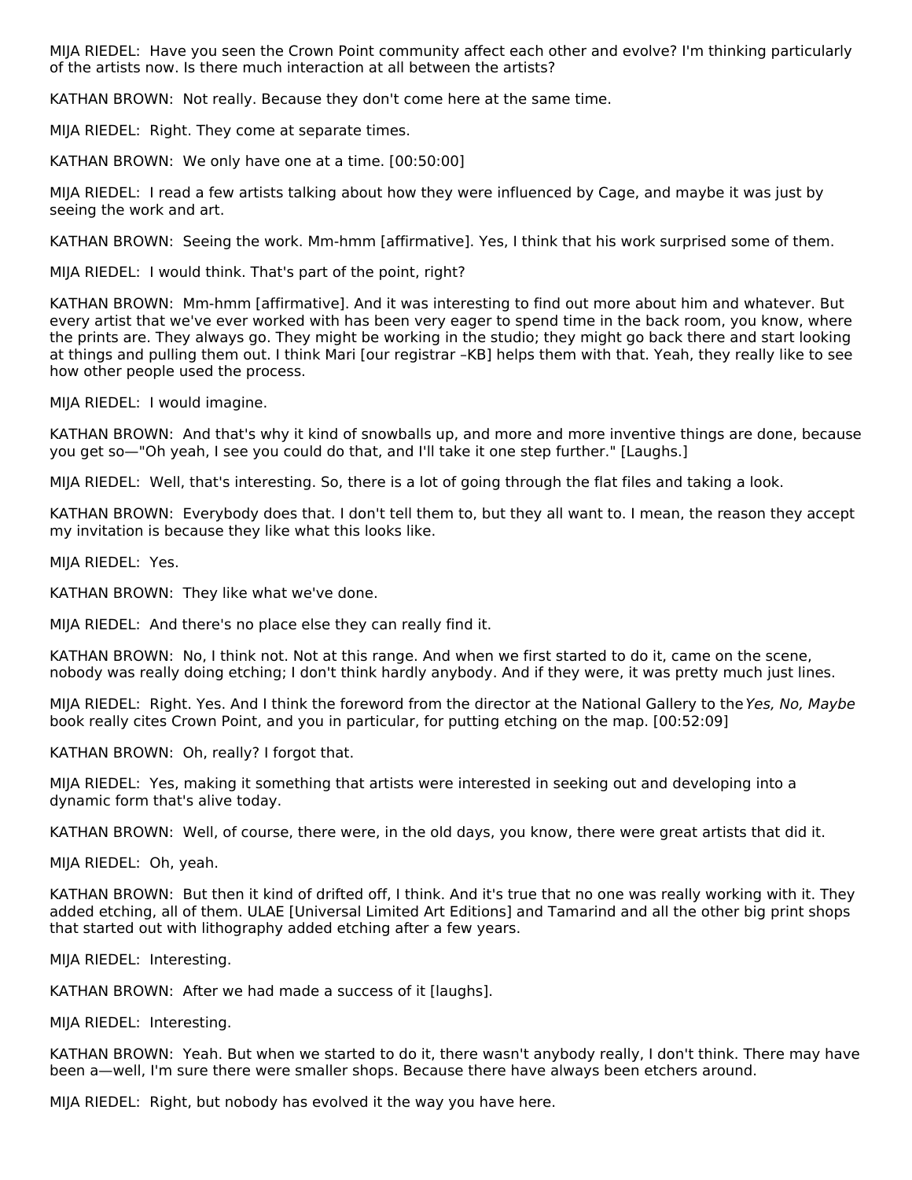MIJA RIEDEL: Have you seen the Crown Point community affect each other and evolve? I'm thinking particularly of the artists now. Is there much interaction at all between the artists?

KATHAN BROWN: Not really. Because they don't come here at the same time.

MIJA RIEDEL: Right. They come at separate times.

KATHAN BROWN: We only have one at a time. [00:50:00]

MIJA RIEDEL: I read a few artists talking about how they were influenced by Cage, and maybe it was just by seeing the work and art.

KATHAN BROWN: Seeing the work. Mm-hmm [affirmative]. Yes, I think that his work surprised some of them.

MIJA RIEDEL: I would think. That's part of the point, right?

KATHAN BROWN: Mm-hmm [affirmative]. And it was interesting to find out more about him and whatever. But every artist that we've ever worked with has been very eager to spend time in the back room, you know, where the prints are. They always go. They might be working in the studio; they might go back there and start looking at things and pulling them out. I think Mari [our registrar –KB] helps them with that. Yeah, they really like to see how other people used the process.

MIJA RIEDEL: I would imagine.

KATHAN BROWN: And that's why it kind of snowballs up, and more and more inventive things are done, because you get so—"Oh yeah, I see you could do that, and I'll take it one step further." [Laughs.]

MIJA RIEDEL: Well, that's interesting. So, there is a lot of going through the flat files and taking a look.

KATHAN BROWN: Everybody does that. I don't tell them to, but they all want to. I mean, the reason they accept my invitation is because they like what this looks like.

MIJA RIEDEL: Yes.

KATHAN BROWN: They like what we've done.

MIJA RIEDEL: And there's no place else they can really find it.

KATHAN BROWN: No, I think not. Not at this range. And when we first started to do it, came on the scene, nobody was really doing etching; I don't think hardly anybody. And if they were, it was pretty much just lines.

MIJA RIEDEL: Right. Yes. And I think the foreword from the director at the National Gallery to the *Yes, No, Maybe* book really cites Crown Point, and you in particular, for putting etching on the map. [00:52:09]

KATHAN BROWN: Oh, really? I forgot that.

MIJA RIEDEL: Yes, making it something that artists were interested in seeking out and developing into a dynamic form that's alive today.

KATHAN BROWN: Well, of course, there were, in the old days, you know, there were great artists that did it.

MIJA RIEDEL: Oh, yeah.

KATHAN BROWN: But then it kind of drifted off, I think. And it's true that no one was really working with it. They added etching, all of them. ULAE [Universal Limited Art Editions] and Tamarind and all the other big print shops that started out with lithography added etching after a few years.

MIJA RIEDEL: Interesting.

KATHAN BROWN: After we had made a success of it [laughs].

MIJA RIEDEL: Interesting.

KATHAN BROWN: Yeah. But when we started to do it, there wasn't anybody really, I don't think. There may have been a—well, I'm sure there were smaller shops. Because there have always been etchers around.

MIJA RIEDEL: Right, but nobody has evolved it the way you have here.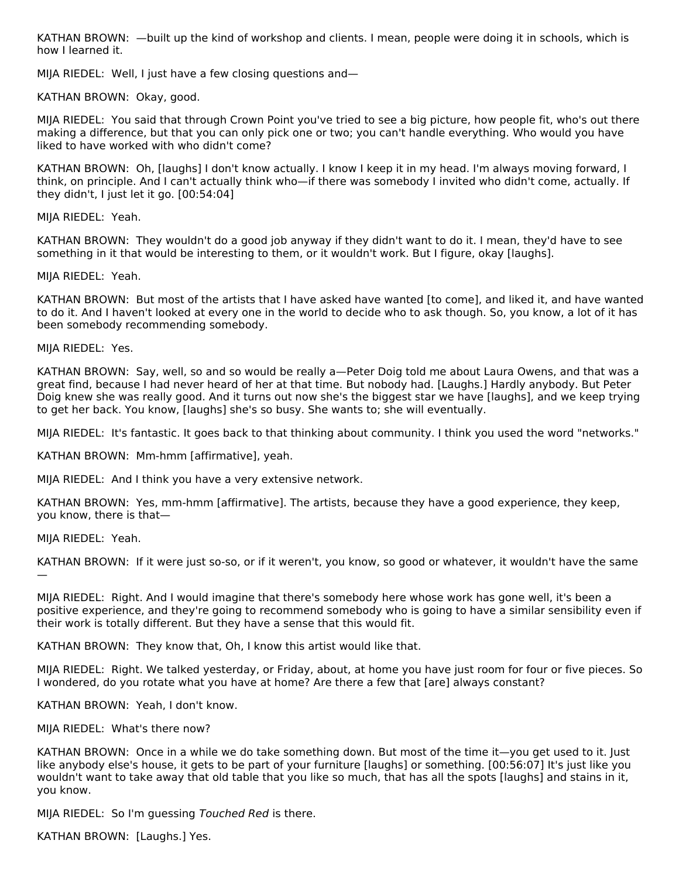KATHAN BROWN: —built up the kind of workshop and clients. I mean, people were doing it in schools, which is how I learned it.

MIJA RIEDEL: Well, I just have a few closing questions and—

KATHAN BROWN: Okay, good.

MIJA RIEDEL: You said that through Crown Point you've tried to see a big picture, how people fit, who's out there making a difference, but that you can only pick one or two; you can't handle everything. Who would you have liked to have worked with who didn't come?

KATHAN BROWN: Oh, [laughs] I don't know actually. I know I keep it in my head. I'm always moving forward, I think, on principle. And I can't actually think who—if there was somebody I invited who didn't come, actually. If they didn't, I just let it go. [00:54:04]

MIJA RIEDEL: Yeah.

KATHAN BROWN: They wouldn't do a good job anyway if they didn't want to do it. I mean, they'd have to see something in it that would be interesting to them, or it wouldn't work. But I figure, okay [laughs].

MIJA RIEDEL: Yeah.

KATHAN BROWN: But most of the artists that I have asked have wanted [to come], and liked it, and have wanted to do it. And I haven't looked at every one in the world to decide who to ask though. So, you know, a lot of it has been somebody recommending somebody.

MIJA RIEDEL: Yes.

KATHAN BROWN: Say, well, so and so would be really a—Peter Doig told me about Laura Owens, and that was a great find, because I had never heard of her at that time. But nobody had. [Laughs.] Hardly anybody. But Peter Doig knew she was really good. And it turns out now she's the biggest star we have [laughs], and we keep trying to get her back. You know, [laughs] she's so busy. She wants to; she will eventually.

MIJA RIEDEL: It's fantastic. It goes back to that thinking about community. I think you used the word "networks."

KATHAN BROWN: Mm-hmm [affirmative], yeah.

MIJA RIEDEL: And I think you have a very extensive network.

KATHAN BROWN: Yes, mm-hmm [affirmative]. The artists, because they have a good experience, they keep, you know, there is that—

MIJA RIEDEL: Yeah.

KATHAN BROWN: If it were just so-so, or if it weren't, you know, so good or whatever, it wouldn't have the same —

MIJA RIEDEL: Right. And I would imagine that there's somebody here whose work has gone well, it's been a positive experience, and they're going to recommend somebody who is going to have a similar sensibility even if their work is totally different. But they have a sense that this would fit.

KATHAN BROWN: They know that, Oh, I know this artist would like that.

MIJA RIEDEL: Right. We talked yesterday, or Friday, about, at home you have just room for four or five pieces. So I wondered, do you rotate what you have at home? Are there a few that [are] always constant?

KATHAN BROWN: Yeah, I don't know.

MIJA RIEDEL: What's there now?

KATHAN BROWN: Once in a while we do take something down. But most of the time it—you get used to it. Just like anybody else's house, it gets to be part of your furniture [laughs] or something. [00:56:07] It's just like you wouldn't want to take away that old table that you like so much, that has all the spots [laughs] and stains in it, you know.

MIJA RIEDEL: So I'm guessing *Touched Red* is there.

KATHAN BROWN: [Laughs.] Yes.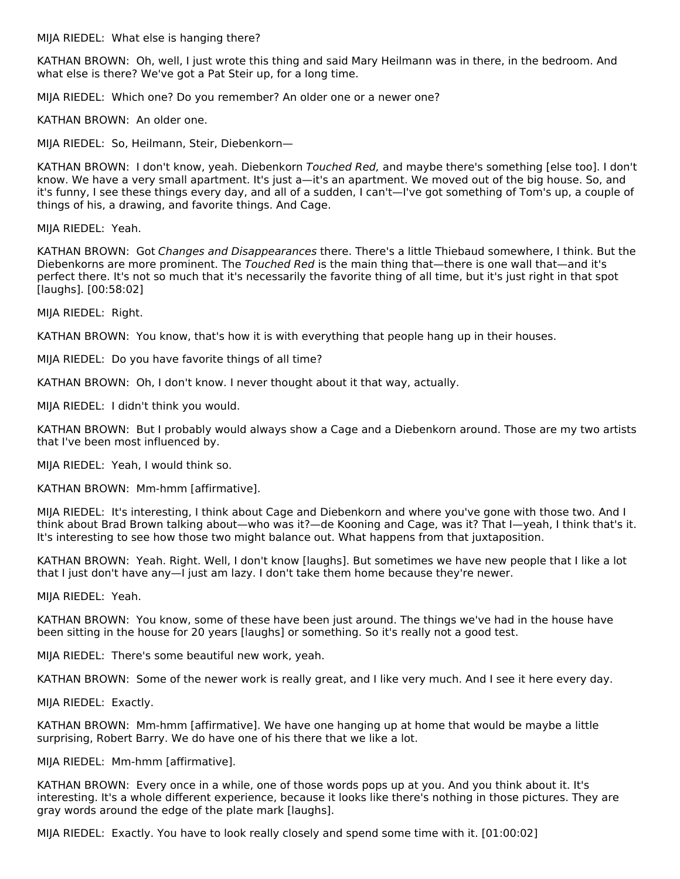MIJA RIEDEL: What else is hanging there?

KATHAN BROWN: Oh, well, I just wrote this thing and said Mary Heilmann was in there, in the bedroom. And what else is there? We've got a Pat Steir up, for a long time.

MIJA RIEDEL: Which one? Do you remember? An older one or a newer one?

KATHAN BROWN: An older one.

MIJA RIEDEL: So, Heilmann, Steir, Diebenkorn—

KATHAN BROWN: I don't know, yeah. Diebenkorn *Touched Red,* and maybe there's something [else too]. I don't know. We have a very small apartment. It's just a—it's an apartment. We moved out of the big house. So, and it's funny, I see these things every day, and all of a sudden, I can't—I've got something of Tom's up, a couple of things of his, a drawing, and favorite things. And Cage.

MIJA RIEDEL: Yeah.

KATHAN BROWN: Got *Changes and Disappearances* there. There's a little Thiebaud somewhere, I think. But the Diebenkorns are more prominent. The *Touched Red* is the main thing that—there is one wall that—and it's perfect there. It's not so much that it's necessarily the favorite thing of all time, but it's just right in that spot [laughs]. [00:58:02]

MIJA RIEDEL: Right.

KATHAN BROWN: You know, that's how it is with everything that people hang up in their houses.

MIJA RIEDEL: Do you have favorite things of all time?

KATHAN BROWN: Oh, I don't know. I never thought about it that way, actually.

MIJA RIEDEL: I didn't think you would.

KATHAN BROWN: But I probably would always show a Cage and a Diebenkorn around. Those are my two artists that I've been most influenced by.

MIJA RIEDEL: Yeah, I would think so.

KATHAN BROWN: Mm-hmm [affirmative].

MIJA RIEDEL: It's interesting, I think about Cage and Diebenkorn and where you've gone with those two. And I think about Brad Brown talking about—who was it?—de Kooning and Cage, was it? That I—yeah, I think that's it. It's interesting to see how those two might balance out. What happens from that juxtaposition.

KATHAN BROWN: Yeah. Right. Well, I don't know [laughs]. But sometimes we have new people that I like a lot that I just don't have any—I just am lazy. I don't take them home because they're newer.

MIJA RIEDEL: Yeah.

KATHAN BROWN: You know, some of these have been just around. The things we've had in the house have been sitting in the house for 20 years [laughs] or something. So it's really not a good test.

MIJA RIEDEL: There's some beautiful new work, yeah.

KATHAN BROWN: Some of the newer work is really great, and I like very much. And I see it here every day.

MIJA RIEDEL: Exactly.

KATHAN BROWN: Mm-hmm [affirmative]. We have one hanging up at home that would be maybe a little surprising, Robert Barry. We do have one of his there that we like a lot.

MIJA RIEDEL: Mm-hmm [affirmative].

KATHAN BROWN: Every once in a while, one of those words pops up at you. And you think about it. It's interesting. It's a whole different experience, because it looks like there's nothing in those pictures. They are gray words around the edge of the plate mark [laughs].

MIJA RIEDEL: Exactly. You have to look really closely and spend some time with it. [01:00:02]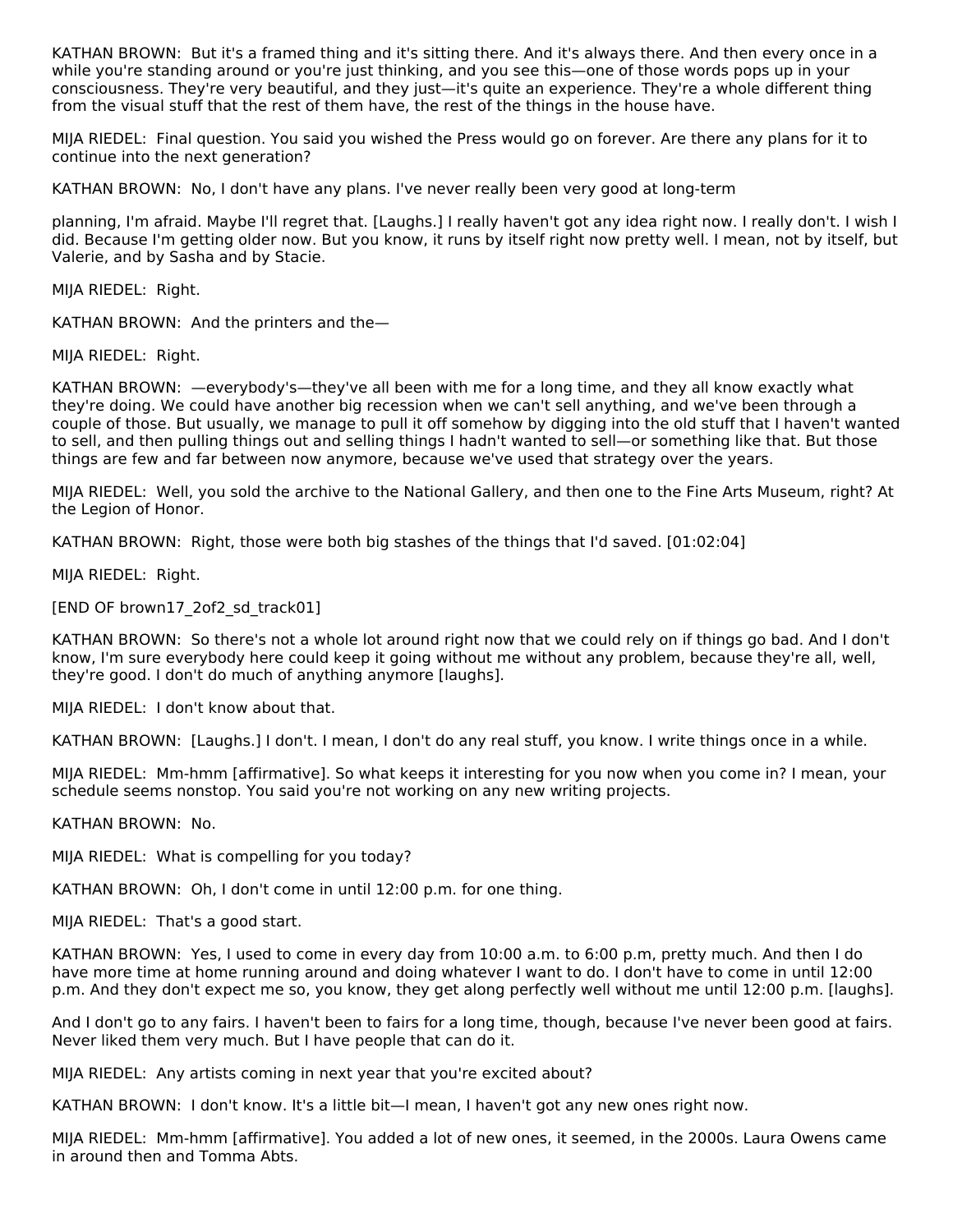KATHAN BROWN: But it's a framed thing and it's sitting there. And it's always there. And then every once in a while you're standing around or you're just thinking, and you see this—one of those words pops up in your consciousness. They're very beautiful, and they just—it's quite an experience. They're a whole different thing from the visual stuff that the rest of them have, the rest of the things in the house have.

MIJA RIEDEL: Final question. You said you wished the Press would go on forever. Are there any plans for it to continue into the next generation?

KATHAN BROWN: No, I don't have any plans. I've never really been very good at long-term

planning, I'm afraid. Maybe I'll regret that. [Laughs.] I really haven't got any idea right now. I really don't. I wish I did. Because I'm getting older now. But you know, it runs by itself right now pretty well. I mean, not by itself, but Valerie, and by Sasha and by Stacie.

MIJA RIEDEL: Right.

KATHAN BROWN: And the printers and the—

MIJA RIEDEL: Right.

KATHAN BROWN: —everybody's—they've all been with me for a long time, and they all know exactly what they're doing. We could have another big recession when we can't sell anything, and we've been through a couple of those. But usually, we manage to pull it off somehow by digging into the old stuff that I haven't wanted to sell, and then pulling things out and selling things I hadn't wanted to sell—or something like that. But those things are few and far between now anymore, because we've used that strategy over the years.

MIJA RIEDEL: Well, you sold the archive to the National Gallery, and then one to the Fine Arts Museum, right? At the Legion of Honor.

KATHAN BROWN: Right, those were both big stashes of the things that I'd saved. [01:02:04]

MIJA RIEDEL: Right.

[END OF brown17_2of2_sd_track01]

KATHAN BROWN: So there's not a whole lot around right now that we could rely on if things go bad. And I don't know, I'm sure everybody here could keep it going without me without any problem, because they're all, well, they're good. I don't do much of anything anymore [laughs].

MIJA RIEDEL: I don't know about that.

KATHAN BROWN: [Laughs.] I don't. I mean, I don't do any real stuff, you know. I write things once in a while.

MIJA RIEDEL: Mm-hmm [affirmative]. So what keeps it interesting for you now when you come in? I mean, your schedule seems nonstop. You said you're not working on any new writing projects.

KATHAN BROWN: No.

MIJA RIEDEL: What is compelling for you today?

KATHAN BROWN: Oh, I don't come in until 12:00 p.m. for one thing.

MIJA RIEDEL: That's a good start.

KATHAN BROWN: Yes, I used to come in every day from 10:00 a.m. to 6:00 p.m, pretty much. And then I do have more time at home running around and doing whatever I want to do. I don't have to come in until 12:00 p.m. And they don't expect me so, you know, they get along perfectly well without me until 12:00 p.m. [laughs].

And I don't go to any fairs. I haven't been to fairs for a long time, though, because I've never been good at fairs. Never liked them very much. But I have people that can do it.

MIJA RIEDEL: Any artists coming in next year that you're excited about?

KATHAN BROWN: I don't know. It's a little bit—I mean, I haven't got any new ones right now.

MIJA RIEDEL: Mm-hmm [affirmative]. You added a lot of new ones, it seemed, in the 2000s. Laura Owens came in around then and Tomma Abts.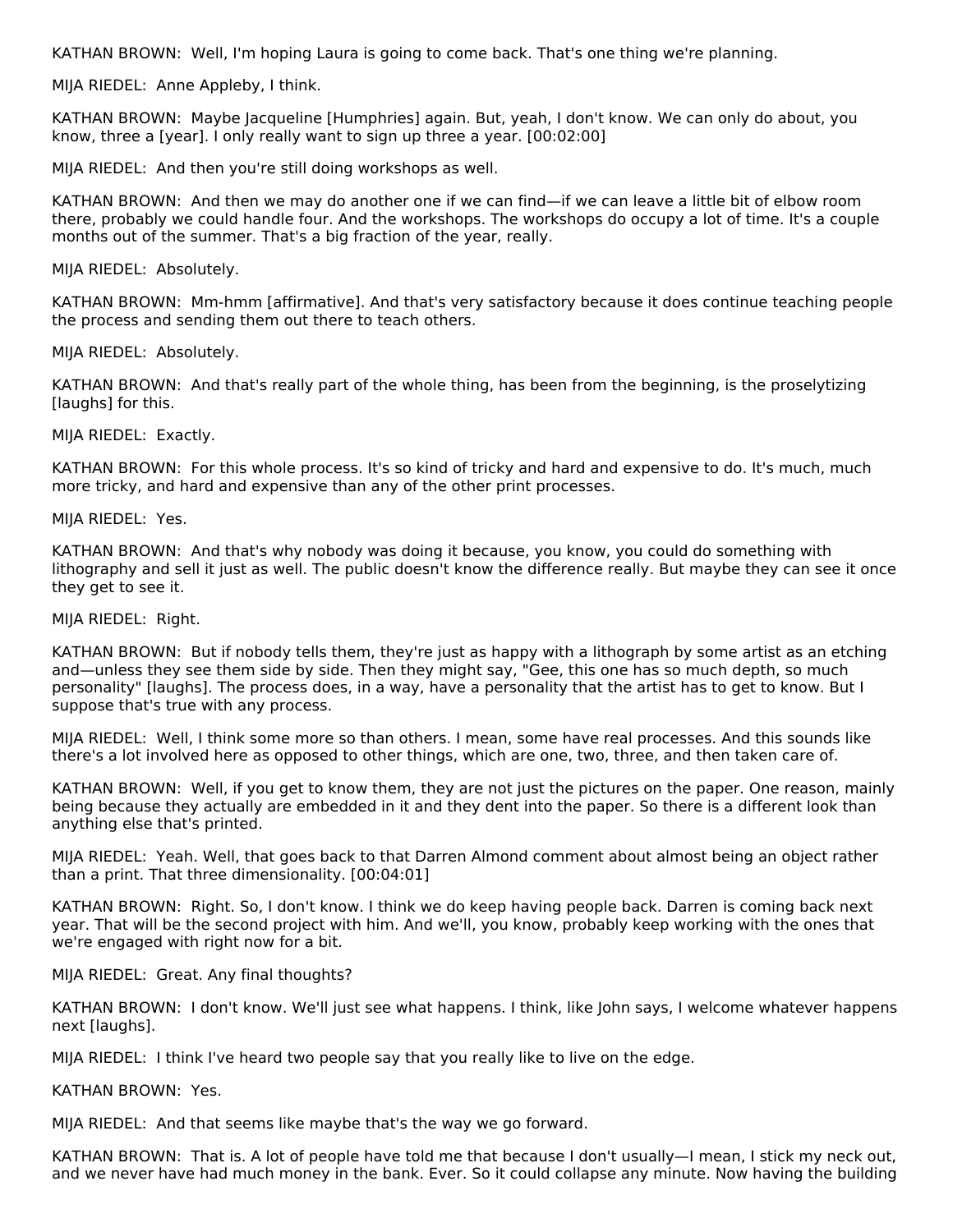KATHAN BROWN: Well, I'm hoping Laura is going to come back. That's one thing we're planning.

MIJA RIEDEL: Anne Appleby, I think.

KATHAN BROWN: Maybe Jacqueline [Humphries] again. But, yeah, I don't know. We can only do about, you know, three a [year]. I only really want to sign up three a year. [00:02:00]

MIJA RIEDEL: And then you're still doing workshops as well.

KATHAN BROWN: And then we may do another one if we can find—if we can leave a little bit of elbow room there, probably we could handle four. And the workshops. The workshops do occupy a lot of time. It's a couple months out of the summer. That's a big fraction of the year, really.

MIJA RIEDEL: Absolutely.

KATHAN BROWN: Mm-hmm [affirmative]. And that's very satisfactory because it does continue teaching people the process and sending them out there to teach others.

MIJA RIEDEL: Absolutely.

KATHAN BROWN: And that's really part of the whole thing, has been from the beginning, is the proselytizing [laughs] for this.

MIJA RIEDEL: Exactly.

KATHAN BROWN: For this whole process. It's so kind of tricky and hard and expensive to do. It's much, much more tricky, and hard and expensive than any of the other print processes.

MIJA RIEDEL: Yes.

KATHAN BROWN: And that's why nobody was doing it because, you know, you could do something with lithography and sell it just as well. The public doesn't know the difference really. But maybe they can see it once they get to see it.

MIJA RIEDEL: Right.

KATHAN BROWN: But if nobody tells them, they're just as happy with a lithograph by some artist as an etching and—unless they see them side by side. Then they might say, "Gee, this one has so much depth, so much personality" [laughs]. The process does, in a way, have a personality that the artist has to get to know. But I suppose that's true with any process.

MIJA RIEDEL: Well, I think some more so than others. I mean, some have real processes. And this sounds like there's a lot involved here as opposed to other things, which are one, two, three, and then taken care of.

KATHAN BROWN: Well, if you get to know them, they are not just the pictures on the paper. One reason, mainly being because they actually are embedded in it and they dent into the paper. So there is a different look than anything else that's printed.

MIJA RIEDEL: Yeah. Well, that goes back to that Darren Almond comment about almost being an object rather than a print. That three dimensionality. [00:04:01]

KATHAN BROWN: Right. So, I don't know. I think we do keep having people back. Darren is coming back next year. That will be the second project with him. And we'll, you know, probably keep working with the ones that we're engaged with right now for a bit.

MIJA RIEDEL: Great. Any final thoughts?

KATHAN BROWN: I don't know. We'll just see what happens. I think, like John says, I welcome whatever happens next [laughs].

MIJA RIEDEL: I think I've heard two people say that you really like to live on the edge.

KATHAN BROWN: Yes.

MIJA RIEDEL: And that seems like maybe that's the way we go forward.

KATHAN BROWN: That is. A lot of people have told me that because I don't usually—I mean, I stick my neck out, and we never have had much money in the bank. Ever. So it could collapse any minute. Now having the building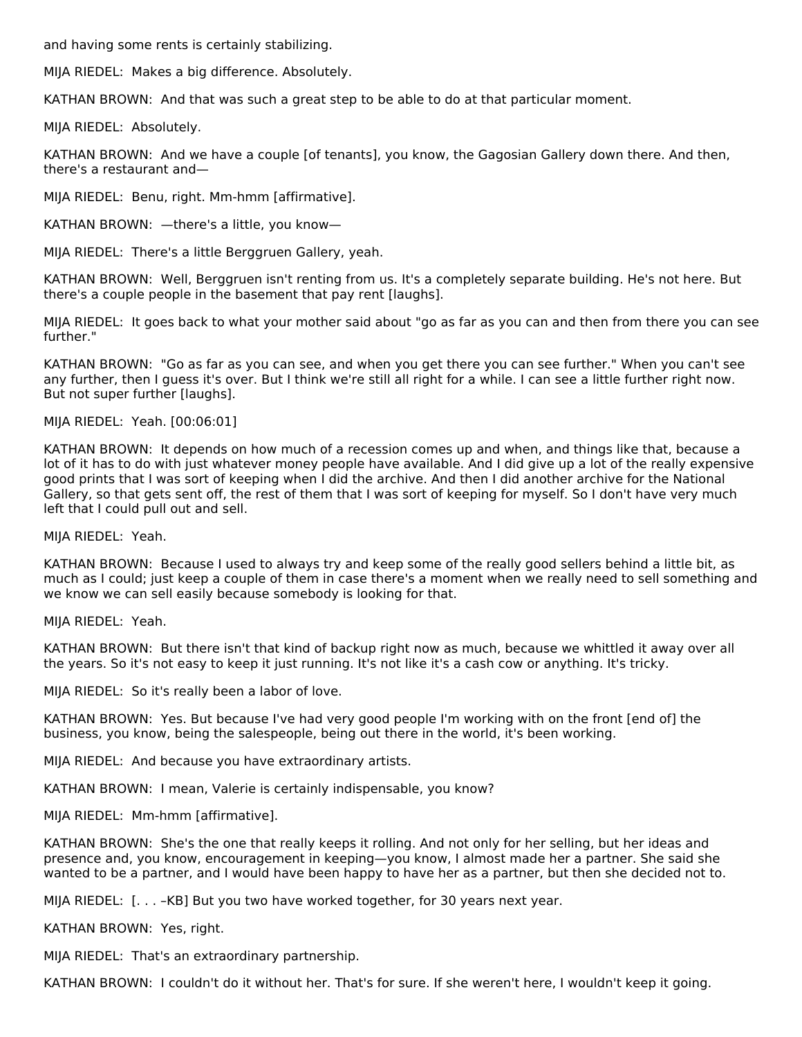and having some rents is certainly stabilizing.

MIJA RIEDEL: Makes a big difference. Absolutely.

KATHAN BROWN: And that was such a great step to be able to do at that particular moment.

MIJA RIEDEL: Absolutely.

KATHAN BROWN: And we have a couple [of tenants], you know, the Gagosian Gallery down there. And then, there's a restaurant and—

MIJA RIEDEL: Benu, right. Mm-hmm [affirmative].

KATHAN BROWN: —there's a little, you know—

MIJA RIEDEL: There's a little Berggruen Gallery, yeah.

KATHAN BROWN: Well, Berggruen isn't renting from us. It's a completely separate building. He's not here. But there's a couple people in the basement that pay rent [laughs].

MIJA RIEDEL: It goes back to what your mother said about "go as far as you can and then from there you can see further."

KATHAN BROWN: "Go as far as you can see, and when you get there you can see further." When you can't see any further, then I guess it's over. But I think we're still all right for a while. I can see a little further right now. But not super further [laughs].

MIJA RIEDEL: Yeah. [00:06:01]

KATHAN BROWN: It depends on how much of a recession comes up and when, and things like that, because a lot of it has to do with just whatever money people have available. And I did give up a lot of the really expensive good prints that I was sort of keeping when I did the archive. And then I did another archive for the National Gallery, so that gets sent off, the rest of them that I was sort of keeping for myself. So I don't have very much left that I could pull out and sell.

MIJA RIEDEL: Yeah.

KATHAN BROWN: Because I used to always try and keep some of the really good sellers behind a little bit, as much as I could; just keep a couple of them in case there's a moment when we really need to sell something and we know we can sell easily because somebody is looking for that.

MIJA RIEDEL: Yeah.

KATHAN BROWN: But there isn't that kind of backup right now as much, because we whittled it away over all the years. So it's not easy to keep it just running. It's not like it's a cash cow or anything. It's tricky.

MIJA RIEDEL: So it's really been a labor of love.

KATHAN BROWN: Yes. But because I've had very good people I'm working with on the front [end of] the business, you know, being the salespeople, being out there in the world, it's been working.

MIJA RIEDEL: And because you have extraordinary artists.

KATHAN BROWN: I mean, Valerie is certainly indispensable, you know?

MIJA RIEDEL: Mm-hmm [affirmative].

KATHAN BROWN: She's the one that really keeps it rolling. And not only for her selling, but her ideas and presence and, you know, encouragement in keeping—you know, I almost made her a partner. She said she wanted to be a partner, and I would have been happy to have her as a partner, but then she decided not to.

MIJA RIEDEL: [. . . –KB] But you two have worked together, for 30 years next year.

KATHAN BROWN: Yes, right.

MIJA RIEDEL: That's an extraordinary partnership.

KATHAN BROWN: I couldn't do it without her. That's for sure. If she weren't here, I wouldn't keep it going.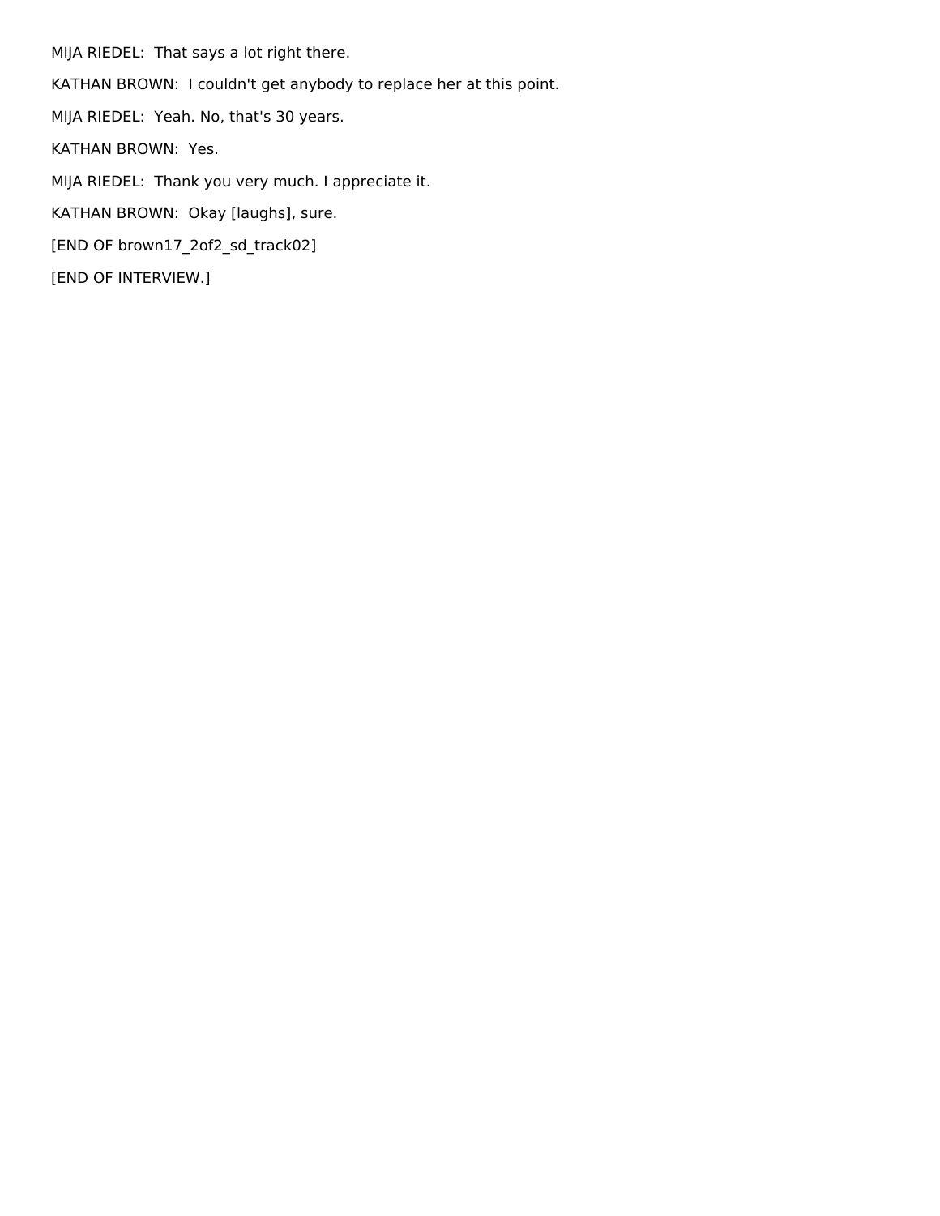MIJA RIEDEL: That says a lot right there.

KATHAN BROWN: I couldn't get anybody to replace her at this point.

MIJA RIEDEL: Yeah. No, that's 30 years.

KATHAN BROWN: Yes.

MIJA RIEDEL: Thank you very much. I appreciate it.

KATHAN BROWN: Okay [laughs], sure.

[END OF brown17_2of2_sd_track02]

[END OF INTERVIEW.]